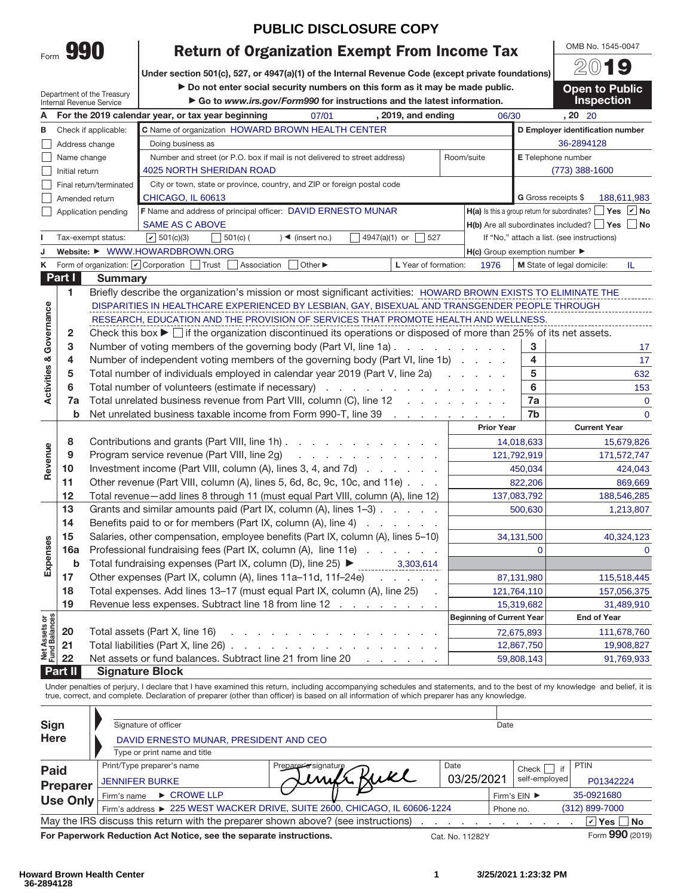# PUBLIC DISCLOSURE COPY

Form **990**

## Return of Organization Exempt From Income Tax

Under section 501(c), 527, or 4947(a)(1) of the Internal Revenue Code (except private foundations)

▶ Do not enter social security numbers on this form as it may be made public.

▶ Go to *www.irs.gov/Form990* for instructions and the latest information.

OMB No. 1545-0047

**2019**

**Open to Public Inspection**

Department of the Treasury
Internal Revenue Service

**A** For the 2019 calendar year, or tax year beginning 07/01 , 2019, and ending 06/30 , 20 20

**B** Check if applicable:
- ☐ Address change
- ☐ Name change
- ☐ Initial return
- ☐ Final return/terminated
- ☐ Amended return
- ☐ Application pending

**C** Name of organization: HOWARD BROWN HEALTH CENTER

Doing business as

Number and street (or P.O. box if mail is not delivered to street address): 4025 NORTH SHERIDAN ROAD | Room/suite

City or town, state or province, country, and ZIP or foreign postal code: CHICAGO, IL 60613

**D** Employer identification number: 36-2894128

**E** Telephone number: (773) 388-1600

**G** Gross receipts $ 188,611,983

**F** Name and address of principal officer: DAVID ERNESTO MUNAR
SAME AS C ABOVE

**H(a)** Is this a group return for subordinates? ☐ Yes ☑ No

**H(b)** Are all subordinates included? ☐ Yes ☐ No
If "No," attach a list. (see instructions)

**I** Tax-exempt status: ☑ 501(c)(3) ☐ 501(c) ( ) ◀ (insert no.) ☐ 4947(a)(1) or ☐ 527

**J** Website: ▶ WWW.HOWARDBROWN.ORG

**H(c)** Group exemption number ▶

**K** Form of organization: ☑ Corporation ☐ Trust ☐ Association ☐ Other ▶

**L** Year of formation: 1976

**M** State of legal domicile: IL

## Part I Summary

### Activities & Governance

1. Briefly describe the organization's mission or most significant activities: HOWARD BROWN EXISTS TO ELIMINATE THE DISPARITIES IN HEALTHCARE EXPERIENCED BY LESBIAN, GAY, BISEXUAL AND TRANSGENDER PEOPLE THROUGH RESEARCH, EDUCATION AND THE PROVISION OF SERVICES THAT PROMOTE HEALTH AND WELLNESS.
2. Check this box ▶ ☐ if the organization discontinued its operations or disposed of more than 25% of its net assets.

| | | | |
|---|---|---|---|
| 3 | Number of voting members of the governing body (Part VI, line 1a) | 3 | 17 |
| 4 | Number of independent voting members of the governing body (Part VI, line 1b) | 4 | 17 |
| 5 | Total number of individuals employed in calendar year 2019 (Part V, line 2a) | 5 | 632 |
| 6 | Total number of volunteers (estimate if necessary) | 6 | 153 |
| 7a | Total unrelated business revenue from Part VIII, column (C), line 12 | 7a | 0 |
| b | Net unrelated business taxable income from Form 990-T, line 39 | 7b | 0 |

| | | Prior Year | Current Year |
|---|---|---|---|
| **Revenue** | | | |
| 8 | Contributions and grants (Part VIII, line 1h) | 14,018,633 | 15,679,826 |
| 9 | Program service revenue (Part VIII, line 2g) | 121,792,919 | 171,572,747 |
| 10 | Investment income (Part VIII, column (A), lines 3, 4, and 7d) | 450,034 | 424,043 |
| 11 | Other revenue (Part VIII, column (A), lines 5, 6d, 8c, 9c, 10c, and 11e) | 822,206 | 869,669 |
| 12 | Total revenue—add lines 8 through 11 (must equal Part VIII, column (A), line 12) | 137,083,792 | 188,546,285 |
| **Expenses** | | | |
| 13 | Grants and similar amounts paid (Part IX, column (A), lines 1–3) | 500,630 | 1,213,807 |
| 14 | Benefits paid to or for members (Part IX, column (A), line 4) | | |
| 15 | Salaries, other compensation, employee benefits (Part IX, column (A), lines 5–10) | 34,131,500 | 40,324,123 |
| 16a | Professional fundraising fees (Part IX, column (A), line 11e) | 0 | 0 |
| b | Total fundraising expenses (Part IX, column (D), line 25) ▶ 3,303,614 | | |
| 17 | Other expenses (Part IX, column (A), lines 11a–11d, 11f–24e) | 87,131,980 | 115,518,445 |
| 18 | Total expenses. Add lines 13–17 (must equal Part IX, column (A), line 25) | 121,764,110 | 157,056,375 |
| 19 | Revenue less expenses. Subtract line 18 from line 12 | 15,319,682 | 31,489,910 |

| | Net Assets or Fund Balances | Beginning of Current Year | End of Year |
|---|---|---|---|
| 20 | Total assets (Part X, line 16) | 72,675,893 | 111,678,760 |
| 21 | Total liabilities (Part X, line 26) | 12,867,750 | 19,908,827 |
| 22 | Net assets or fund balances. Subtract line 21 from line 20 | 59,808,143 | 91,769,933 |

## Part II Signature Block

Under penalties of perjury, I declare that I have examined this return, including accompanying schedules and statements, and to the best of my knowledge and belief, it is true, correct, and complete. Declaration of preparer (other than officer) is based on all information of which preparer has any knowledge.

**Sign Here**

Signature of officer | Date

DAVID ERNESTO MUNAR, PRESIDENT AND CEO
Type or print name and title

**Paid Preparer Use Only**

| Print/Type preparer's name | Preparer's signature | Date | Check ☐ if self-employed | PTIN |
|---|---|---|---|---|
| JENNIFER BURKE | Jennifer Burke | 03/25/2021 | | P01342224 |

Firm's name ▶ CROWE LLP | Firm's EIN ▶ 35-0921680

Firm's address ▶ 225 WEST WACKER DRIVE, SUITE 2600, CHICAGO, IL 60606-1224 | Phone no. (312) 899-7000

May the IRS discuss this return with the preparer shown above? (see instructions) ☑ Yes ☐ No

**For Paperwork Reduction Act Notice, see the separate instructions.** Cat. No. 11282Y Form **990** (2019)

Howard Brown Health Center
36-2894128

3/25/2021 1:23:32 PM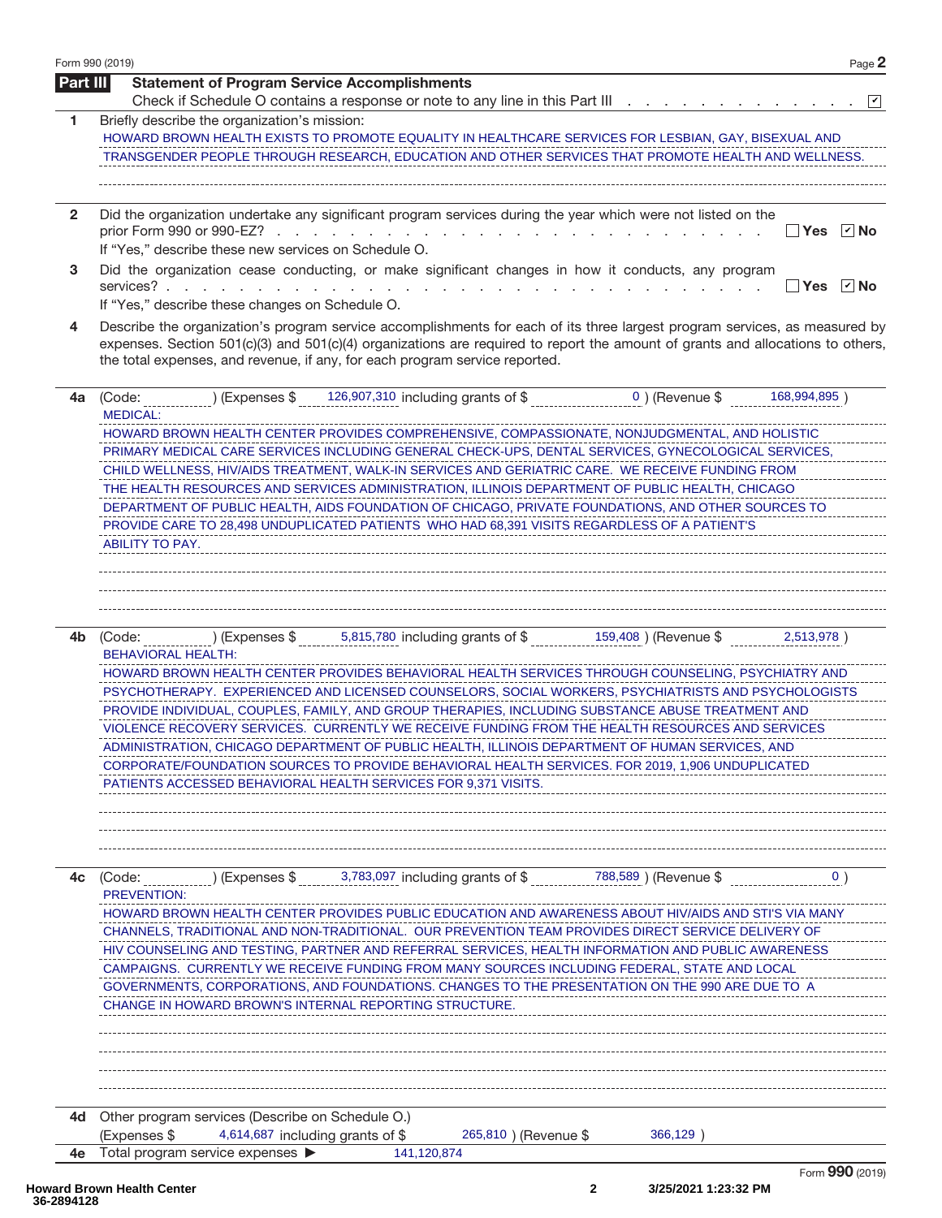## Part III Statement of Program Service Accomplishments

Check if Schedule O contains a response or note to any line in this Part III . . . . . . . . . . . . . . ☑

**1** Briefly describe the organization's mission:

HOWARD BROWN HEALTH EXISTS TO PROMOTE EQUALITY IN HEALTHCARE SERVICES FOR LESBIAN, GAY, BISEXUAL AND TRANSGENDER PEOPLE THROUGH RESEARCH, EDUCATION AND OTHER SERVICES THAT PROMOTE HEALTH AND WELLNESS.

**2** Did the organization undertake any significant program services during the year which were not listed on the prior Form 990 or 990-EZ? . . . . . . . . . . . . . . . . . . . . . . . . . . ☐ Yes ☑ No

If "Yes," describe these new services on Schedule O.

**3** Did the organization cease conducting, or make significant changes in how it conducts, any program services? . . . . . . . . . . . . . . . . . . . . . . . . . . . . . . . ☐ Yes ☑ No

If "Yes," describe these changes on Schedule O.

**4** Describe the organization's program service accomplishments for each of its three largest program services, as measured by expenses. Section 501(c)(3) and 501(c)(4) organizations are required to report the amount of grants and allocations to others, the total expenses, and revenue, if any, for each program service reported.

**4a** (Code: ) (Expenses $ 126,907,310 including grants of $ 0 ) (Revenue $ 168,994,895 )

MEDICAL:

HOWARD BROWN HEALTH CENTER PROVIDES COMPREHENSIVE, COMPASSIONATE, NONJUDGMENTAL, AND HOLISTIC PRIMARY MEDICAL CARE SERVICES INCLUDING GENERAL CHECK-UPS, DENTAL SERVICES, GYNECOLOGICAL SERVICES, CHILD WELLNESS, HIV/AIDS TREATMENT, WALK-IN SERVICES AND GERIATRIC CARE. WE RECEIVE FUNDING FROM THE HEALTH RESOURCES AND SERVICES ADMINISTRATION, ILLINOIS DEPARTMENT OF PUBLIC HEALTH, CHICAGO DEPARTMENT OF PUBLIC HEALTH, AIDS FOUNDATION OF CHICAGO, PRIVATE FOUNDATIONS, AND OTHER SOURCES TO PROVIDE CARE TO 28,498 UNDUPLICATED PATIENTS WHO HAD 68,391 VISITS REGARDLESS OF A PATIENT'S ABILITY TO PAY.

**4b** (Code: ) (Expenses $ 5,815,780 including grants of $ 159,408 ) (Revenue $ 2,513,978 )

BEHAVIORAL HEALTH:

HOWARD BROWN HEALTH CENTER PROVIDES BEHAVIORAL HEALTH SERVICES THROUGH COUNSELING, PSYCHIATRY AND PSYCHOTHERAPY. EXPERIENCED AND LICENSED COUNSELORS, SOCIAL WORKERS, PSYCHIATRISTS AND PSYCHOLOGISTS PROVIDE INDIVIDUAL, COUPLES, FAMILY, AND GROUP THERAPIES, INCLUDING SUBSTANCE ABUSE TREATMENT AND VIOLENCE RECOVERY SERVICES. CURRENTLY WE RECEIVE FUNDING FROM THE HEALTH RESOURCES AND SERVICES ADMINISTRATION, CHICAGO DEPARTMENT OF PUBLIC HEALTH, ILLINOIS DEPARTMENT OF HUMAN SERVICES, AND CORPORATE/FOUNDATION SOURCES TO PROVIDE BEHAVIORAL HEALTH SERVICES. FOR 2019, 1,906 UNDUPLICATED PATIENTS ACCESSED BEHAVIORAL HEALTH SERVICES FOR 9,371 VISITS.

**4c** (Code: ) (Expenses $ 3,783,097 including grants of $ 788,589 ) (Revenue $ 0 )

PREVENTION:

HOWARD BROWN HEALTH CENTER PROVIDES PUBLIC EDUCATION AND AWARENESS ABOUT HIV/AIDS AND STI'S VIA MANY CHANNELS, TRADITIONAL AND NON-TRADITIONAL. OUR PREVENTION TEAM PROVIDES DIRECT SERVICE DELIVERY OF HIV COUNSELING AND TESTING, PARTNER AND REFERRAL SERVICES, HEALTH INFORMATION AND PUBLIC AWARENESS CAMPAIGNS. CURRENTLY WE RECEIVE FUNDING FROM MANY SOURCES INCLUDING FEDERAL, STATE AND LOCAL GOVERNMENTS, CORPORATIONS, AND FOUNDATIONS. CHANGES TO THE PRESENTATION ON THE 990 ARE DUE TO A CHANGE IN HOWARD BROWN'S INTERNAL REPORTING STRUCTURE.

**4d** Other program services (Describe on Schedule O.)

(Expenses $ 4,614,687 including grants of $ 265,810 ) (Revenue $ 366,129 )

**4e** Total program service expenses ▶ 141,120,874

Form **990** (2019)

Howard Brown Health Center
36-2894128

3/25/2021 1:23:32 PM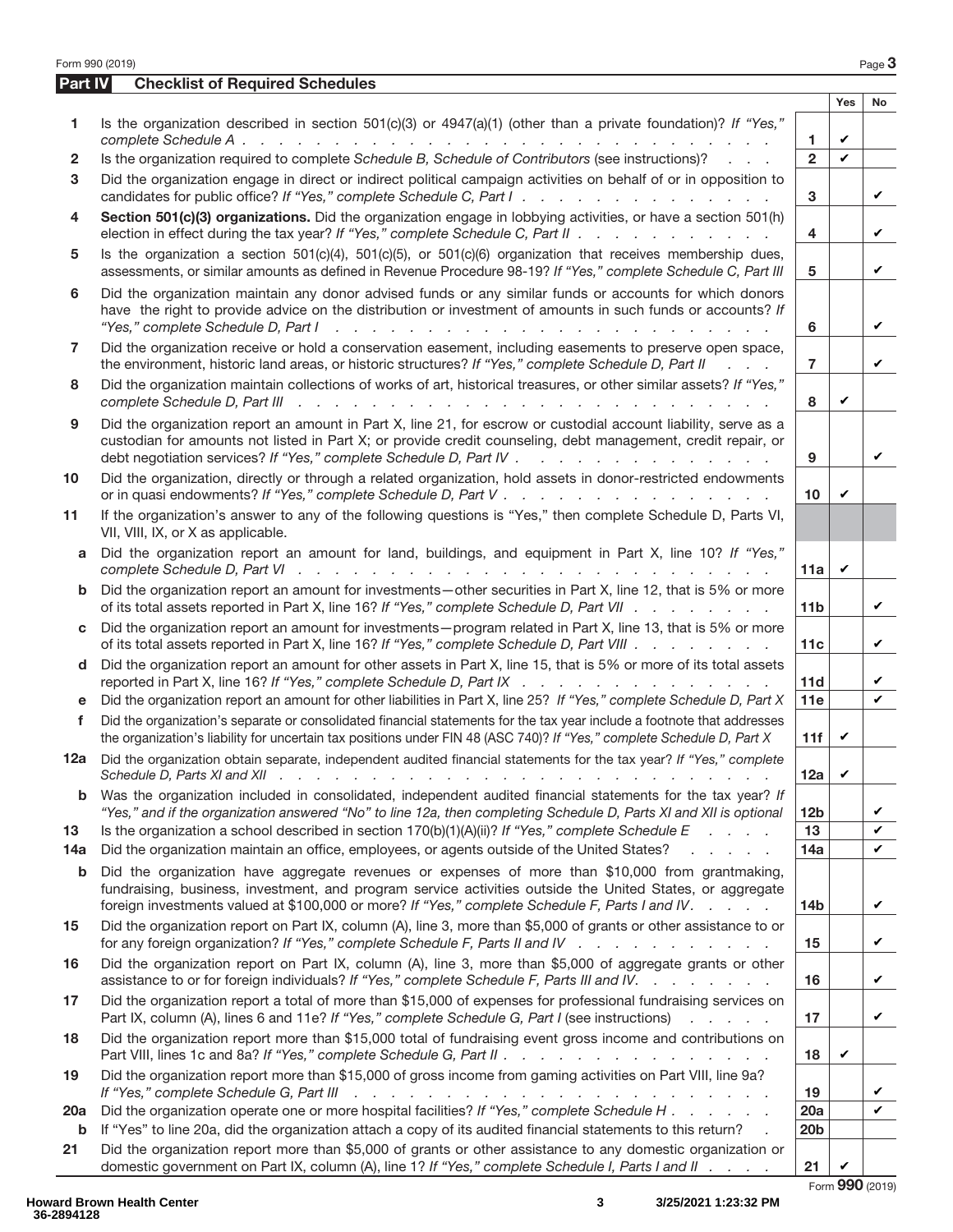Form 990 (2019) Page **3**

## Part IV Checklist of Required Schedules

| | | | Yes | No |
|---|---|---|---|---|
| **1** | Is the organization described in section 501(c)(3) or 4947(a)(1) (other than a private foundation)? *If "Yes," complete Schedule A* | **1** | ✔ | |
| **2** | Is the organization required to complete *Schedule B, Schedule of Contributors* (see instructions)? | **2** | ✔ | |
| **3** | Did the organization engage in direct or indirect political campaign activities on behalf of or in opposition to candidates for public office? *If "Yes," complete Schedule C, Part I* | **3** | | ✔ |
| **4** | **Section 501(c)(3) organizations.** Did the organization engage in lobbying activities, or have a section 501(h) election in effect during the tax year? *If "Yes," complete Schedule C, Part II* | **4** | | ✔ |
| **5** | Is the organization a section 501(c)(4), 501(c)(5), or 501(c)(6) organization that receives membership dues, assessments, or similar amounts as defined in Revenue Procedure 98-19? *If "Yes," complete Schedule C, Part III* | **5** | | ✔ |
| **6** | Did the organization maintain any donor advised funds or any similar funds or accounts for which donors have the right to provide advice on the distribution or investment of amounts in such funds or accounts? *If "Yes," complete Schedule D, Part I* | **6** | | ✔ |
| **7** | Did the organization receive or hold a conservation easement, including easements to preserve open space, the environment, historic land areas, or historic structures? *If "Yes," complete Schedule D, Part II* | **7** | | ✔ |
| **8** | Did the organization maintain collections of works of art, historical treasures, or other similar assets? *If "Yes," complete Schedule D, Part III* | **8** | ✔ | |
| **9** | Did the organization report an amount in Part X, line 21, for escrow or custodial account liability, serve as a custodian for amounts not listed in Part X; or provide credit counseling, debt management, credit repair, or debt negotiation services? *If "Yes," complete Schedule D, Part IV* | **9** | | ✔ |
| **10** | Did the organization, directly or through a related organization, hold assets in donor-restricted endowments or in quasi endowments? *If "Yes," complete Schedule D, Part V* | **10** | ✔ | |
| **11** | If the organization's answer to any of the following questions is "Yes," then complete Schedule D, Parts VI, VII, VIII, IX, or X as applicable. | | | |
| **a** | Did the organization report an amount for land, buildings, and equipment in Part X, line 10? *If "Yes," complete Schedule D, Part VI* | **11a** | ✔ | |
| **b** | Did the organization report an amount for investments—other securities in Part X, line 12, that is 5% or more of its total assets reported in Part X, line 16? *If "Yes," complete Schedule D, Part VII* | **11b** | | ✔ |
| **c** | Did the organization report an amount for investments—program related in Part X, line 13, that is 5% or more of its total assets reported in Part X, line 16? *If "Yes," complete Schedule D, Part VIII* | **11c** | | ✔ |
| **d** | Did the organization report an amount for other assets in Part X, line 15, that is 5% or more of its total assets reported in Part X, line 16? *If "Yes," complete Schedule D, Part IX* | **11d** | | ✔ |
| **e** | Did the organization report an amount for other liabilities in Part X, line 25? *If "Yes," complete Schedule D, Part X* | **11e** | | ✔ |
| **f** | Did the organization's separate or consolidated financial statements for the tax year include a footnote that addresses the organization's liability for uncertain tax positions under FIN 48 (ASC 740)? *If "Yes," complete Schedule D, Part X* | **11f** | ✔ | |
| **12a** | Did the organization obtain separate, independent audited financial statements for the tax year? *If "Yes," complete Schedule D, Parts XI and XII* | **12a** | ✔ | |
| **b** | Was the organization included in consolidated, independent audited financial statements for the tax year? *If "Yes," and if the organization answered "No" to line 12a, then completing Schedule D, Parts XI and XII is optional* | **12b** | | ✔ |
| **13** | Is the organization a school described in section 170(b)(1)(A)(ii)? *If "Yes," complete Schedule E* | **13** | | ✔ |
| **14a** | Did the organization maintain an office, employees, or agents outside of the United States? | **14a** | | ✔ |
| **b** | Did the organization have aggregate revenues or expenses of more than $10,000 from grantmaking, fundraising, business, investment, and program service activities outside the United States, or aggregate foreign investments valued at $100,000 or more? *If "Yes," complete Schedule F, Parts I and IV* | **14b** | | ✔ |
| **15** | Did the organization report on Part IX, column (A), line 3, more than $5,000 of grants or other assistance to or for any foreign organization? *If "Yes," complete Schedule F, Parts II and IV* | **15** | | ✔ |
| **16** | Did the organization report on Part IX, column (A), line 3, more than $5,000 of aggregate grants or other assistance to or for foreign individuals? *If "Yes," complete Schedule F, Parts III and IV.* | **16** | | ✔ |
| **17** | Did the organization report a total of more than $15,000 of expenses for professional fundraising services on Part IX, column (A), lines 6 and 11e? *If "Yes," complete Schedule G, Part I* (see instructions) | **17** | | ✔ |
| **18** | Did the organization report more than $15,000 total of fundraising event gross income and contributions on Part VIII, lines 1c and 8a? *If "Yes," complete Schedule G, Part II* | **18** | ✔ | |
| **19** | Did the organization report more than $15,000 of gross income from gaming activities on Part VIII, line 9a? *If "Yes," complete Schedule G, Part III* | **19** | | ✔ |
| **20a** | Did the organization operate one or more hospital facilities? *If "Yes," complete Schedule H* | **20a** | | ✔ |
| **b** | If "Yes" to line 20a, did the organization attach a copy of its audited financial statements to this return? | **20b** | | |
| **21** | Did the organization report more than $5,000 of grants or other assistance to any domestic organization or domestic government on Part IX, column (A), line 1? *If "Yes," complete Schedule I, Parts I and II* | **21** | ✔ | |

Form **990** (2019)

Howard Brown Health Center
36-2894128
3/25/2021 1:23:32 PM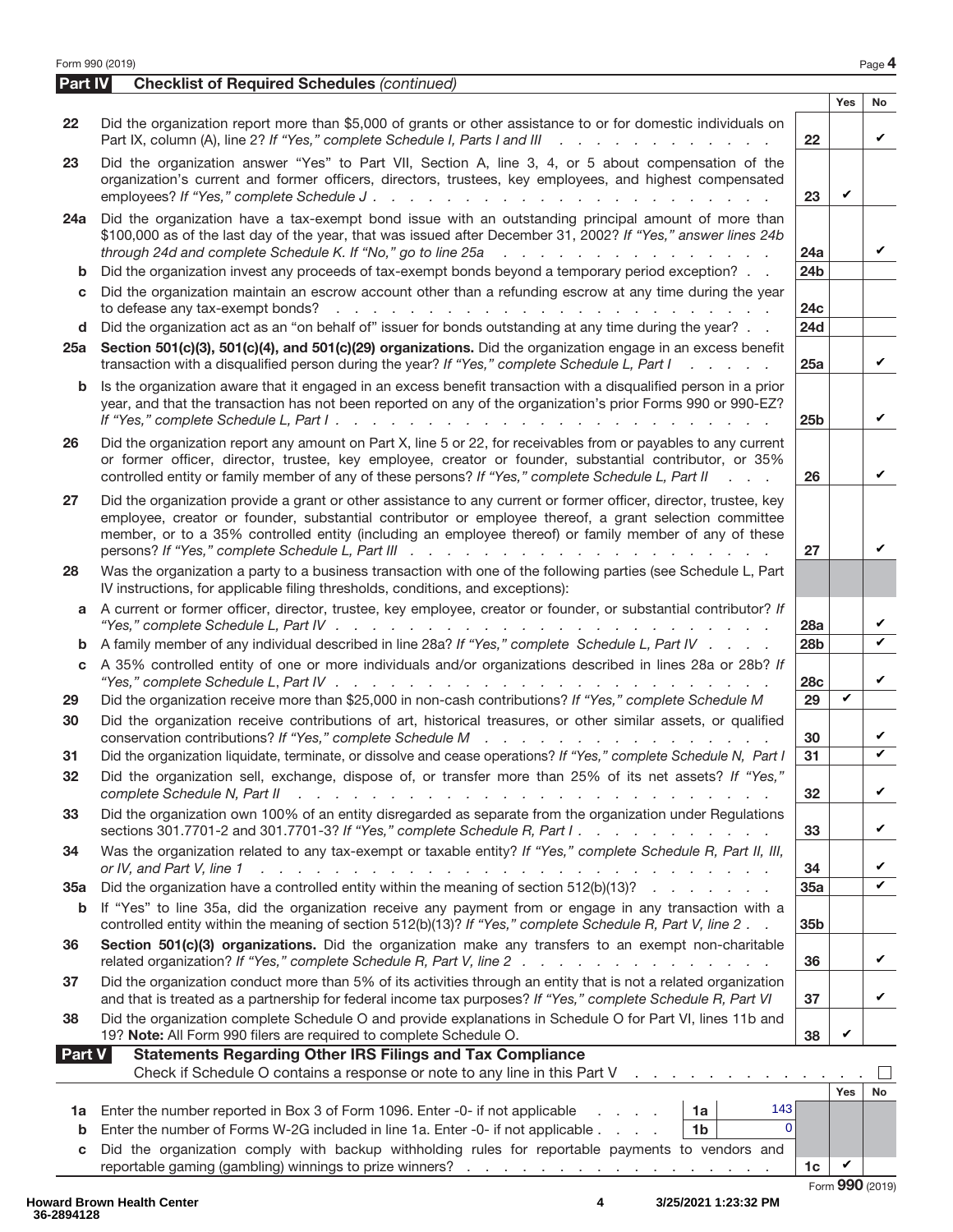Form 990 (2019)

## Part IV Checklist of Required Schedules *(continued)*

| | | | Yes | No |
|---|---|---|---|---|
| 22 | Did the organization report more than $5,000 of grants or other assistance to or for domestic individuals on Part IX, column (A), line 2? *If "Yes," complete Schedule I, Parts I and III* | 22 | | ✔ |
| 23 | Did the organization answer "Yes" to Part VII, Section A, line 3, 4, or 5 about compensation of the organization's current and former officers, directors, trustees, key employees, and highest compensated employees? *If "Yes," complete Schedule J* | 23 | ✔ | |
| 24a | Did the organization have a tax-exempt bond issue with an outstanding principal amount of more than $100,000 as of the last day of the year, that was issued after December 31, 2002? *If "Yes," answer lines 24b through 24d and complete Schedule K. If "No," go to line 25a* | 24a | | ✔ |
| b | Did the organization invest any proceeds of tax-exempt bonds beyond a temporary period exception? | 24b | | |
| c | Did the organization maintain an escrow account other than a refunding escrow at any time during the year to defease any tax-exempt bonds? | 24c | | |
| d | Did the organization act as an "on behalf of" issuer for bonds outstanding at any time during the year? | 24d | | |
| 25a | **Section 501(c)(3), 501(c)(4), and 501(c)(29) organizations.** Did the organization engage in an excess benefit transaction with a disqualified person during the year? *If "Yes," complete Schedule L, Part I* | 25a | | ✔ |
| b | Is the organization aware that it engaged in an excess benefit transaction with a disqualified person in a prior year, and that the transaction has not been reported on any of the organization's prior Forms 990 or 990-EZ? *If "Yes," complete Schedule L, Part I* | 25b | | ✔ |
| 26 | Did the organization report any amount on Part X, line 5 or 22, for receivables from or payables to any current or former officer, director, trustee, key employee, creator or founder, substantial contributor, or 35% controlled entity or family member of any of these persons? *If "Yes," complete Schedule L, Part II* | 26 | | ✔ |
| 27 | Did the organization provide a grant or other assistance to any current or former officer, director, trustee, key employee, creator or founder, substantial contributor or employee thereof, a grant selection committee member, or to a 35% controlled entity (including an employee thereof) or family member of any of these persons? *If "Yes," complete Schedule L, Part III* | 27 | | ✔ |
| 28 | Was the organization a party to a business transaction with one of the following parties (see Schedule L, Part IV instructions, for applicable filing thresholds, conditions, and exceptions): | | | |
| a | A current or former officer, director, trustee, key employee, creator or founder, or substantial contributor? *If "Yes," complete Schedule L, Part IV* | 28a | | ✔ |
| b | A family member of any individual described in line 28a? *If "Yes," complete Schedule L, Part IV* | 28b | | ✔ |
| c | A 35% controlled entity of one or more individuals and/or organizations described in lines 28a or 28b? *If "Yes," complete Schedule L, Part IV* | 28c | | ✔ |
| 29 | Did the organization receive more than $25,000 in non-cash contributions? *If "Yes," complete Schedule M* | 29 | ✔ | |
| 30 | Did the organization receive contributions of art, historical treasures, or other similar assets, or qualified conservation contributions? *If "Yes," complete Schedule M* | 30 | | ✔ |
| 31 | Did the organization liquidate, terminate, or dissolve and cease operations? *If "Yes," complete Schedule N, Part I* | 31 | | ✔ |
| 32 | Did the organization sell, exchange, dispose of, or transfer more than 25% of its net assets? *If "Yes," complete Schedule N, Part II* | 32 | | ✔ |
| 33 | Did the organization own 100% of an entity disregarded as separate from the organization under Regulations sections 301.7701-2 and 301.7701-3? *If "Yes," complete Schedule R, Part I* | 33 | | ✔ |
| 34 | Was the organization related to any tax-exempt or taxable entity? *If "Yes," complete Schedule R, Part II, III, or IV, and Part V, line 1* | 34 | | ✔ |
| 35a | Did the organization have a controlled entity within the meaning of section 512(b)(13)? | 35a | | ✔ |
| b | If "Yes" to line 35a, did the organization receive any payment from or engage in any transaction with a controlled entity within the meaning of section 512(b)(13)? *If "Yes," complete Schedule R, Part V, line 2* | 35b | | |
| 36 | **Section 501(c)(3) organizations.** Did the organization make any transfers to an exempt non-charitable related organization? *If "Yes," complete Schedule R, Part V, line 2* | 36 | | ✔ |
| 37 | Did the organization conduct more than 5% of its activities through an entity that is not a related organization and that is treated as a partnership for federal income tax purposes? *If "Yes," complete Schedule R, Part VI* | 37 | | ✔ |
| 38 | Did the organization complete Schedule O and provide explanations in Schedule O for Part VI, lines 11b and 19? **Note:** All Form 990 filers are required to complete Schedule O. | 38 | ✔ | |

## Part V Statements Regarding Other IRS Filings and Tax Compliance

Check if Schedule O contains a response or note to any line in this Part V ☐

| | | | | | Yes | No |
|---|---|---|---|---|---|---|
| 1a | Enter the number reported in Box 3 of Form 1096. Enter -0- if not applicable | 1a | 143 | | | |
| b | Enter the number of Forms W-2G included in line 1a. Enter -0- if not applicable | 1b | 0 | | | |
| c | Did the organization comply with backup withholding rules for reportable payments to vendors and reportable gaming (gambling) winnings to prize winners? | | | 1c | ✔ | |

Form **990** (2019)

Howard Brown Health Center
36-2894128

3/25/2021 1:23:32 PM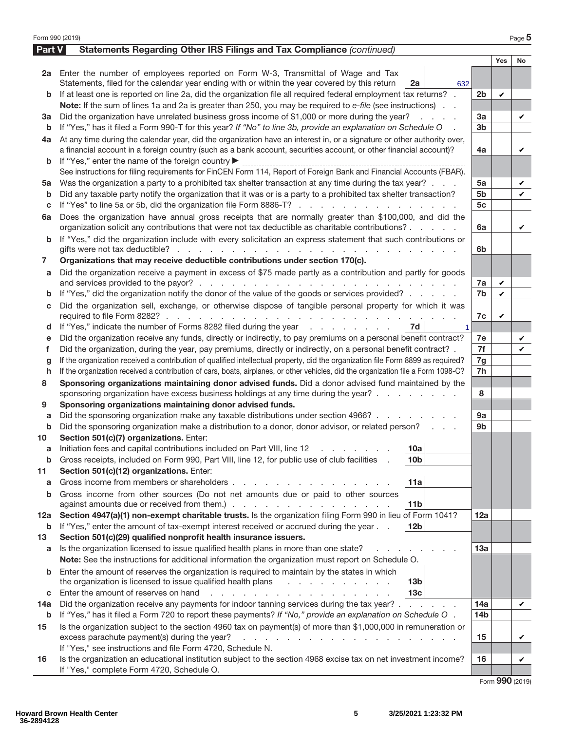Form 990 (2019)

## Part V Statements Regarding Other IRS Filings and Tax Compliance *(continued)*

| | | | | Yes | No |
|---|---|---|---|---|---|
| **2a** | Enter the number of employees reported on Form W-3, Transmittal of Wage and Tax Statements, filed for the calendar year ending with or within the year covered by this return | 2a: 632 | | | |
| **b** | If at least one is reported on line 2a, did the organization file all required federal employment tax returns? | | 2b | ✔ | |
| | **Note:** If the sum of lines 1a and 2a is greater than 250, you may be required to *e-file* (see instructions) | | | | |
| **3a** | Did the organization have unrelated business gross income of $1,000 or more during the year? | | 3a | | ✔ |
| **b** | If "Yes," has it filed a Form 990-T for this year? *If "No" to line 3b, provide an explanation on Schedule O* | | 3b | | |
| **4a** | At any time during the calendar year, did the organization have an interest in, or a signature or other authority over, a financial account in a foreign country (such as a bank account, securities account, or other financial account)? | | 4a | | ✔ |
| **b** | If "Yes," enter the name of the foreign country ▶ | | | | |
| | See instructions for filing requirements for FinCEN Form 114, Report of Foreign Bank and Financial Accounts (FBAR). | | | | |
| **5a** | Was the organization a party to a prohibited tax shelter transaction at any time during the tax year? | | 5a | | ✔ |
| **b** | Did any taxable party notify the organization that it was or is a party to a prohibited tax shelter transaction? | | 5b | | ✔ |
| **c** | If "Yes" to line 5a or 5b, did the organization file Form 8886-T? | | 5c | | |
| **6a** | Does the organization have annual gross receipts that are normally greater than $100,000, and did the organization solicit any contributions that were not tax deductible as charitable contributions? | | 6a | | ✔ |
| **b** | If "Yes," did the organization include with every solicitation an express statement that such contributions or gifts were not tax deductible? | | 6b | | |
| **7** | **Organizations that may receive deductible contributions under section 170(c).** | | | | |
| **a** | Did the organization receive a payment in excess of $75 made partly as a contribution and partly for goods and services provided to the payor? | | 7a | ✔ | |
| **b** | If "Yes," did the organization notify the donor of the value of the goods or services provided? | | 7b | ✔ | |
| **c** | Did the organization sell, exchange, or otherwise dispose of tangible personal property for which it was required to file Form 8282? | | 7c | ✔ | |
| **d** | If "Yes," indicate the number of Forms 8282 filed during the year | 7d: 1 | | | |
| **e** | Did the organization receive any funds, directly or indirectly, to pay premiums on a personal benefit contract? | | 7e | | ✔ |
| **f** | Did the organization, during the year, pay premiums, directly or indirectly, on a personal benefit contract? | | 7f | | ✔ |
| **g** | If the organization received a contribution of qualified intellectual property, did the organization file Form 8899 as required? | | 7g | | |
| **h** | If the organization received a contribution of cars, boats, airplanes, or other vehicles, did the organization file a Form 1098-C? | | 7h | | |
| **8** | **Sponsoring organizations maintaining donor advised funds.** Did a donor advised fund maintained by the sponsoring organization have excess business holdings at any time during the year? | | 8 | | |
| **9** | **Sponsoring organizations maintaining donor advised funds.** | | | | |
| **a** | Did the sponsoring organization make any taxable distributions under section 4966? | | 9a | | |
| **b** | Did the sponsoring organization make a distribution to a donor, donor advisor, or related person? | | 9b | | |
| **10** | **Section 501(c)(7) organizations.** Enter: | | | | |
| **a** | Initiation fees and capital contributions included on Part VIII, line 12 | 10a | | | |
| **b** | Gross receipts, included on Form 990, Part VIII, line 12, for public use of club facilities | 10b | | | |
| **11** | **Section 501(c)(12) organizations.** Enter: | | | | |
| **a** | Gross income from members or shareholders | 11a | | | |
| **b** | Gross income from other sources (Do not net amounts due or paid to other sources against amounts due or received from them.) | 11b | | | |
| **12a** | **Section 4947(a)(1) non-exempt charitable trusts.** Is the organization filing Form 990 in lieu of Form 1041? | | 12a | | |
| **b** | If "Yes," enter the amount of tax-exempt interest received or accrued during the year | 12b | | | |
| **13** | **Section 501(c)(29) qualified nonprofit health insurance issuers.** | | | | |
| **a** | Is the organization licensed to issue qualified health plans in more than one state? | | 13a | | |
| | **Note:** See the instructions for additional information the organization must report on Schedule O. | | | | |
| **b** | Enter the amount of reserves the organization is required to maintain by the states in which the organization is licensed to issue qualified health plans | 13b | | | |
| **c** | Enter the amount of reserves on hand | 13c | | | |
| **14a** | Did the organization receive any payments for indoor tanning services during the tax year? | | 14a | | ✔ |
| **b** | If "Yes," has it filed a Form 720 to report these payments? *If "No," provide an explanation on Schedule O* | | 14b | | |
| **15** | Is the organization subject to the section 4960 tax on payment(s) of more than $1,000,000 in remuneration or excess parachute payment(s) during the year? If "Yes," see instructions and file Form 4720, Schedule N. | | 15 | | ✔ |
| **16** | Is the organization an educational institution subject to the section 4968 excise tax on net investment income? If "Yes," complete Form 4720, Schedule O. | | 16 | | ✔ |

Form **990** (2019)

**Howard Brown Health Center**
**36-2894128**

3/25/2021 1:23:32 PM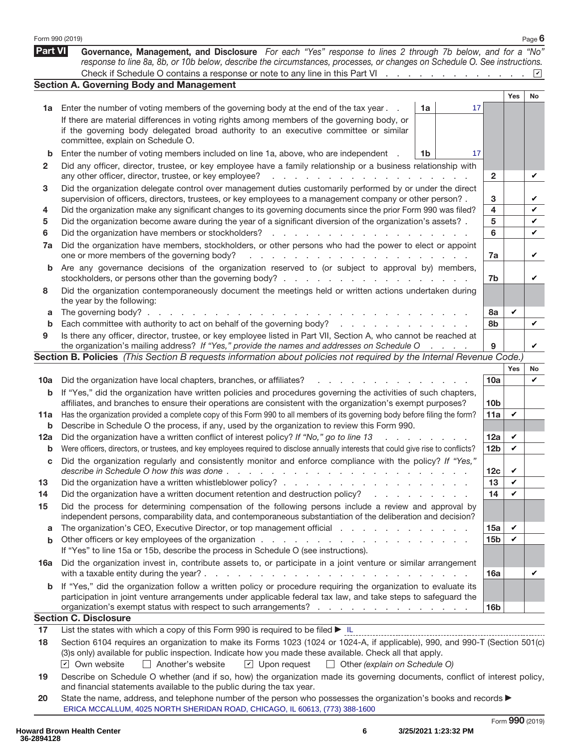## Part VI Governance, Management, and Disclosure

*For each "Yes" response to lines 2 through 7b below, and for a "No" response to line 8a, 8b, or 10b below, describe the circumstances, processes, or changes on Schedule O. See instructions.*

Check if Schedule O contains a response or note to any line in this Part VI . . . . . . . . . . . . . . ☑

### Section A. Governing Body and Management

| | | | | | Yes | No |
|---|---|---|---|---|---|---|
| **1a** | Enter the number of voting members of the governing body at the end of the tax year . . If there are material differences in voting rights among members of the governing body, or if the governing body delegated broad authority to an executive committee or similar committee, explain on Schedule O. | 1a | 17 | | | |
| **b** | Enter the number of voting members included on line 1a, above, who are independent . | 1b | 17 | | | |
| **2** | Did any officer, director, trustee, or key employee have a family relationship or a business relationship with any other officer, director, trustee, or key employee? | | | 2 | | ✔ |
| **3** | Did the organization delegate control over management duties customarily performed by or under the direct supervision of officers, directors, trustees, or key employees to a management company or other person? . | | | 3 | | ✔ |
| **4** | Did the organization make any significant changes to its governing documents since the prior Form 990 was filed? | | | 4 | | ✔ |
| **5** | Did the organization become aware during the year of a significant diversion of the organization's assets? . | | | 5 | | ✔ |
| **6** | Did the organization have members or stockholders? | | | 6 | | ✔ |
| **7a** | Did the organization have members, stockholders, or other persons who had the power to elect or appoint one or more members of the governing body? | | | 7a | | ✔ |
| **b** | Are any governance decisions of the organization reserved to (or subject to approval by) members, stockholders, or persons other than the governing body? . | | | 7b | | ✔ |
| **8** | Did the organization contemporaneously document the meetings held or written actions undertaken during the year by the following: | | | | | |
| **a** | The governing body? | | | 8a | ✔ | |
| **b** | Each committee with authority to act on behalf of the governing body? | | | 8b | | ✔ |
| **9** | Is there any officer, director, trustee, or key employee listed in Part VII, Section A, who cannot be reached at the organization's mailing address? *If "Yes," provide the names and addresses on Schedule O* | | | 9 | | ✔ |

### Section B. Policies *(This Section B requests information about policies not required by the Internal Revenue Code.)*

| | | | Yes | No |
|---|---|---|---|---|
| **10a** | Did the organization have local chapters, branches, or affiliates? | 10a | | ✔ |
| **b** | If "Yes," did the organization have written policies and procedures governing the activities of such chapters, affiliates, and branches to ensure their operations are consistent with the organization's exempt purposes? | 10b | | |
| **11a** | Has the organization provided a complete copy of this Form 990 to all members of its governing body before filing the form? | 11a | ✔ | |
| **b** | Describe in Schedule O the process, if any, used by the organization to review this Form 990. | | | |
| **12a** | Did the organization have a written conflict of interest policy? *If "No," go to line 13* | 12a | ✔ | |
| **b** | Were officers, directors, or trustees, and key employees required to disclose annually interests that could give rise to conflicts? | 12b | ✔ | |
| **c** | Did the organization regularly and consistently monitor and enforce compliance with the policy? *If "Yes," describe in Schedule O how this was done* | 12c | ✔ | |
| **13** | Did the organization have a written whistleblower policy? | 13 | ✔ | |
| **14** | Did the organization have a written document retention and destruction policy? | 14 | ✔ | |
| **15** | Did the process for determining compensation of the following persons include a review and approval by independent persons, comparability data, and contemporaneous substantiation of the deliberation and decision? | | | |
| **a** | The organization's CEO, Executive Director, or top management official | 15a | ✔ | |
| **b** | Other officers or key employees of the organization . If "Yes" to line 15a or 15b, describe the process in Schedule O (see instructions). | 15b | ✔ | |
| **16a** | Did the organization invest in, contribute assets to, or participate in a joint venture or similar arrangement with a taxable entity during the year? | 16a | | ✔ |
| **b** | If "Yes," did the organization follow a written policy or procedure requiring the organization to evaluate its participation in joint venture arrangements under applicable federal tax law, and take steps to safeguard the organization's exempt status with respect to such arrangements? | 16b | | |

### Section C. Disclosure

**17** List the states with which a copy of this Form 990 is required to be filed ▶ IL

**18** Section 6104 requires an organization to make its Forms 1023 (1024 or 1024-A, if applicable), 990, and 990-T (Section 501(c)(3)s only) available for public inspection. Indicate how you made these available. Check all that apply.

☑ Own website ☐ Another's website ☑ Upon request ☐ Other *(explain on Schedule O)*

**19** Describe on Schedule O whether (and if so, how) the organization made its governing documents, conflict of interest policy, and financial statements available to the public during the tax year.

**20** State the name, address, and telephone number of the person who possesses the organization's books and records ▶

ERICA MCCALLUM, 4025 NORTH SHERIDAN ROAD, CHICAGO, IL 60613, (773) 388-1600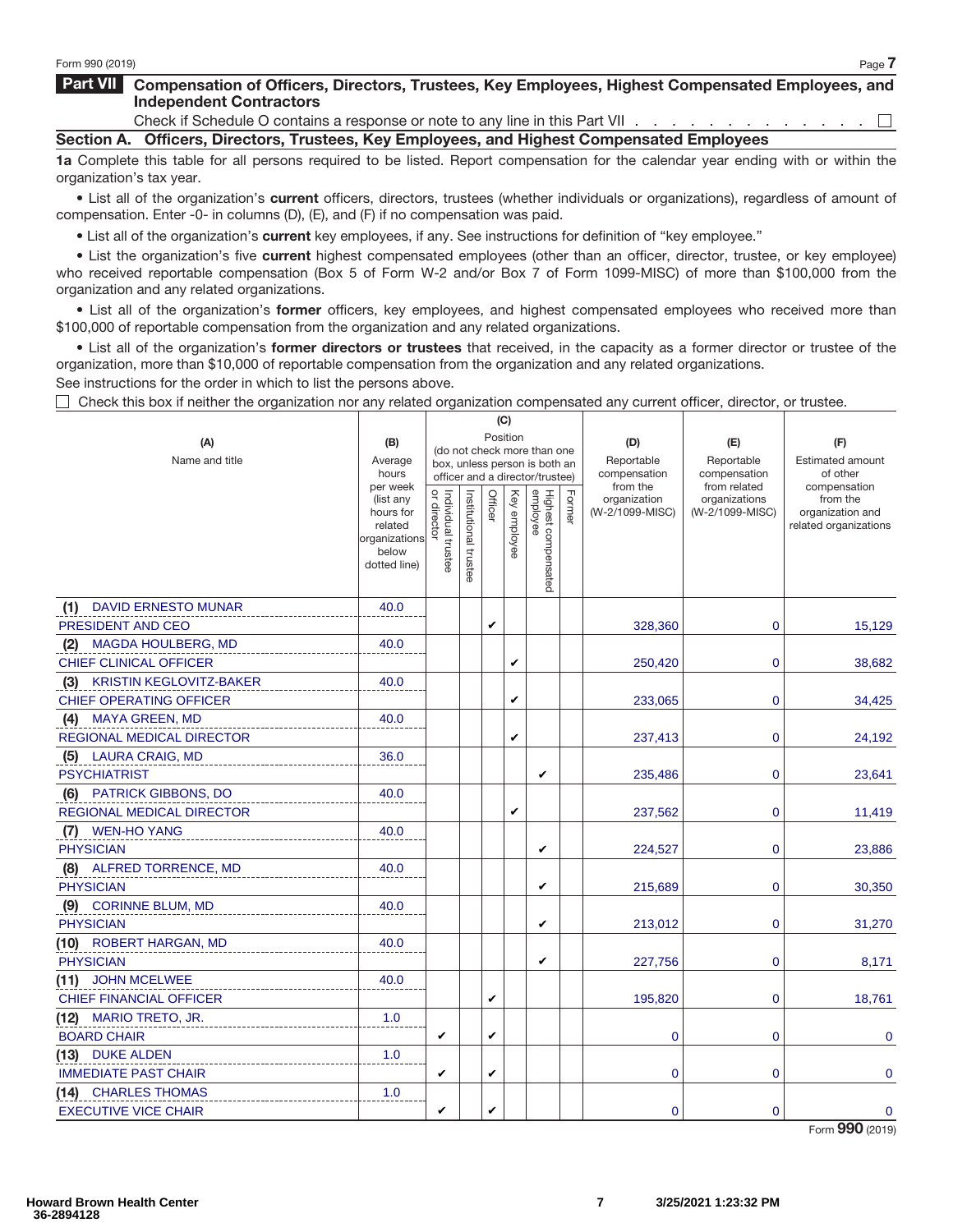Form 990 (2019)

## Part VII Compensation of Officers, Directors, Trustees, Key Employees, Highest Compensated Employees, and Independent Contractors

Check if Schedule O contains a response or note to any line in this Part VII . . . . . . . . . . . . . . ☐

### Section A. Officers, Directors, Trustees, Key Employees, and Highest Compensated Employees

**1a** Complete this table for all persons required to be listed. Report compensation for the calendar year ending with or within the organization's tax year.

• List all of the organization's **current** officers, directors, trustees (whether individuals or organizations), regardless of amount of compensation. Enter -0- in columns (D), (E), and (F) if no compensation was paid.

• List all of the organization's **current** key employees, if any. See instructions for definition of "key employee."

• List the organization's five **current** highest compensated employees (other than an officer, director, trustee, or key employee) who received reportable compensation (Box 5 of Form W-2 and/or Box 7 of Form 1099-MISC) of more than $100,000 from the organization and any related organizations.

• List all of the organization's **former** officers, key employees, and highest compensated employees who received more than $100,000 of reportable compensation from the organization and any related organizations.

• List all of the organization's **former directors or trustees** that received, in the capacity as a former director or trustee of the organization, more than $10,000 of reportable compensation from the organization and any related organizations.

See instructions for the order in which to list the persons above.

☐ Check this box if neither the organization nor any related organization compensated any current officer, director, or trustee.

| (A) Name and title | (B) Average hours per week (list any hours for related organizations below dotted line) | (C) Position (do not check more than one box, unless person is both an officer and a director/trustee): Individual trustee or director | Institutional trustee | Officer | Key employee | Highest compensated employee | Former | (D) Reportable compensation from the organization (W-2/1099-MISC) | (E) Reportable compensation from related organizations (W-2/1099-MISC) | (F) Estimated amount of other compensation from the organization and related organizations |
|---|---|---|---|---|---|---|---|---|---|---|
| (1) DAVID ERNESTO MUNAR<br>PRESIDENT AND CEO | 40.0 | | | ✔ | | | | 328,360 | 0 | 15,129 |
| (2) MAGDA HOULBERG, MD<br>CHIEF CLINICAL OFFICER | 40.0 | | | | ✔ | | | 250,420 | 0 | 38,682 |
| (3) KRISTIN KEGLOVITZ-BAKER<br>CHIEF OPERATING OFFICER | 40.0 | | | | ✔ | | | 233,065 | 0 | 34,425 |
| (4) MAYA GREEN, MD<br>REGIONAL MEDICAL DIRECTOR | 40.0 | | | | ✔ | | | 237,413 | 0 | 24,192 |
| (5) LAURA CRAIG, MD<br>PSYCHIATRIST | 36.0 | | | | | ✔ | | 235,486 | 0 | 23,641 |
| (6) PATRICK GIBBONS, DO<br>REGIONAL MEDICAL DIRECTOR | 40.0 | | | | ✔ | | | 237,562 | 0 | 11,419 |
| (7) WEN-HO YANG<br>PHYSICIAN | 40.0 | | | | | ✔ | | 224,527 | 0 | 23,886 |
| (8) ALFRED TORRENCE, MD<br>PHYSICIAN | 40.0 | | | | | ✔ | | 215,689 | 0 | 30,350 |
| (9) CORINNE BLUM, MD<br>PHYSICIAN | 40.0 | | | | | ✔ | | 213,012 | 0 | 31,270 |
| (10) ROBERT HARGAN, MD<br>PHYSICIAN | 40.0 | | | | | ✔ | | 227,756 | 0 | 8,171 |
| (11) JOHN MCELWEE<br>CHIEF FINANCIAL OFFICER | 40.0 | | | ✔ | | | | 195,820 | 0 | 18,761 |
| (12) MARIO TRETO, JR.<br>BOARD CHAIR | 1.0 | ✔ | | ✔ | | | | 0 | 0 | 0 |
| (13) DUKE ALDEN<br>IMMEDIATE PAST CHAIR | 1.0 | ✔ | | ✔ | | | | 0 | 0 | 0 |
| (14) CHARLES THOMAS<br>EXECUTIVE VICE CHAIR | 1.0 | ✔ | | ✔ | | | | 0 | 0 | 0 |

Form **990** (2019)

Howard Brown Health Center
36-2894128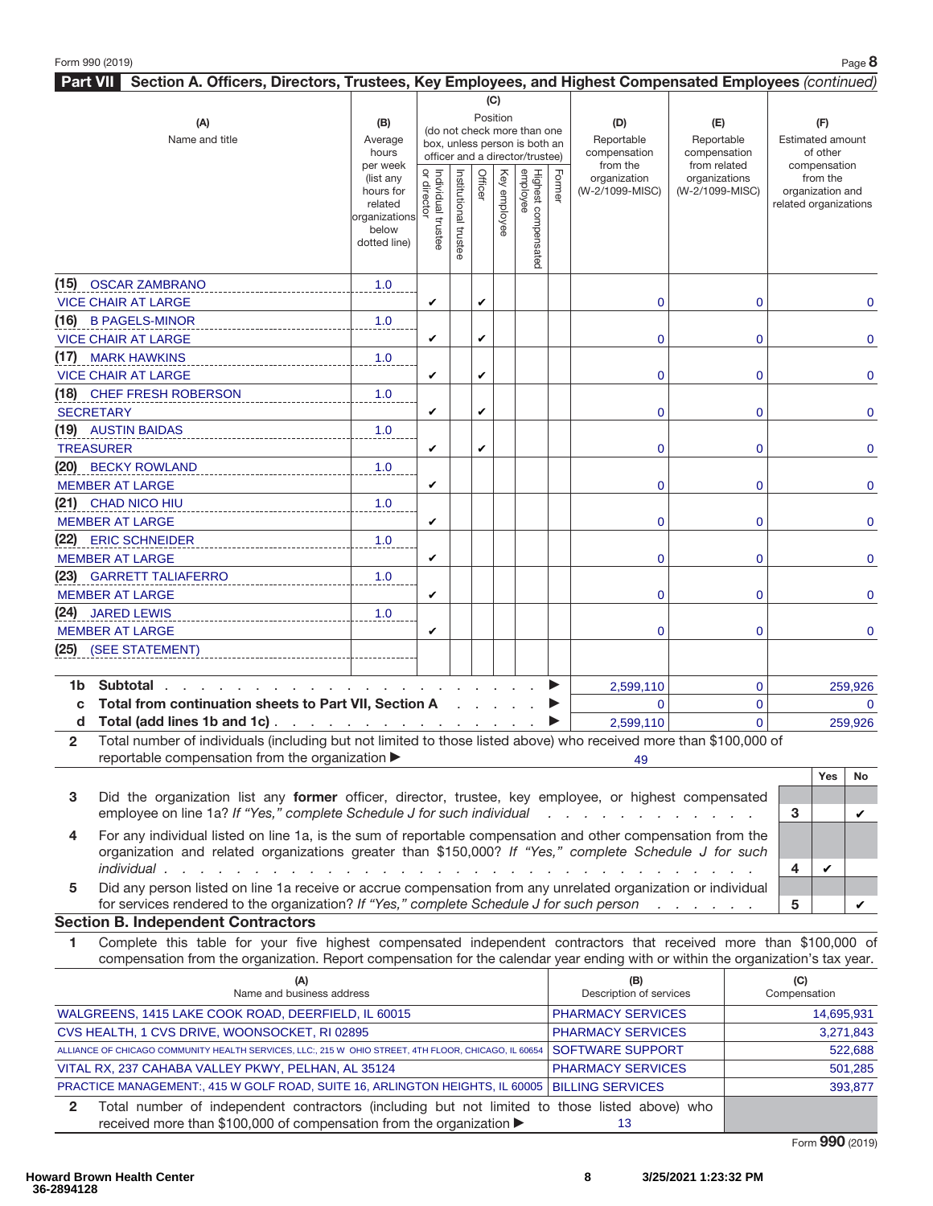Form 990 (2019)

## Part VII Section A. Officers, Directors, Trustees, Key Employees, and Highest Compensated Employees *(continued)*

| (A) Name and title | (B) Average hours per week (list any hours for related organizations below dotted line) | (C) Position: Individual trustee or director | Institutional trustee | Officer | Key employee | Highest compensated employee | Former | (D) Reportable compensation from the organization (W-2/1099-MISC) | (E) Reportable compensation from related organizations (W-2/1099-MISC) | (F) Estimated amount of other compensation from the organization and related organizations |
|---|---|---|---|---|---|---|---|---|---|---|
| (15) OSCAR ZAMBRANO<br>VICE CHAIR AT LARGE | 1.0 | ✔ | | ✔ | | | | 0 | 0 | 0 |
| (16) B PAGELS-MINOR<br>VICE CHAIR AT LARGE | 1.0 | ✔ | | ✔ | | | | 0 | 0 | 0 |
| (17) MARK HAWKINS<br>VICE CHAIR AT LARGE | 1.0 | ✔ | | ✔ | | | | 0 | 0 | 0 |
| (18) CHEF FRESH ROBERSON<br>SECRETARY | 1.0 | ✔ | | ✔ | | | | 0 | 0 | 0 |
| (19) AUSTIN BAIDAS<br>TREASURER | 1.0 | ✔ | | ✔ | | | | 0 | 0 | 0 |
| (20) BECKY ROWLAND<br>MEMBER AT LARGE | 1.0 | ✔ | | | | | | 0 | 0 | 0 |
| (21) CHAD NICO HIU<br>MEMBER AT LARGE | 1.0 | ✔ | | | | | | 0 | 0 | 0 |
| (22) ERIC SCHNEIDER<br>MEMBER AT LARGE | 1.0 | ✔ | | | | | | 0 | 0 | 0 |
| (23) GARRETT TALIAFERRO<br>MEMBER AT LARGE | 1.0 | ✔ | | | | | | 0 | 0 | 0 |
| (24) JARED LEWIS<br>MEMBER AT LARGE | 1.0 | ✔ | | | | | | 0 | 0 | 0 |
| (25) (SEE STATEMENT) | | | | | | | | | | |
| **1b Subtotal** ▶ | | | | | | | | 2,599,110 | 0 | 259,926 |
| **c Total from continuation sheets to Part VII, Section A** ▶ | | | | | | | | 0 | 0 | 0 |
| **d Total (add lines 1b and 1c)** ▶ | | | | | | | | 2,599,110 | 0 | 259,926 |

**2** Total number of individuals (including but not limited to those listed above) who received more than $100,000 of reportable compensation from the organization ▶ 49

| | | | Yes | No |
|---|---|---|---|---|
| **3** | Did the organization list any **former** officer, director, trustee, key employee, or highest compensated employee on line 1a? *If "Yes," complete Schedule J for such individual* | 3 | | ✔ |
| **4** | For any individual listed on line 1a, is the sum of reportable compensation and other compensation from the organization and related organizations greater than $150,000? *If "Yes," complete Schedule J for such individual* | 4 | ✔ | |
| **5** | Did any person listed on line 1a receive or accrue compensation from any unrelated organization or individual for services rendered to the organization? *If "Yes," complete Schedule J for such person* | 5 | | ✔ |

### Section B. Independent Contractors

**1** Complete this table for your five highest compensated independent contractors that received more than $100,000 of compensation from the organization. Report compensation for the calendar year ending with or within the organization's tax year.

| (A) Name and business address | (B) Description of services | (C) Compensation |
|---|---|---|
| WALGREENS, 1415 LAKE COOK ROAD, DEERFIELD, IL 60015 | PHARMACY SERVICES | 14,695,931 |
| CVS HEALTH, 1 CVS DRIVE, WOONSOCKET, RI 02895 | PHARMACY SERVICES | 3,271,843 |
| ALLIANCE OF CHICAGO COMMUNITY HEALTH SERVICES, LLC:, 215 W OHIO STREET, 4TH FLOOR, CHICAGO, IL 60654 | SOFTWARE SUPPORT | 522,688 |
| VITAL RX, 237 CAHABA VALLEY PKWY, PELHAN, AL 35124 | PHARMACY SERVICES | 501,285 |
| PRACTICE MANAGEMENT:, 415 W GOLF ROAD, SUITE 16, ARLINGTON HEIGHTS, IL 60005 | BILLING SERVICES | 393,877 |

**2** Total number of independent contractors (including but not limited to those listed above) who received more than $100,000 of compensation from the organization ▶ 13

Form **990** (2019)

Howard Brown Health Center
36-2894128
3/25/2021 1:23:32 PM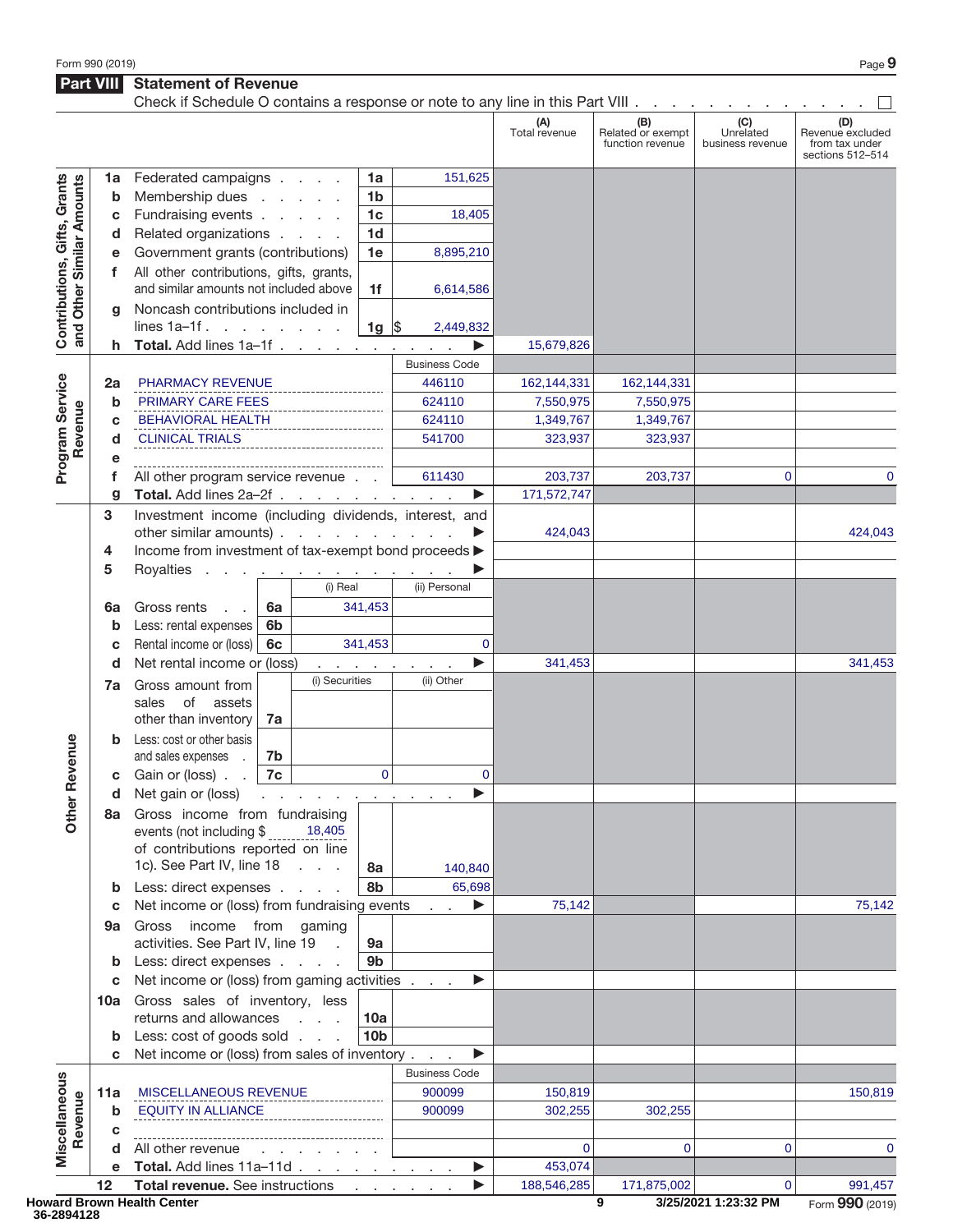Form 990 (2019)

## Part VIII Statement of Revenue

Check if Schedule O contains a response or note to any line in this Part VIII . . . . . . . . . . . . . ☐

| Section | Line | Description | | | (A) Total revenue | (B) Related or exempt function revenue | (C) Unrelated business revenue | (D) Revenue excluded from tax under sections 512–514 |
|---|---|---|---|---|---|---|---|---|
| Contributions, Gifts, Grants and Other Similar Amounts | 1a | Federated campaigns | 1a | 151,625 | | | | |
| | b | Membership dues | 1b | | | | | |
| | c | Fundraising events | 1c | 18,405 | | | | |
| | d | Related organizations | 1d | | | | | |
| | e | Government grants (contributions) | 1e | 8,895,210 | | | | |
| | f | All other contributions, gifts, grants, and similar amounts not included above | 1f | 6,614,586 | | | | |
| | g | Noncash contributions included in lines 1a–1f | 1g | $ 2,449,832 | | | | |
| | h | **Total.** Add lines 1a–1f | | ▶ | 15,679,826 | | | |
| Program Service Revenue | | | | Business Code | | | | |
| | 2a | PHARMACY REVENUE | | 446110 | 162,144,331 | 162,144,331 | | |
| | b | PRIMARY CARE FEES | | 624110 | 7,550,975 | 7,550,975 | | |
| | c | BEHAVIORAL HEALTH | | 624110 | 1,349,767 | 1,349,767 | | |
| | d | CLINICAL TRIALS | | 541700 | 323,937 | 323,937 | | |
| | e | | | | | | | |
| | f | All other program service revenue | | 611430 | 203,737 | 203,737 | 0 | 0 |
| | g | **Total.** Add lines 2a–2f | | ▶ | 171,572,747 | | | |
| Other Revenue | 3 | Investment income (including dividends, interest, and other similar amounts) | | ▶ | 424,043 | | | 424,043 |
| | 4 | Income from investment of tax-exempt bond proceeds | | ▶ | | | | |
| | 5 | Royalties | | ▶ | | | | |
| | | | (i) Real | (ii) Personal | | | | |
| | 6a | Gross rents (6a) | 341,453 | | | | | |
| | b | Less: rental expenses (6b) | | | | | | |
| | c | Rental income or (loss) (6c) | 341,453 | 0 | | | | |
| | d | Net rental income or (loss) | | ▶ | 341,453 | | | 341,453 |
| | | | (i) Securities | (ii) Other | | | | |
| | 7a | Gross amount from sales of assets other than inventory (7a) | | | | | | |
| | b | Less: cost or other basis and sales expenses (7b) | | | | | | |
| | c | Gain or (loss) (7c) | 0 | 0 | | | | |
| | d | Net gain or (loss) | | ▶ | | | | |
| | 8a | Gross income from fundraising events (not including $ 18,405 of contributions reported on line 1c). See Part IV, line 18 | 8a | 140,840 | | | | |
| | b | Less: direct expenses | 8b | 65,698 | | | | |
| | c | Net income or (loss) from fundraising events | | ▶ | 75,142 | | | 75,142 |
| | 9a | Gross income from gaming activities. See Part IV, line 19 | 9a | | | | | |
| | b | Less: direct expenses | 9b | | | | | |
| | c | Net income or (loss) from gaming activities | | ▶ | | | | |
| | 10a | Gross sales of inventory, less returns and allowances | 10a | | | | | |
| | b | Less: cost of goods sold | 10b | | | | | |
| | c | Net income or (loss) from sales of inventory | | ▶ | | | | |
| Miscellaneous Revenue | | | | Business Code | | | | |
| | 11a | MISCELLANEOUS REVENUE | | 900099 | 150,819 | | | 150,819 |
| | b | EQUITY IN ALLIANCE | | 900099 | 302,255 | 302,255 | | |
| | c | | | | | | | |
| | d | All other revenue | | | 0 | 0 | 0 | 0 |
| | e | **Total.** Add lines 11a–11d | | ▶ | 453,074 | | | |
| | 12 | **Total revenue.** See instructions | | ▶ | 188,546,285 | 171,875,002 | 0 | 991,457 |

Howard Brown Health Center
36-2894128

3/25/2021 1:23:32 PM

Form **990** (2019)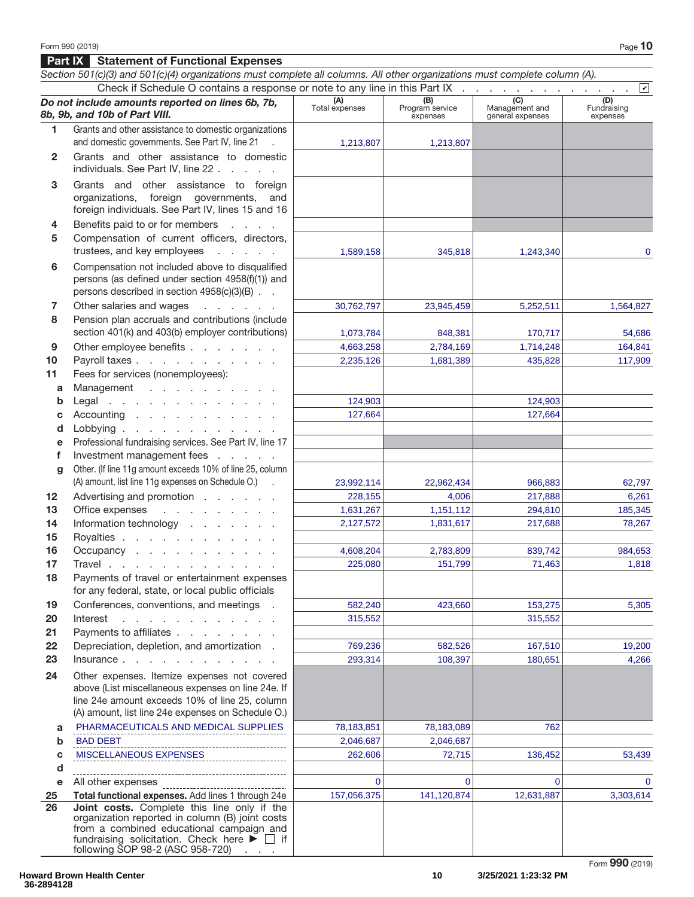Form 990 (2019)

## Part IX Statement of Functional Expenses

*Section 501(c)(3) and 501(c)(4) organizations must complete all columns. All other organizations must complete column (A).*

Check if Schedule O contains a response or note to any line in this Part IX . . . . . . . . . . . . . ☑

| | *Do not include amounts reported on lines 6b, 7b, 8b, 9b, and 10b of Part VIII.* | (A) Total expenses | (B) Program service expenses | (C) Management and general expenses | (D) Fundraising expenses |
|---|---|---|---|---|---|
| 1 | Grants and other assistance to domestic organizations and domestic governments. See Part IV, line 21 | 1,213,807 | 1,213,807 | | |
| 2 | Grants and other assistance to domestic individuals. See Part IV, line 22 | | | | |
| 3 | Grants and other assistance to foreign organizations, foreign governments, and foreign individuals. See Part IV, lines 15 and 16 | | | | |
| 4 | Benefits paid to or for members | | | | |
| 5 | Compensation of current officers, directors, trustees, and key employees | 1,589,158 | 345,818 | 1,243,340 | 0 |
| 6 | Compensation not included above to disqualified persons (as defined under section 4958(f)(1)) and persons described in section 4958(c)(3)(B) | | | | |
| 7 | Other salaries and wages | 30,762,797 | 23,945,459 | 5,252,511 | 1,564,827 |
| 8 | Pension plan accruals and contributions (include section 401(k) and 403(b) employer contributions) | 1,073,784 | 848,381 | 170,717 | 54,686 |
| 9 | Other employee benefits | 4,663,258 | 2,784,169 | 1,714,248 | 164,841 |
| 10 | Payroll taxes | 2,235,126 | 1,681,389 | 435,828 | 117,909 |
| 11 | Fees for services (nonemployees): | | | | |
| a | Management | | | | |
| b | Legal | 124,903 | | 124,903 | |
| c | Accounting | 127,664 | | 127,664 | |
| d | Lobbying | | | | |
| e | Professional fundraising services. See Part IV, line 17 | | | | |
| f | Investment management fees | | | | |
| g | Other. (If line 11g amount exceeds 10% of line 25, column (A) amount, list line 11g expenses on Schedule O.) | 23,992,114 | 22,962,434 | 966,883 | 62,797 |
| 12 | Advertising and promotion | 228,155 | 4,006 | 217,888 | 6,261 |
| 13 | Office expenses | 1,631,267 | 1,151,112 | 294,810 | 185,345 |
| 14 | Information technology | 2,127,572 | 1,831,617 | 217,688 | 78,267 |
| 15 | Royalties | | | | |
| 16 | Occupancy | 4,608,204 | 2,783,809 | 839,742 | 984,653 |
| 17 | Travel | 225,080 | 151,799 | 71,463 | 1,818 |
| 18 | Payments of travel or entertainment expenses for any federal, state, or local public officials | | | | |
| 19 | Conferences, conventions, and meetings | 582,240 | 423,660 | 153,275 | 5,305 |
| 20 | Interest | 315,552 | | 315,552 | |
| 21 | Payments to affiliates | | | | |
| 22 | Depreciation, depletion, and amortization | 769,236 | 582,526 | 167,510 | 19,200 |
| 23 | Insurance | 293,314 | 108,397 | 180,651 | 4,266 |
| 24 | Other expenses. Itemize expenses not covered above (List miscellaneous expenses on line 24e. If line 24e amount exceeds 10% of line 25, column (A) amount, list line 24e expenses on Schedule O.) | | | | |
| a | PHARMACEUTICALS AND MEDICAL SUPPLIES | 78,183,851 | 78,183,089 | 762 | |
| b | BAD DEBT | 2,046,687 | 2,046,687 | | |
| c | MISCELLANEOUS EXPENSES | 262,606 | 72,715 | 136,452 | 53,439 |
| d | | | | | |
| e | All other expenses | 0 | 0 | 0 | 0 |
| 25 | **Total functional expenses.** Add lines 1 through 24e | 157,056,375 | 141,120,874 | 12,631,887 | 3,303,614 |
| 26 | **Joint costs.** Complete this line only if the organization reported in column (B) joint costs from a combined educational campaign and fundraising solicitation. Check here ▶ ☐ if following SOP 98-2 (ASC 958-720) | | | | |

Form **990** (2019)

Howard Brown Health Center
36-2894128

3/25/2021 1:23:32 PM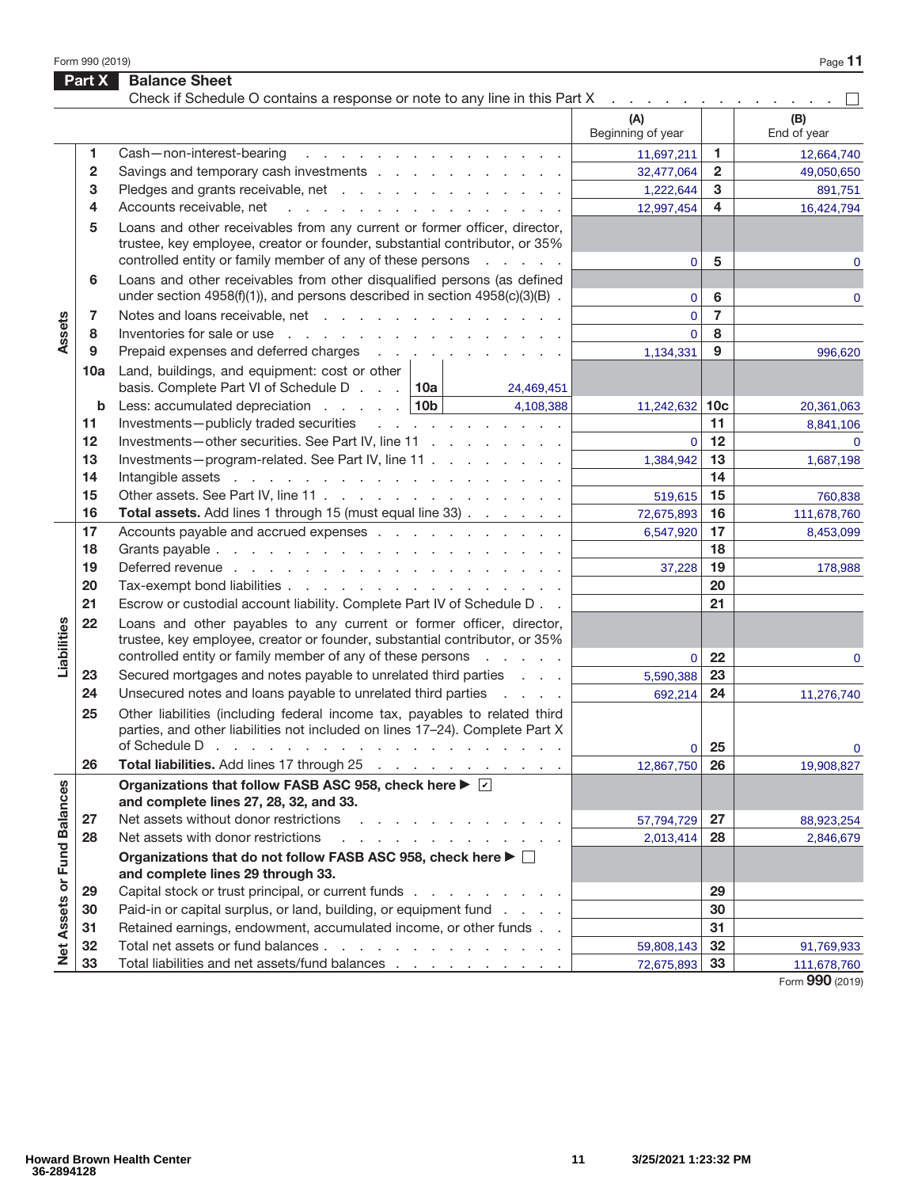Form 990 (2019)

## Part X Balance Sheet

Check if Schedule O contains a response or note to any line in this Part X . . . . . . . . . . . . . ☐

| | | | (A) Beginning of year | | (B) End of year |
|---|---|---|---|---|---|
| Assets | 1 | Cash—non-interest-bearing | 11,697,211 | 1 | 12,664,740 |
| | 2 | Savings and temporary cash investments | 32,477,064 | 2 | 49,050,650 |
| | 3 | Pledges and grants receivable, net | 1,222,644 | 3 | 891,751 |
| | 4 | Accounts receivable, net | 12,997,454 | 4 | 16,424,794 |
| | 5 | Loans and other receivables from any current or former officer, director, trustee, key employee, creator or founder, substantial contributor, or 35% controlled entity or family member of any of these persons | 0 | 5 | 0 |
| | 6 | Loans and other receivables from other disqualified persons (as defined under section 4958(f)(1)), and persons described in section 4958(c)(3)(B) | 0 | 6 | 0 |
| | 7 | Notes and loans receivable, net | 0 | 7 | |
| | 8 | Inventories for sale or use | 0 | 8 | |
| | 9 | Prepaid expenses and deferred charges | 1,134,331 | 9 | 996,620 |
| | 10a | Land, buildings, and equipment: cost or other basis. Complete Part VI of Schedule D . . . 10a 24,469,451 | | | |
| | b | Less: accumulated depreciation . . . 10b 4,108,388 | 11,242,632 | 10c | 20,361,063 |
| | 11 | Investments—publicly traded securities | | 11 | 8,841,106 |
| | 12 | Investments—other securities. See Part IV, line 11 | 0 | 12 | 0 |
| | 13 | Investments—program-related. See Part IV, line 11 | 1,384,942 | 13 | 1,687,198 |
| | 14 | Intangible assets | | 14 | |
| | 15 | Other assets. See Part IV, line 11 | 519,615 | 15 | 760,838 |
| | 16 | **Total assets.** Add lines 1 through 15 (must equal line 33) | 72,675,893 | 16 | 111,678,760 |
| Liabilities | 17 | Accounts payable and accrued expenses | 6,547,920 | 17 | 8,453,099 |
| | 18 | Grants payable | | 18 | |
| | 19 | Deferred revenue | 37,228 | 19 | 178,988 |
| | 20 | Tax-exempt bond liabilities | | 20 | |
| | 21 | Escrow or custodial account liability. Complete Part IV of Schedule D | | 21 | |
| | 22 | Loans and other payables to any current or former officer, director, trustee, key employee, creator or founder, substantial contributor, or 35% controlled entity or family member of any of these persons | 0 | 22 | 0 |
| | 23 | Secured mortgages and notes payable to unrelated third parties | 5,590,388 | 23 | |
| | 24 | Unsecured notes and loans payable to unrelated third parties | 692,214 | 24 | 11,276,740 |
| | 25 | Other liabilities (including federal income tax, payables to related third parties, and other liabilities not included on lines 17–24). Complete Part X of Schedule D | 0 | 25 | 0 |
| | 26 | **Total liabilities.** Add lines 17 through 25 | 12,867,750 | 26 | 19,908,827 |
| Net Assets or Fund Balances | | **Organizations that follow FASB ASC 958, check here ▶ ☑ and complete lines 27, 28, 32, and 33.** | | | |
| | 27 | Net assets without donor restrictions | 57,794,729 | 27 | 88,923,254 |
| | 28 | Net assets with donor restrictions | 2,013,414 | 28 | 2,846,679 |
| | | **Organizations that do not follow FASB ASC 958, check here ▶ ☐ and complete lines 29 through 33.** | | | |
| | 29 | Capital stock or trust principal, or current funds | | 29 | |
| | 30 | Paid-in or capital surplus, or land, building, or equipment fund | | 30 | |
| | 31 | Retained earnings, endowment, accumulated income, or other funds | | 31 | |
| | 32 | Total net assets or fund balances | 59,808,143 | 32 | 91,769,933 |
| | 33 | Total liabilities and net assets/fund balances | 72,675,893 | 33 | 111,678,760 |

Form **990** (2019)

Howard Brown Health Center
36-2894128

3/25/2021 1:23:32 PM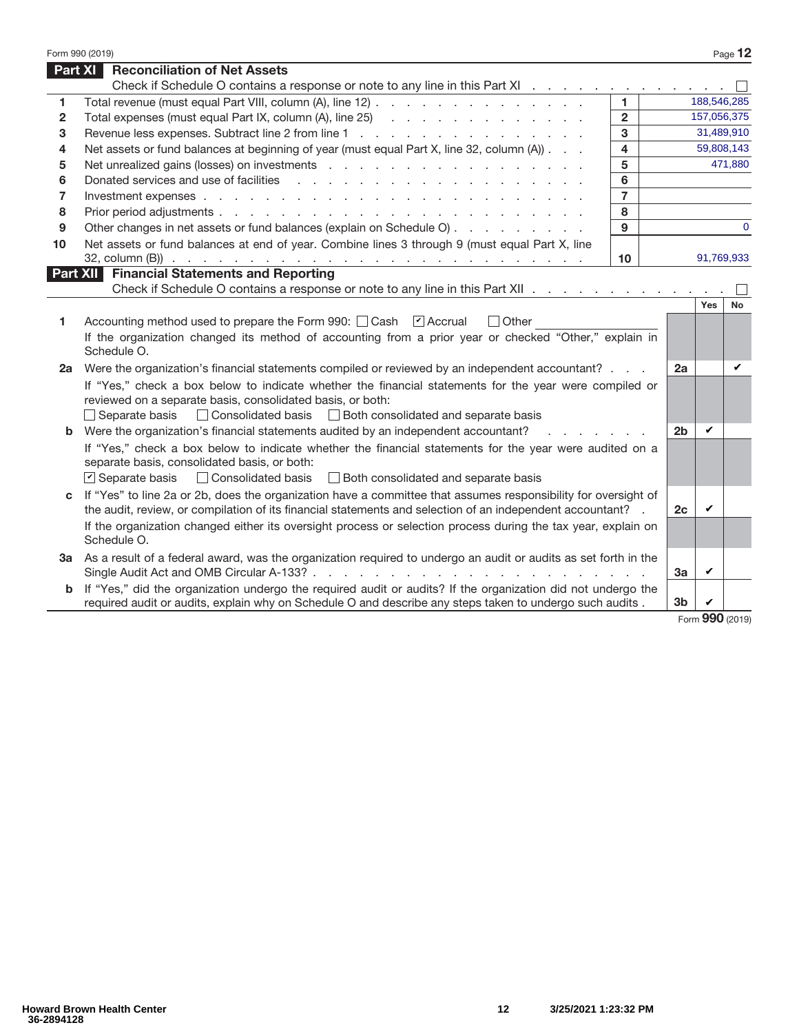## Part XI Reconciliation of Net Assets

Check if Schedule O contains a response or note to any line in this Part XI . . . . . . . . . . . . . ☐

| | | | |
|---|---|---|---|
| 1 | Total revenue (must equal Part VIII, column (A), line 12) | 1 | 188,546,285 |
| 2 | Total expenses (must equal Part IX, column (A), line 25) | 2 | 157,056,375 |
| 3 | Revenue less expenses. Subtract line 2 from line 1 | 3 | 31,489,910 |
| 4 | Net assets or fund balances at beginning of year (must equal Part X, line 32, column (A)) | 4 | 59,808,143 |
| 5 | Net unrealized gains (losses) on investments | 5 | 471,880 |
| 6 | Donated services and use of facilities | 6 | |
| 7 | Investment expenses | 7 | |
| 8 | Prior period adjustments | 8 | |
| 9 | Other changes in net assets or fund balances (explain on Schedule O) | 9 | 0 |
| 10 | Net assets or fund balances at end of year. Combine lines 3 through 9 (must equal Part X, line 32, column (B)) | 10 | 91,769,933 |

## Part XII Financial Statements and Reporting

Check if Schedule O contains a response or note to any line in this Part XII . . . . . . . . . . . . . ☐

| | | | Yes | No |
|---|---|---|---|---|
| 1 | Accounting method used to prepare the Form 990: ☐ Cash ☑ Accrual ☐ Other<br>If the organization changed its method of accounting from a prior year or checked "Other," explain in Schedule O. | | | |
| 2a | Were the organization's financial statements compiled or reviewed by an independent accountant?<br>If "Yes," check a box below to indicate whether the financial statements for the year were compiled or reviewed on a separate basis, consolidated basis, or both:<br>☐ Separate basis ☐ Consolidated basis ☐ Both consolidated and separate basis | 2a | | ✔ |
| b | Were the organization's financial statements audited by an independent accountant?<br>If "Yes," check a box below to indicate whether the financial statements for the year were audited on a separate basis, consolidated basis, or both:<br>☑ Separate basis ☐ Consolidated basis ☐ Both consolidated and separate basis | 2b | ✔ | |
| c | If "Yes" to line 2a or 2b, does the organization have a committee that assumes responsibility for oversight of the audit, review, or compilation of its financial statements and selection of an independent accountant?<br>If the organization changed either its oversight process or selection process during the tax year, explain on Schedule O. | 2c | ✔ | |
| 3a | As a result of a federal award, was the organization required to undergo an audit or audits as set forth in the Single Audit Act and OMB Circular A-133? | 3a | ✔ | |
| b | If "Yes," did the organization undergo the required audit or audits? If the organization did not undergo the required audit or audits, explain why on Schedule O and describe any steps taken to undergo such audits | 3b | ✔ | |

Form 990 (2019)

Howard Brown Health Center
36-2894128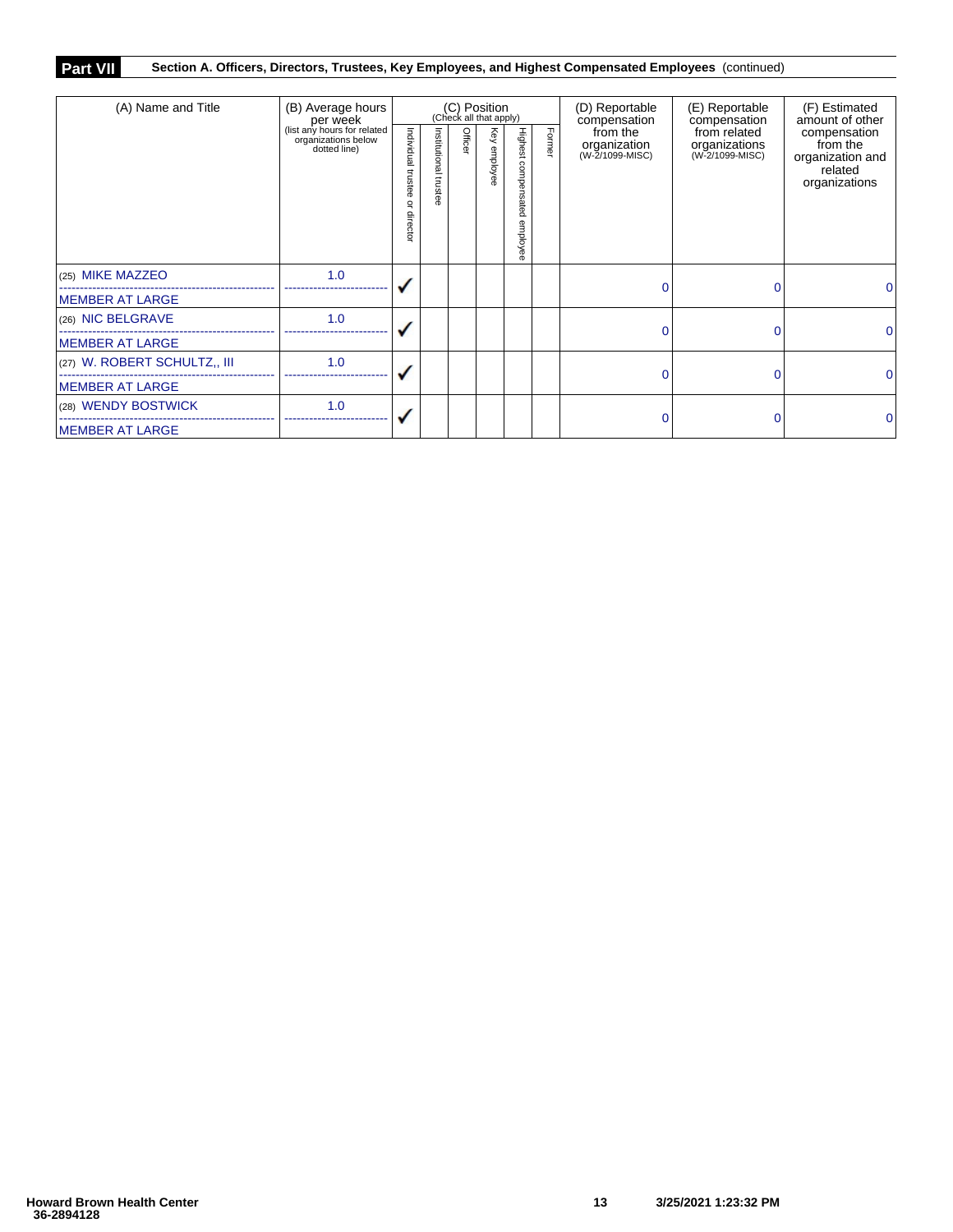**Part VII** **Section A. Officers, Directors, Trustees, Key Employees, and Highest Compensated Employees** (continued)

| (A) Name and Title | (B) Average hours per week (list any hours for related organizations below dotted line) | (C) Position (Check all that apply) | | | | | | (D) Reportable compensation from the organization (W-2/1099-MISC) | (E) Reportable compensation from related organizations (W-2/1099-MISC) | (F) Estimated amount of other compensation from the organization and related organizations |
|---|---|---|---|---|---|---|---|---|---|---|
| | | Individual trustee or director | Institutional trustee | Officer | Key employee | Highest compensated employee | Former | | | |
| (25) MIKE MAZZEO<br>MEMBER AT LARGE | 1.0 | ✓ | | | | | | 0 | 0 | 0 |
| (26) NIC BELGRAVE<br>MEMBER AT LARGE | 1.0 | ✓ | | | | | | 0 | 0 | 0 |
| (27) W. ROBERT SCHULTZ,, III<br>MEMBER AT LARGE | 1.0 | ✓ | | | | | | 0 | 0 | 0 |
| (28) WENDY BOSTWICK<br>MEMBER AT LARGE | 1.0 | ✓ | | | | | | 0 | 0 | 0 |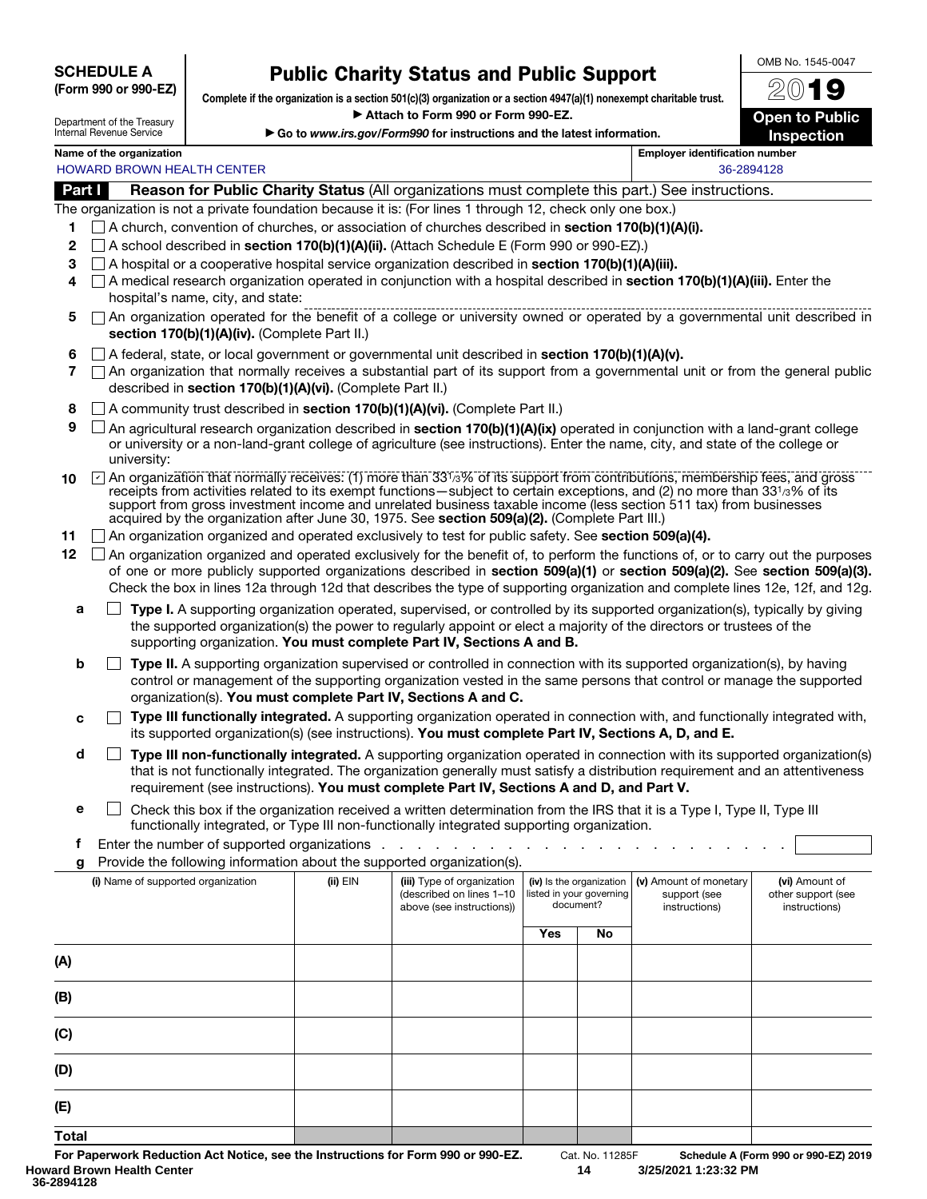**SCHEDULE A**
**(Form 990 or 990-EZ)**

Department of the Treasury
Internal Revenue Service

# Public Charity Status and Public Support

**Complete if the organization is a section 501(c)(3) organization or a section 4947(a)(1) nonexempt charitable trust.**
**▶ Attach to Form 990 or Form 990-EZ.**
**▶ Go to *www.irs.gov/Form990* for instructions and the latest information.**

OMB No. 1545-0047

**2019**

**Open to Public Inspection**

**Name of the organization**
HOWARD BROWN HEALTH CENTER

**Employer identification number**
36-2894128

## Part I Reason for Public Charity Status (All organizations must complete this part.) See instructions.

The organization is not a private foundation because it is: (For lines 1 through 12, check only one box.)

1. ☐ A church, convention of churches, or association of churches described in **section 170(b)(1)(A)(i).**
2. ☐ A school described in **section 170(b)(1)(A)(ii).** (Attach Schedule E (Form 990 or 990-EZ).)
3. ☐ A hospital or a cooperative hospital service organization described in **section 170(b)(1)(A)(iii).**
4. ☐ A medical research organization operated in conjunction with a hospital described in **section 170(b)(1)(A)(iii).** Enter the hospital's name, city, and state:
5. ☐ An organization operated for the benefit of a college or university owned or operated by a governmental unit described in **section 170(b)(1)(A)(iv).** (Complete Part II.)
6. ☐ A federal, state, or local government or governmental unit described in **section 170(b)(1)(A)(v).**
7. ☐ An organization that normally receives a substantial part of its support from a governmental unit or from the general public described in **section 170(b)(1)(A)(vi).** (Complete Part II.)
8. ☐ A community trust described in **section 170(b)(1)(A)(vi).** (Complete Part II.)
9. ☐ An agricultural research organization described in **section 170(b)(1)(A)(ix)** operated in conjunction with a land-grant college or university or a non-land-grant college of agriculture (see instructions). Enter the name, city, and state of the college or university:
10. ☑ An organization that normally receives: (1) more than 33 1/3% of its support from contributions, membership fees, and gross receipts from activities related to its exempt functions—subject to certain exceptions, and (2) no more than 33 1/3% of its support from gross investment income and unrelated business taxable income (less section 511 tax) from businesses acquired by the organization after June 30, 1975. See **section 509(a)(2).** (Complete Part III.)
11. ☐ An organization organized and operated exclusively to test for public safety. See **section 509(a)(4).**
12. ☐ An organization organized and operated exclusively for the benefit of, to perform the functions of, or to carry out the purposes of one or more publicly supported organizations described in **section 509(a)(1)** or **section 509(a)(2).** See **section 509(a)(3).** Check the box in lines 12a through 12d that describes the type of supporting organization and complete lines 12e, 12f, and 12g.

   a ☐ **Type I.** A supporting organization operated, supervised, or controlled by its supported organization(s), typically by giving the supported organization(s) the power to regularly appoint or elect a majority of the directors or trustees of the supporting organization. **You must complete Part IV, Sections A and B.**

   b ☐ **Type II.** A supporting organization supervised or controlled in connection with its supported organization(s), by having control or management of the supporting organization vested in the same persons that control or manage the supported organization(s). **You must complete Part IV, Sections A and C.**

   c ☐ **Type III functionally integrated.** A supporting organization operated in connection with, and functionally integrated with, its supported organization(s) (see instructions). **You must complete Part IV, Sections A, D, and E.**

   d ☐ **Type III non-functionally integrated.** A supporting organization operated in connection with its supported organization(s) that is not functionally integrated. The organization generally must satisfy a distribution requirement and an attentiveness requirement (see instructions). **You must complete Part IV, Sections A and D, and Part V.**

   e ☐ Check this box if the organization received a written determination from the IRS that it is a Type I, Type II, Type III functionally integrated, or Type III non-functionally integrated supporting organization.

   f Enter the number of supported organizations . . . . . . . . . . . . . . . . . . . . . . . . .

   g Provide the following information about the supported organization(s).

| | (i) Name of supported organization | (ii) EIN | (iii) Type of organization (described on lines 1–10 above (see instructions)) | (iv) Is the organization listed in your governing document? Yes | No | (v) Amount of monetary support (see instructions) | (vi) Amount of other support (see instructions) |
|---|---|---|---|---|---|---|---|
| (A) | | | | | | | |
| (B) | | | | | | | |
| (C) | | | | | | | |
| (D) | | | | | | | |
| (E) | | | | | | | |
| Total | | | | | | | |

**For Paperwork Reduction Act Notice, see the Instructions for Form 990 or 990-EZ.** Cat. No. 11285F **Schedule A (Form 990 or 990-EZ) 2019**

Howard Brown Health Center
36-2894128
3/25/2021 1:23:32 PM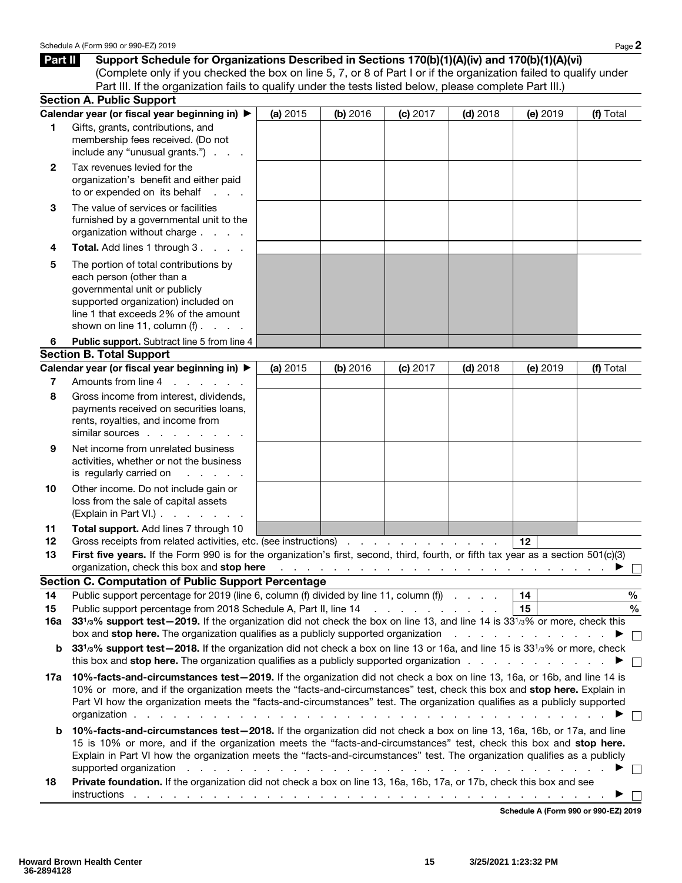Schedule A (Form 990 or 990-EZ) 2019

## Part II — Support Schedule for Organizations Described in Sections 170(b)(1)(A)(iv) and 170(b)(1)(A)(vi)

(Complete only if you checked the box on line 5, 7, or 8 of Part I or if the organization failed to qualify under Part III. If the organization fails to qualify under the tests listed below, please complete Part III.)

### Section A. Public Support

| Calendar year (or fiscal year beginning in) ▶ | (a) 2015 | (b) 2016 | (c) 2017 | (d) 2018 | (e) 2019 | (f) Total |
|---|---|---|---|---|---|---|
| **1** Gifts, grants, contributions, and membership fees received. (Do not include any "unusual grants.") | | | | | | |
| **2** Tax revenues levied for the organization's benefit and either paid to or expended on its behalf | | | | | | |
| **3** The value of services or facilities furnished by a governmental unit to the organization without charge | | | | | | |
| **4** **Total.** Add lines 1 through 3 | | | | | | |
| **5** The portion of total contributions by each person (other than a governmental unit or publicly supported organization) included on line 1 that exceeds 2% of the amount shown on line 11, column (f) | | | | | | |
| **6** **Public support.** Subtract line 5 from line 4 | | | | | | |

### Section B. Total Support

| Calendar year (or fiscal year beginning in) ▶ | (a) 2015 | (b) 2016 | (c) 2017 | (d) 2018 | (e) 2019 | (f) Total |
|---|---|---|---|---|---|---|
| **7** Amounts from line 4 | | | | | | |
| **8** Gross income from interest, dividends, payments received on securities loans, rents, royalties, and income from similar sources | | | | | | |
| **9** Net income from unrelated business activities, whether or not the business is regularly carried on | | | | | | |
| **10** Other income. Do not include gain or loss from the sale of capital assets (Explain in Part VI.) | | | | | | |
| **11** **Total support.** Add lines 7 through 10 | | | | | | |

**12** Gross receipts from related activities, etc. (see instructions) . . . **12** ______

**13** **First five years.** If the Form 990 is for the organization's first, second, third, fourth, or fifth tax year as a section 501(c)(3) organization, check this box and **stop here** ▶ ☐

### Section C. Computation of Public Support Percentage

**14** Public support percentage for 2019 (line 6, column (f) divided by line 11, column (f)) . . . **14** ______ %

**15** Public support percentage from 2018 Schedule A, Part II, line 14 . . . **15** ______ %

**16a** **33 1/3% support test—2019.** If the organization did not check the box on line 13, and line 14 is 33 1/3% or more, check this box and **stop here.** The organization qualifies as a publicly supported organization ▶ ☐

**b** **33 1/3% support test—2018.** If the organization did not check a box on line 13 or 16a, and line 15 is 33 1/3% or more, check this box and **stop here.** The organization qualifies as a publicly supported organization ▶ ☐

**17a** **10%-facts-and-circumstances test—2019.** If the organization did not check a box on line 13, 16a, or 16b, and line 14 is 10% or more, and if the organization meets the "facts-and-circumstances" test, check this box and **stop here.** Explain in Part VI how the organization meets the "facts-and-circumstances" test. The organization qualifies as a publicly supported organization ▶ ☐

**b** **10%-facts-and-circumstances test—2018.** If the organization did not check a box on line 13, 16a, 16b, or 17a, and line 15 is 10% or more, and if the organization meets the "facts-and-circumstances" test, check this box and **stop here.** Explain in Part VI how the organization meets the "facts-and-circumstances" test. The organization qualifies as a publicly supported organization ▶ ☐

**18** **Private foundation.** If the organization did not check a box on line 13, 16a, 16b, 17a, or 17b, check this box and see instructions ▶ ☐

**Schedule A (Form 990 or 990-EZ) 2019**

Howard Brown Health Center
36-2894128

3/25/2021 1:23:32 PM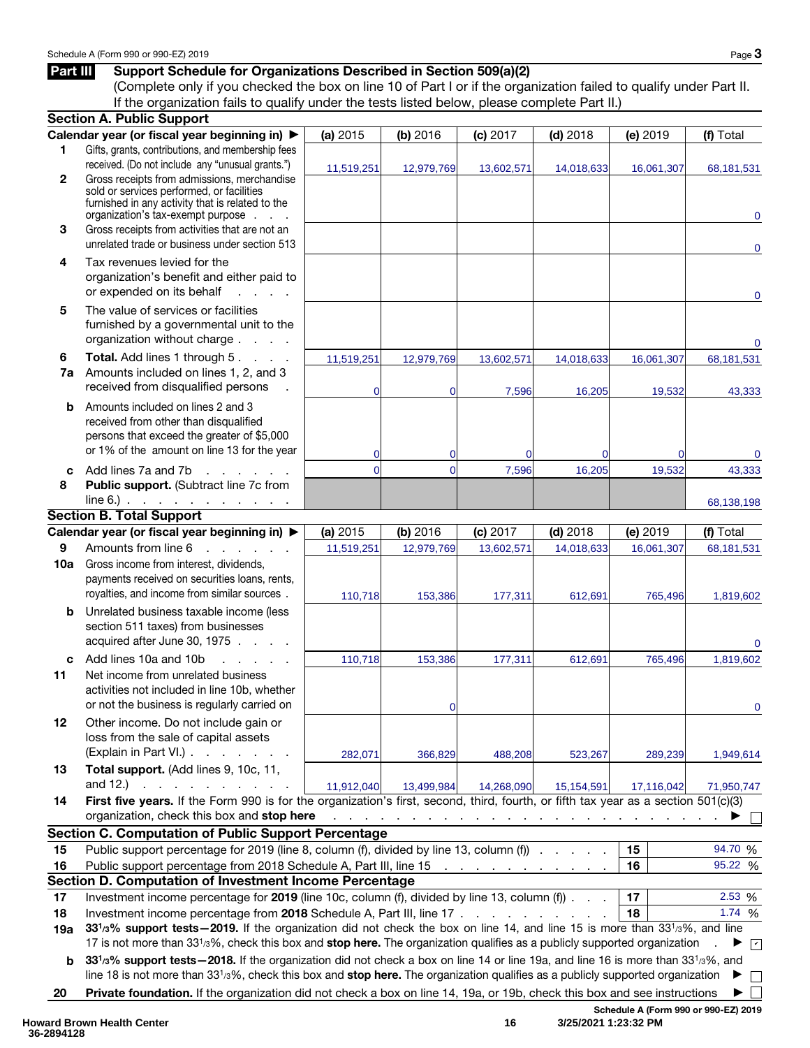Schedule A (Form 990 or 990-EZ) 2019

## Part III Support Schedule for Organizations Described in Section 509(a)(2)

(Complete only if you checked the box on line 10 of Part I or if the organization failed to qualify under Part II. If the organization fails to qualify under the tests listed below, please complete Part II.)

### Section A. Public Support

| | Calendar year (or fiscal year beginning in) ▶ | (a) 2015 | (b) 2016 | (c) 2017 | (d) 2018 | (e) 2019 | (f) Total |
|---|---|---|---|---|---|---|---|
| 1 | Gifts, grants, contributions, and membership fees received. (Do not include any "unusual grants.") | 11,519,251 | 12,979,769 | 13,602,571 | 14,018,633 | 16,061,307 | 68,181,531 |
| 2 | Gross receipts from admissions, merchandise sold or services performed, or facilities furnished in any activity that is related to the organization's tax-exempt purpose | | | | | | 0 |
| 3 | Gross receipts from activities that are not an unrelated trade or business under section 513 | | | | | | 0 |
| 4 | Tax revenues levied for the organization's benefit and either paid to or expended on its behalf | | | | | | 0 |
| 5 | The value of services or facilities furnished by a governmental unit to the organization without charge | | | | | | 0 |
| 6 | **Total.** Add lines 1 through 5 | 11,519,251 | 12,979,769 | 13,602,571 | 14,018,633 | 16,061,307 | 68,181,531 |
| 7a | Amounts included on lines 1, 2, and 3 received from disqualified persons | 0 | 0 | 7,596 | 16,205 | 19,532 | 43,333 |
| b | Amounts included on lines 2 and 3 received from other than disqualified persons that exceed the greater of $5,000 or 1% of the amount on line 13 for the year | 0 | 0 | 0 | 0 | 0 | 0 |
| c | Add lines 7a and 7b | 0 | 0 | 7,596 | 16,205 | 19,532 | 43,333 |
| 8 | **Public support.** (Subtract line 7c from line 6.) | | | | | | 68,138,198 |

### Section B. Total Support

| | Calendar year (or fiscal year beginning in) ▶ | (a) 2015 | (b) 2016 | (c) 2017 | (d) 2018 | (e) 2019 | (f) Total |
|---|---|---|---|---|---|---|---|
| 9 | Amounts from line 6 | 11,519,251 | 12,979,769 | 13,602,571 | 14,018,633 | 16,061,307 | 68,181,531 |
| 10a | Gross income from interest, dividends, payments received on securities loans, rents, royalties, and income from similar sources | 110,718 | 153,386 | 177,311 | 612,691 | 765,496 | 1,819,602 |
| b | Unrelated business taxable income (less section 511 taxes) from businesses acquired after June 30, 1975 | | | | | | 0 |
| c | Add lines 10a and 10b | 110,718 | 153,386 | 177,311 | 612,691 | 765,496 | 1,819,602 |
| 11 | Net income from unrelated business activities not included in line 10b, whether or not the business is regularly carried on | | 0 | | | | 0 |
| 12 | Other income. Do not include gain or loss from the sale of capital assets (Explain in Part VI.) | 282,071 | 366,829 | 488,208 | 523,267 | 289,239 | 1,949,614 |
| 13 | **Total support.** (Add lines 9, 10c, 11, and 12.) | 11,912,040 | 13,499,984 | 14,268,090 | 15,154,591 | 17,116,042 | 71,950,747 |

**14** **First five years.** If the Form 990 is for the organization's first, second, third, fourth, or fifth tax year as a section 501(c)(3) organization, check this box and **stop here** ▶ ☐

### Section C. Computation of Public Support Percentage

| | | | |
|---|---|---|---|
| 15 | Public support percentage for 2019 (line 8, column (f), divided by line 13, column (f)) | 15 | 94.70 % |
| 16 | Public support percentage from 2018 Schedule A, Part III, line 15 | 16 | 95.22 % |

### Section D. Computation of Investment Income Percentage

| | | | |
|---|---|---|---|
| 17 | Investment income percentage for **2019** (line 10c, column (f), divided by line 13, column (f)) | 17 | 2.53 % |
| 18 | Investment income percentage from **2018** Schedule A, Part III, line 17 | 18 | 1.74 % |

**19a** **33 1/3% support tests—2019.** If the organization did not check the box on line 14, and line 15 is more than 33 1/3%, and line 17 is not more than 33 1/3%, check this box and **stop here.** The organization qualifies as a publicly supported organization ▶ ☑

**b** **33 1/3% support tests—2018.** If the organization did not check a box on line 14 or line 19a, and line 16 is more than 33 1/3%, and line 18 is not more than 33 1/3%, check this box and **stop here.** The organization qualifies as a publicly supported organization ▶ ☐

**20** **Private foundation.** If the organization did not check a box on line 14, 19a, or 19b, check this box and see instructions ▶ ☐

Schedule A (Form 990 or 990-EZ) 2019

Howard Brown Health Center
36-2894128

3/25/2021 1:23:32 PM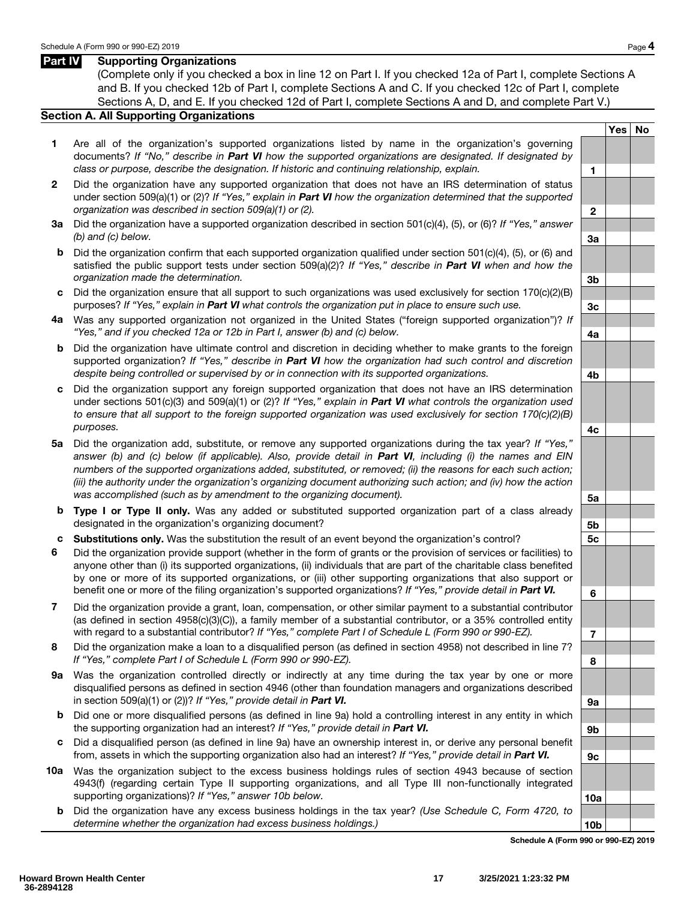## Part IV Supporting Organizations

(Complete only if you checked a box in line 12 on Part I. If you checked 12a of Part I, complete Sections A and B. If you checked 12b of Part I, complete Sections A and C. If you checked 12c of Part I, complete Sections A, D, and E. If you checked 12d of Part I, complete Sections A and D, and complete Part V.)

### Section A. All Supporting Organizations

| | | | Yes | No |
|---|---|---|---|---|
| **1** | Are all of the organization's supported organizations listed by name in the organization's governing documents? *If "No," describe in **Part VI** how the supported organizations are designated. If designated by class or purpose, describe the designation. If historic and continuing relationship, explain.* | 1 | | |
| **2** | Did the organization have any supported organization that does not have an IRS determination of status under section 509(a)(1) or (2)? *If "Yes," explain in **Part VI** how the organization determined that the supported organization was described in section 509(a)(1) or (2).* | 2 | | |
| **3a** | Did the organization have a supported organization described in section 501(c)(4), (5), or (6)? *If "Yes," answer (b) and (c) below.* | 3a | | |
| **b** | Did the organization confirm that each supported organization qualified under section 501(c)(4), (5), or (6) and satisfied the public support tests under section 509(a)(2)? *If "Yes," describe in **Part VI** when and how the organization made the determination.* | 3b | | |
| **c** | Did the organization ensure that all support to such organizations was used exclusively for section 170(c)(2)(B) purposes? *If "Yes," explain in **Part VI** what controls the organization put in place to ensure such use.* | 3c | | |
| **4a** | Was any supported organization not organized in the United States ("foreign supported organization")? *If "Yes," and if you checked 12a or 12b in Part I, answer (b) and (c) below.* | 4a | | |
| **b** | Did the organization have ultimate control and discretion in deciding whether to make grants to the foreign supported organization? *If "Yes," describe in **Part VI** how the organization had such control and discretion despite being controlled or supervised by or in connection with its supported organizations.* | 4b | | |
| **c** | Did the organization support any foreign supported organization that does not have an IRS determination under sections 501(c)(3) and 509(a)(1) or (2)? *If "Yes," explain in **Part VI** what controls the organization used to ensure that all support to the foreign supported organization was used exclusively for section 170(c)(2)(B) purposes.* | 4c | | |
| **5a** | Did the organization add, substitute, or remove any supported organizations during the tax year? *If "Yes," answer (b) and (c) below (if applicable). Also, provide detail in **Part VI**, including (i) the names and EIN numbers of the supported organizations added, substituted, or removed; (ii) the reasons for each such action; (iii) the authority under the organization's organizing document authorizing such action; and (iv) how the action was accomplished (such as by amendment to the organizing document).* | 5a | | |
| **b** | **Type I or Type II only.** Was any added or substituted supported organization part of a class already designated in the organization's organizing document? | 5b | | |
| **c** | **Substitutions only.** Was the substitution the result of an event beyond the organization's control? | 5c | | |
| **6** | Did the organization provide support (whether in the form of grants or the provision of services or facilities) to anyone other than (i) its supported organizations, (ii) individuals that are part of the charitable class benefited by one or more of its supported organizations, or (iii) other supporting organizations that also support or benefit one or more of the filing organization's supported organizations? *If "Yes," provide detail in **Part VI.*** | 6 | | |
| **7** | Did the organization provide a grant, loan, compensation, or other similar payment to a substantial contributor (as defined in section 4958(c)(3)(C)), a family member of a substantial contributor, or a 35% controlled entity with regard to a substantial contributor? *If "Yes," complete Part I of Schedule L (Form 990 or 990-EZ).* | 7 | | |
| **8** | Did the organization make a loan to a disqualified person (as defined in section 4958) not described in line 7? *If "Yes," complete Part I of Schedule L (Form 990 or 990-EZ).* | 8 | | |
| **9a** | Was the organization controlled directly or indirectly at any time during the tax year by one or more disqualified persons as defined in section 4946 (other than foundation managers and organizations described in section 509(a)(1) or (2))? *If "Yes," provide detail in **Part VI.*** | 9a | | |
| **b** | Did one or more disqualified persons (as defined in line 9a) hold a controlling interest in any entity in which the supporting organization had an interest? *If "Yes," provide detail in **Part VI.*** | 9b | | |
| **c** | Did a disqualified person (as defined in line 9a) have an ownership interest in, or derive any personal benefit from, assets in which the supporting organization also had an interest? *If "Yes," provide detail in **Part VI.*** | 9c | | |
| **10a** | Was the organization subject to the excess business holdings rules of section 4943 because of section 4943(f) (regarding certain Type II supporting organizations, and all Type III non-functionally integrated supporting organizations)? *If "Yes," answer 10b below.* | 10a | | |
| **b** | Did the organization have any excess business holdings in the tax year? *(Use Schedule C, Form 4720, to determine whether the organization had excess business holdings.)* | 10b | | |

**Schedule A (Form 990 or 990-EZ) 2019**

Howard Brown Health Center
36-2894128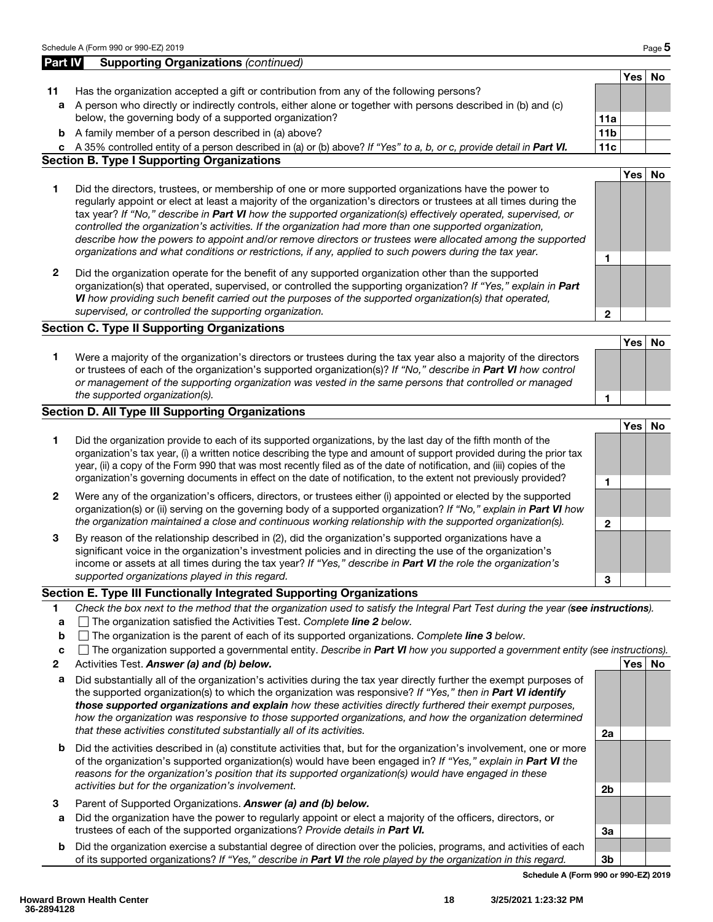## Part IV Supporting Organizations *(continued)*

| | | | Yes | No |
|---|---|---|---|---|
| **11** | Has the organization accepted a gift or contribution from any of the following persons? | | | |
| **a** | A person who directly or indirectly controls, either alone or together with persons described in (b) and (c) below, the governing body of a supported organization? | **11a** | | |
| **b** | A family member of a person described in (a) above? | **11b** | | |
| **c** | A 35% controlled entity of a person described in (a) or (b) above? *If "Yes" to a, b, or c, provide detail in **Part VI.*** | **11c** | | |

### Section B. Type I Supporting Organizations

| | | | Yes | No |
|---|---|---|---|---|
| **1** | Did the directors, trustees, or membership of one or more supported organizations have the power to regularly appoint or elect at least a majority of the organization's directors or trustees at all times during the tax year? *If "No," describe in **Part VI** how the supported organization(s) effectively operated, supervised, or controlled the organization's activities. If the organization had more than one supported organization, describe how the powers to appoint and/or remove directors or trustees were allocated among the supported organizations and what conditions or restrictions, if any, applied to such powers during the tax year.* | **1** | | |
| **2** | Did the organization operate for the benefit of any supported organization other than the supported organization(s) that operated, supervised, or controlled the supporting organization? *If "Yes," explain in **Part VI** how providing such benefit carried out the purposes of the supported organization(s) that operated, supervised, or controlled the supporting organization.* | **2** | | |

### Section C. Type II Supporting Organizations

| | | | Yes | No |
|---|---|---|---|---|
| **1** | Were a majority of the organization's directors or trustees during the tax year also a majority of the directors or trustees of each of the organization's supported organization(s)? *If "No," describe in **Part VI** how control or management of the supporting organization was vested in the same persons that controlled or managed the supported organization(s).* | **1** | | |

### Section D. All Type III Supporting Organizations

| | | | Yes | No |
|---|---|---|---|---|
| **1** | Did the organization provide to each of its supported organizations, by the last day of the fifth month of the organization's tax year, (i) a written notice describing the type and amount of support provided during the prior tax year, (ii) a copy of the Form 990 that was most recently filed as of the date of notification, and (iii) copies of the organization's governing documents in effect on the date of notification, to the extent not previously provided? | **1** | | |
| **2** | Were any of the organization's officers, directors, or trustees either (i) appointed or elected by the supported organization(s) or (ii) serving on the governing body of a supported organization? *If "No," explain in **Part VI** how the organization maintained a close and continuous working relationship with the supported organization(s).* | **2** | | |
| **3** | By reason of the relationship described in (2), did the organization's supported organizations have a significant voice in the organization's investment policies and in directing the use of the organization's income or assets at all times during the tax year? *If "Yes," describe in **Part VI** the role the organization's supported organizations played in this regard.* | **3** | | |

### Section E. Type III Functionally Integrated Supporting Organizations

**1** *Check the box next to the method that the organization used to satisfy the Integral Part Test during the year (**see instructions**).*

- **a** ☐ The organization satisfied the Activities Test. *Complete **line 2** below.*
- **b** ☐ The organization is the parent of each of its supported organizations. *Complete **line 3** below.*
- **c** ☐ The organization supported a governmental entity. *Describe in **Part VI** how you supported a government entity (see instructions).*

| | | | Yes | No |
|---|---|---|---|---|
| **2** | Activities Test. ***Answer (a) and (b) below.*** | | | |
| **a** | Did substantially all of the organization's activities during the tax year directly further the exempt purposes of the supported organization(s) to which the organization was responsive? *If "Yes," then in **Part VI identify those supported organizations and explain** how these activities directly furthered their exempt purposes, how the organization was responsive to those supported organizations, and how the organization determined that these activities constituted substantially all of its activities.* | **2a** | | |
| **b** | Did the activities described in (a) constitute activities that, but for the organization's involvement, one or more of the organization's supported organization(s) would have been engaged in? *If "Yes," explain in **Part VI** the reasons for the organization's position that its supported organization(s) would have engaged in these activities but for the organization's involvement.* | **2b** | | |
| **3** | Parent of Supported Organizations. ***Answer (a) and (b) below.*** | | | |
| **a** | Did the organization have the power to regularly appoint or elect a majority of the officers, directors, or trustees of each of the supported organizations? *Provide details in **Part VI.*** | **3a** | | |
| **b** | Did the organization exercise a substantial degree of direction over the policies, programs, and activities of each of its supported organizations? *If "Yes," describe in **Part VI** the role played by the organization in this regard.* | **3b** | | |

**Schedule A (Form 990 or 990-EZ) 2019**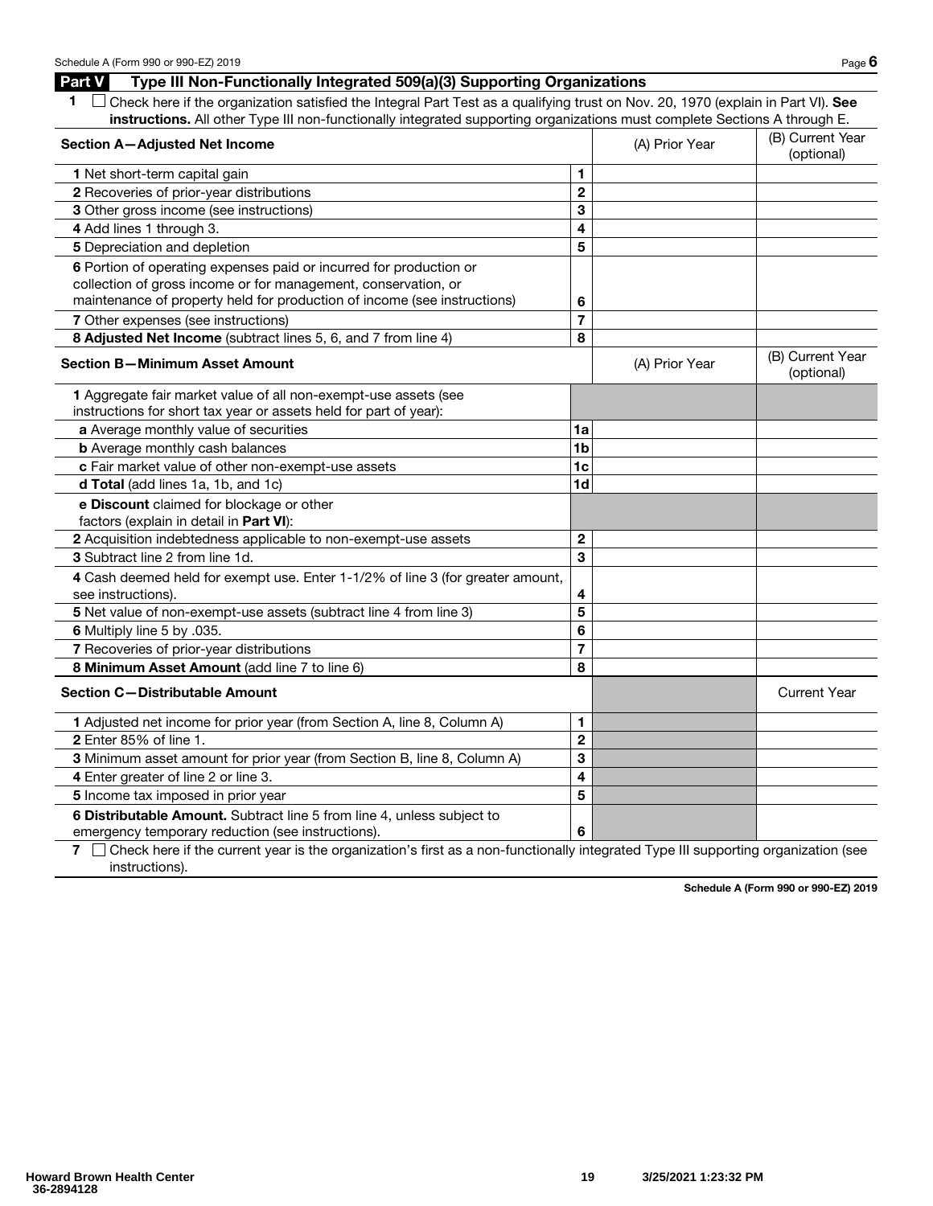## Part V Type III Non-Functionally Integrated 509(a)(3) Supporting Organizations

**1** ☐ Check here if the organization satisfied the Integral Part Test as a qualifying trust on Nov. 20, 1970 (explain in Part VI). **See instructions.** All other Type III non-functionally integrated supporting organizations must complete Sections A through E.

| **Section A—Adjusted Net Income** | | (A) Prior Year | (B) Current Year (optional) |
|---|---|---|---|
| **1** Net short-term capital gain | 1 | | |
| **2** Recoveries of prior-year distributions | 2 | | |
| **3** Other gross income (see instructions) | 3 | | |
| **4** Add lines 1 through 3. | 4 | | |
| **5** Depreciation and depletion | 5 | | |
| **6** Portion of operating expenses paid or incurred for production or collection of gross income or for management, conservation, or maintenance of property held for production of income (see instructions) | 6 | | |
| **7** Other expenses (see instructions) | 7 | | |
| **8 Adjusted Net Income** (subtract lines 5, 6, and 7 from line 4) | 8 | | |

| **Section B—Minimum Asset Amount** | | (A) Prior Year | (B) Current Year (optional) |
|---|---|---|---|
| **1** Aggregate fair market value of all non-exempt-use assets (see instructions for short tax year or assets held for part of year): | | | |
| **a** Average monthly value of securities | 1a | | |
| **b** Average monthly cash balances | 1b | | |
| **c** Fair market value of other non-exempt-use assets | 1c | | |
| **d Total** (add lines 1a, 1b, and 1c) | 1d | | |
| **e Discount** claimed for blockage or other factors (explain in detail in **Part VI**): | | | |
| **2** Acquisition indebtedness applicable to non-exempt-use assets | 2 | | |
| **3** Subtract line 2 from line 1d. | 3 | | |
| **4** Cash deemed held for exempt use. Enter 1-1/2% of line 3 (for greater amount, see instructions). | 4 | | |
| **5** Net value of non-exempt-use assets (subtract line 4 from line 3) | 5 | | |
| **6** Multiply line 5 by .035. | 6 | | |
| **7** Recoveries of prior-year distributions | 7 | | |
| **8 Minimum Asset Amount** (add line 7 to line 6) | 8 | | |

| **Section C—Distributable Amount** | | | Current Year |
|---|---|---|---|
| **1** Adjusted net income for prior year (from Section A, line 8, Column A) | 1 | | |
| **2** Enter 85% of line 1. | 2 | | |
| **3** Minimum asset amount for prior year (from Section B, line 8, Column A) | 3 | | |
| **4** Enter greater of line 2 or line 3. | 4 | | |
| **5** Income tax imposed in prior year | 5 | | |
| **6 Distributable Amount.** Subtract line 5 from line 4, unless subject to emergency temporary reduction (see instructions). | 6 | | |

**7** ☐ Check here if the current year is the organization's first as a non-functionally integrated Type III supporting organization (see instructions).

Howard Brown Health Center
36-2894128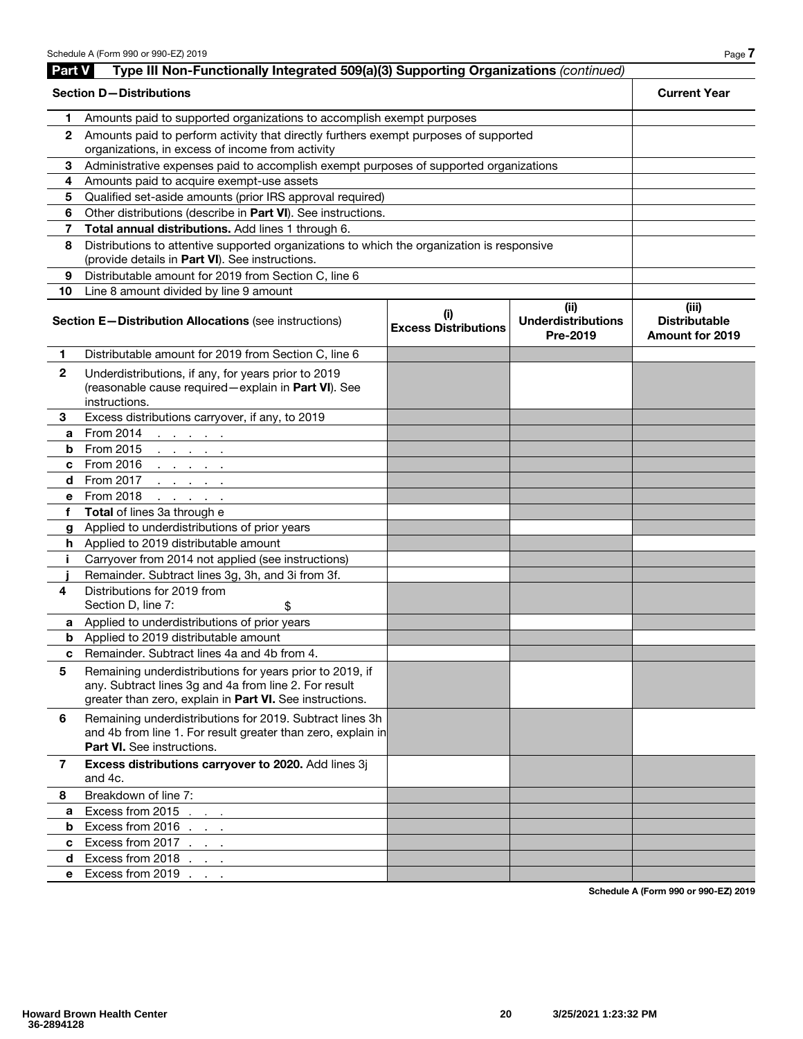## Part V Type III Non-Functionally Integrated 509(a)(3) Supporting Organizations *(continued)*

| Section D—Distributions | | Current Year |
|---|---|---|
| 1 | Amounts paid to supported organizations to accomplish exempt purposes | |
| 2 | Amounts paid to perform activity that directly furthers exempt purposes of supported organizations, in excess of income from activity | |
| 3 | Administrative expenses paid to accomplish exempt purposes of supported organizations | |
| 4 | Amounts paid to acquire exempt-use assets | |
| 5 | Qualified set-aside amounts (prior IRS approval required) | |
| 6 | Other distributions (describe in **Part VI**). See instructions. | |
| 7 | **Total annual distributions.** Add lines 1 through 6. | |
| 8 | Distributions to attentive supported organizations to which the organization is responsive (provide details in **Part VI**). See instructions. | |
| 9 | Distributable amount for 2019 from Section C, line 6 | |
| 10 | Line 8 amount divided by line 9 amount | |

| | Section E—Distribution Allocations (see instructions) | (i) Excess Distributions | (ii) Underdistributions Pre-2019 | (iii) Distributable Amount for 2019 |
|---|---|---|---|---|
| 1 | Distributable amount for 2019 from Section C, line 6 | | | |
| 2 | Underdistributions, if any, for years prior to 2019 (reasonable cause required—explain in **Part VI**). See instructions. | | | |
| 3 | Excess distributions carryover, if any, to 2019 | | | |
| a | From 2014 | | | |
| b | From 2015 | | | |
| c | From 2016 | | | |
| d | From 2017 | | | |
| e | From 2018 | | | |
| f | **Total** of lines 3a through e | | | |
| g | Applied to underdistributions of prior years | | | |
| h | Applied to 2019 distributable amount | | | |
| i | Carryover from 2014 not applied (see instructions) | | | |
| j | Remainder. Subtract lines 3g, 3h, and 3i from 3f. | | | |
| 4 | Distributions for 2019 from Section D, line 7: $ | | | |
| a | Applied to underdistributions of prior years | | | |
| b | Applied to 2019 distributable amount | | | |
| c | Remainder. Subtract lines 4a and 4b from 4. | | | |
| 5 | Remaining underdistributions for years prior to 2019, if any. Subtract lines 3g and 4a from line 2. For result greater than zero, explain in **Part VI.** See instructions. | | | |
| 6 | Remaining underdistributions for 2019. Subtract lines 3h and 4b from line 1. For result greater than zero, explain in **Part VI.** See instructions. | | | |
| 7 | **Excess distributions carryover to 2020.** Add lines 3j and 4c. | | | |
| 8 | Breakdown of line 7: | | | |
| a | Excess from 2015 | | | |
| b | Excess from 2016 | | | |
| c | Excess from 2017 | | | |
| d | Excess from 2018 | | | |
| e | Excess from 2019 | | | |

Schedule A (Form 990 or 990-EZ) 2019

Howard Brown Health Center
36-2894128

3/25/2021 1:23:32 PM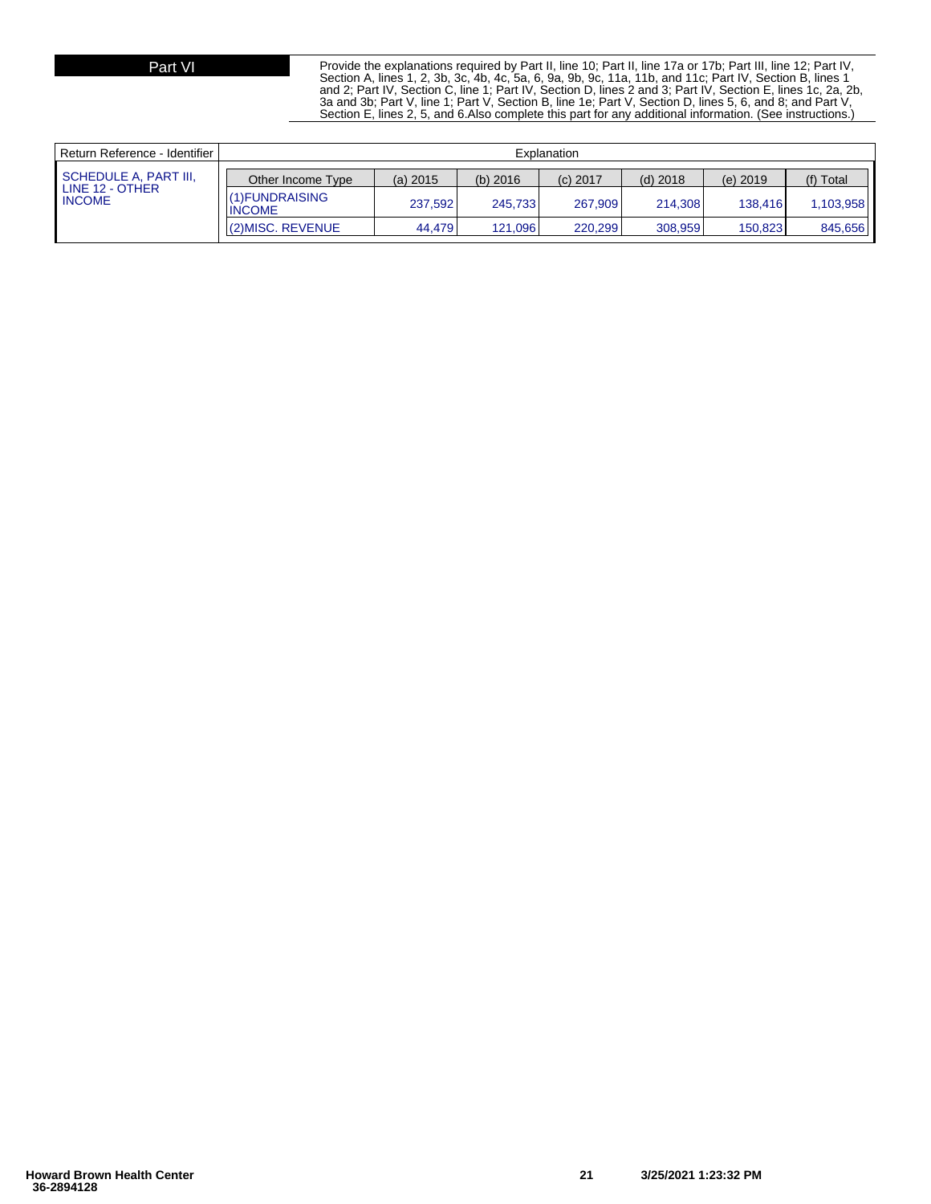## Part VI

Provide the explanations required by Part II, line 10; Part II, line 17a or 17b; Part III, line 12; Part IV, Section A, lines 1, 2, 3b, 3c, 4b, 4c, 5a, 6, 9a, 9b, 9c, 11a, 11b, and 11c; Part IV, Section B, lines 1 and 2; Part IV, Section C, line 1; Part IV, Section D, lines 2 and 3; Part IV, Section E, lines 1c, 2a, 2b, 3a and 3b; Part V, line 1; Part V, Section B, line 1e; Part V, Section D, lines 5, 6, and 8; and Part V, Section E, lines 2, 5, and 6.Also complete this part for any additional information. (See instructions.)

| Return Reference - Identifier | Explanation | | | | | | |
|---|---|---|---|---|---|---|---|
| SCHEDULE A, PART III, LINE 12 - OTHER INCOME | Other Income Type | (a) 2015 | (b) 2016 | (c) 2017 | (d) 2018 | (e) 2019 | (f) Total |
| | (1)FUNDRAISING INCOME | 237,592 | 245,733 | 267,909 | 214,308 | 138,416 | 1,103,958 |
| | (2)MISC. REVENUE | 44,479 | 121,096 | 220,299 | 308,959 | 150,823 | 845,656 |

Howard Brown Health Center
36-2894128

3/25/2021 1:23:32 PM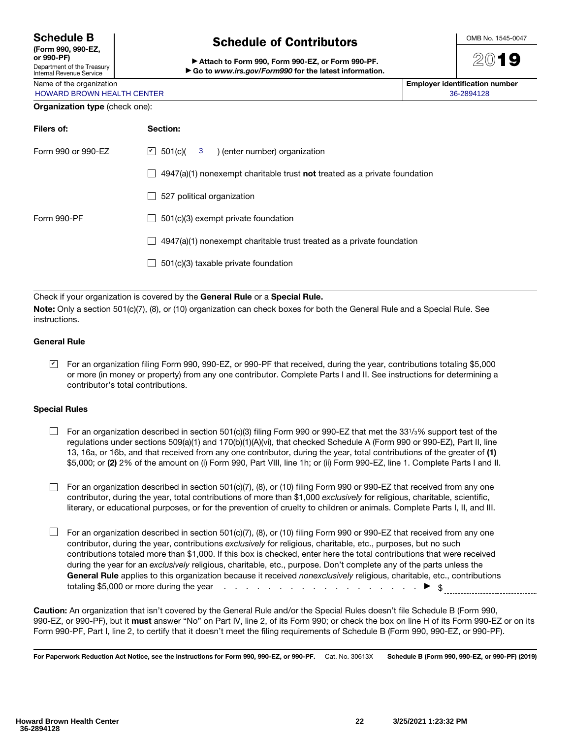**Schedule B**
**(Form 990, 990-EZ, or 990-PF)**
Department of the Treasury
Internal Revenue Service

# Schedule of Contributors

▶ **Attach to Form 990, Form 990-EZ, or Form 990-PF.**
▶ **Go to *www.irs.gov/Form990* for the latest information.**

OMB No. 1545-0047

**2019**

| Name of the organization | Employer identification number |
|---|---|
| HOWARD BROWN HEALTH CENTER | 36-2894128 |

**Organization type** (check one):

| Filers of: | Section: |
|---|---|
| Form 990 or 990-EZ | ☑ 501(c)( 3 ) (enter number) organization |
| | ☐ 4947(a)(1) nonexempt charitable trust **not** treated as a private foundation |
| | ☐ 527 political organization |
| Form 990-PF | ☐ 501(c)(3) exempt private foundation |
| | ☐ 4947(a)(1) nonexempt charitable trust treated as a private foundation |
| | ☐ 501(c)(3) taxable private foundation |

Check if your organization is covered by the **General Rule** or a **Special Rule.**

**Note:** Only a section 501(c)(7), (8), or (10) organization can check boxes for both the General Rule and a Special Rule. See instructions.

### General Rule

☑ For an organization filing Form 990, 990-EZ, or 990-PF that received, during the year, contributions totaling $5,000 or more (in money or property) from any one contributor. Complete Parts I and II. See instructions for determining a contributor's total contributions.

### Special Rules

☐ For an organization described in section 501(c)(3) filing Form 990 or 990-EZ that met the 33 1/3% support test of the regulations under sections 509(a)(1) and 170(b)(1)(A)(vi), that checked Schedule A (Form 990 or 990-EZ), Part II, line 13, 16a, or 16b, and that received from any one contributor, during the year, total contributions of the greater of **(1)** $5,000; or **(2)** 2% of the amount on (i) Form 990, Part VIII, line 1h; or (ii) Form 990-EZ, line 1. Complete Parts I and II.

☐ For an organization described in section 501(c)(7), (8), or (10) filing Form 990 or 990-EZ that received from any one contributor, during the year, total contributions of more than $1,000 *exclusively* for religious, charitable, scientific, literary, or educational purposes, or for the prevention of cruelty to children or animals. Complete Parts I, II, and III.

☐ For an organization described in section 501(c)(7), (8), or (10) filing Form 990 or 990-EZ that received from any one contributor, during the year, contributions *exclusively* for religious, charitable, etc., purposes, but no such contributions totaled more than $1,000. If this box is checked, enter here the total contributions that were received during the year for an *exclusively* religious, charitable, etc., purpose. Don't complete any of the parts unless the **General Rule** applies to this organization because it received *nonexclusively* religious, charitable, etc., contributions totaling $5,000 or more during the year . . . . . . . . . . . . . . . . . . . . ▶ $ ____________

**Caution:** An organization that isn't covered by the General Rule and/or the Special Rules doesn't file Schedule B (Form 990, 990-EZ, or 990-PF), but it **must** answer "No" on Part IV, line 2, of its Form 990; or check the box on line H of its Form 990-EZ or on its Form 990-PF, Part I, line 2, to certify that it doesn't meet the filing requirements of Schedule B (Form 990, 990-EZ, or 990-PF).

**For Paperwork Reduction Act Notice, see the instructions for Form 990, 990-EZ, or 990-PF.** Cat. No. 30613X **Schedule B (Form 990, 990-EZ, or 990-PF) (2019)**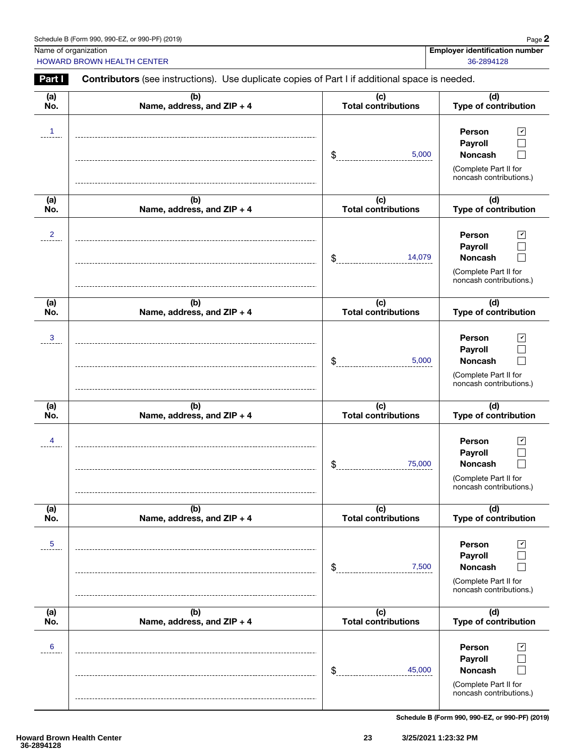Schedule B (Form 990, 990-EZ, or 990-PF) (2019)

| Name of organization | Employer identification number |
|---|---|
| HOWARD BROWN HEALTH CENTER | 36-2894128 |

**Part I** **Contributors** (see instructions). Use duplicate copies of Part I if additional space is needed.

| (a) No. | (b) Name, address, and ZIP + 4 | (c) Total contributions | (d) Type of contribution |
|---|---|---|---|
| 1 | | $ 5,000 | Person ☑ Payroll ☐ Noncash ☐ (Complete Part II for noncash contributions.) |
| 2 | | $ 14,079 | Person ☑ Payroll ☐ Noncash ☐ (Complete Part II for noncash contributions.) |
| 3 | | $ 5,000 | Person ☑ Payroll ☐ Noncash ☐ (Complete Part II for noncash contributions.) |
| 4 | | $ 75,000 | Person ☑ Payroll ☐ Noncash ☐ (Complete Part II for noncash contributions.) |
| 5 | | $ 7,500 | Person ☑ Payroll ☐ Noncash ☐ (Complete Part II for noncash contributions.) |
| 6 | | $ 45,000 | Person ☑ Payroll ☐ Noncash ☐ (Complete Part II for noncash contributions.) |

Schedule B (Form 990, 990-EZ, or 990-PF) (2019)

Howard Brown Health Center 36-2894128 3/25/2021 1:23:32 PM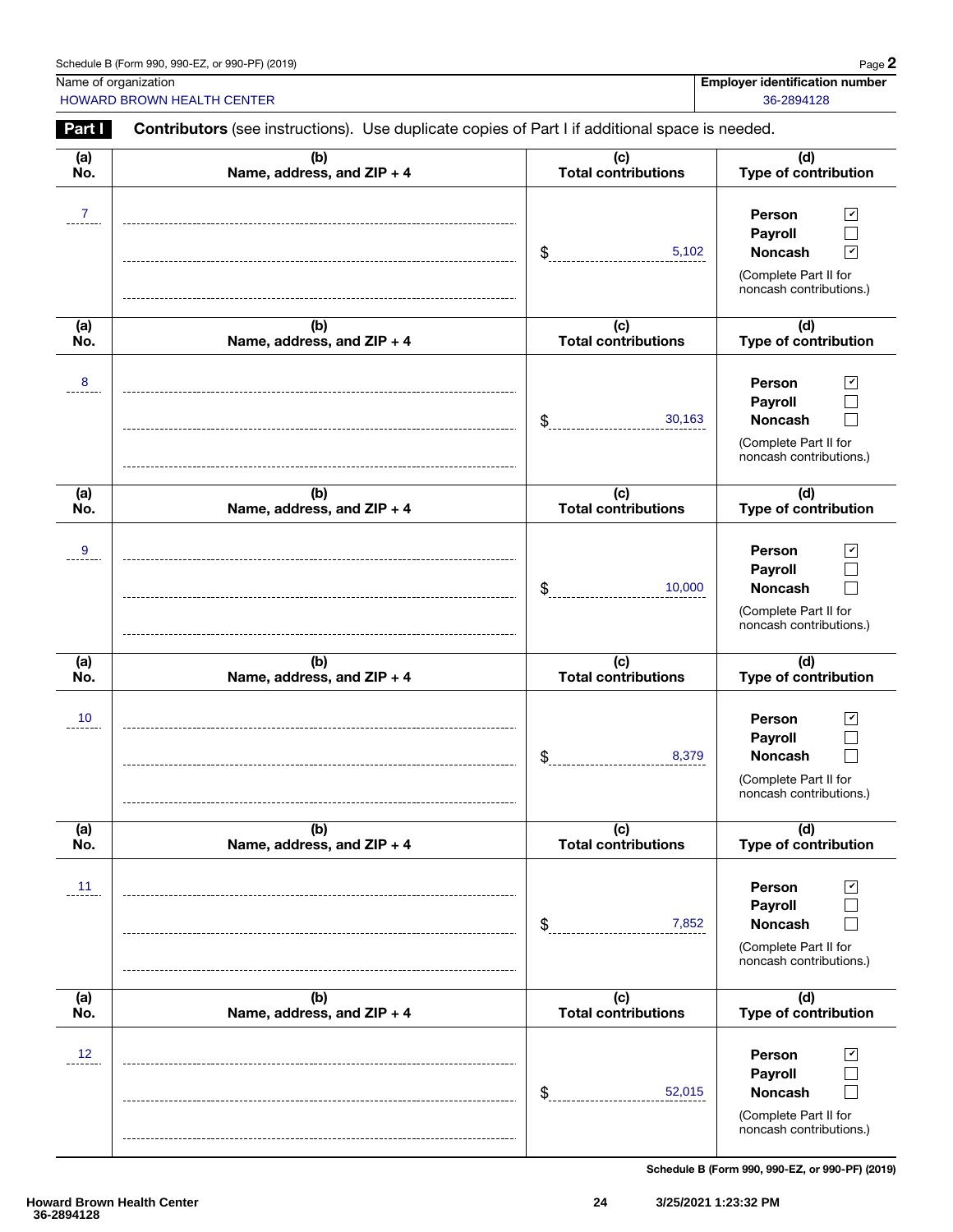Schedule B (Form 990, 990-EZ, or 990-PF) (2019)

Name of organization: HOWARD BROWN HEALTH CENTER

Employer identification number: 36-2894128

**Part I** **Contributors** (see instructions). Use duplicate copies of Part I if additional space is needed.

| (a) No. | (b) Name, address, and ZIP + 4 | (c) Total contributions | (d) Type of contribution |
|---|---|---|---|
| 7 | | $ 5,102 | Person ☑ Payroll ☐ Noncash ☑ (Complete Part II for noncash contributions.) |
| 8 | | $ 30,163 | Person ☑ Payroll ☐ Noncash ☐ (Complete Part II for noncash contributions.) |
| 9 | | $ 10,000 | Person ☑ Payroll ☐ Noncash ☐ (Complete Part II for noncash contributions.) |
| 10 | | $ 8,379 | Person ☑ Payroll ☐ Noncash ☐ (Complete Part II for noncash contributions.) |
| 11 | | $ 7,852 | Person ☑ Payroll ☐ Noncash ☐ (Complete Part II for noncash contributions.) |
| 12 | | $ 52,015 | Person ☑ Payroll ☐ Noncash ☐ (Complete Part II for noncash contributions.) |

Schedule B (Form 990, 990-EZ, or 990-PF) (2019)

Howard Brown Health Center
36-2894128

3/25/2021 1:23:32 PM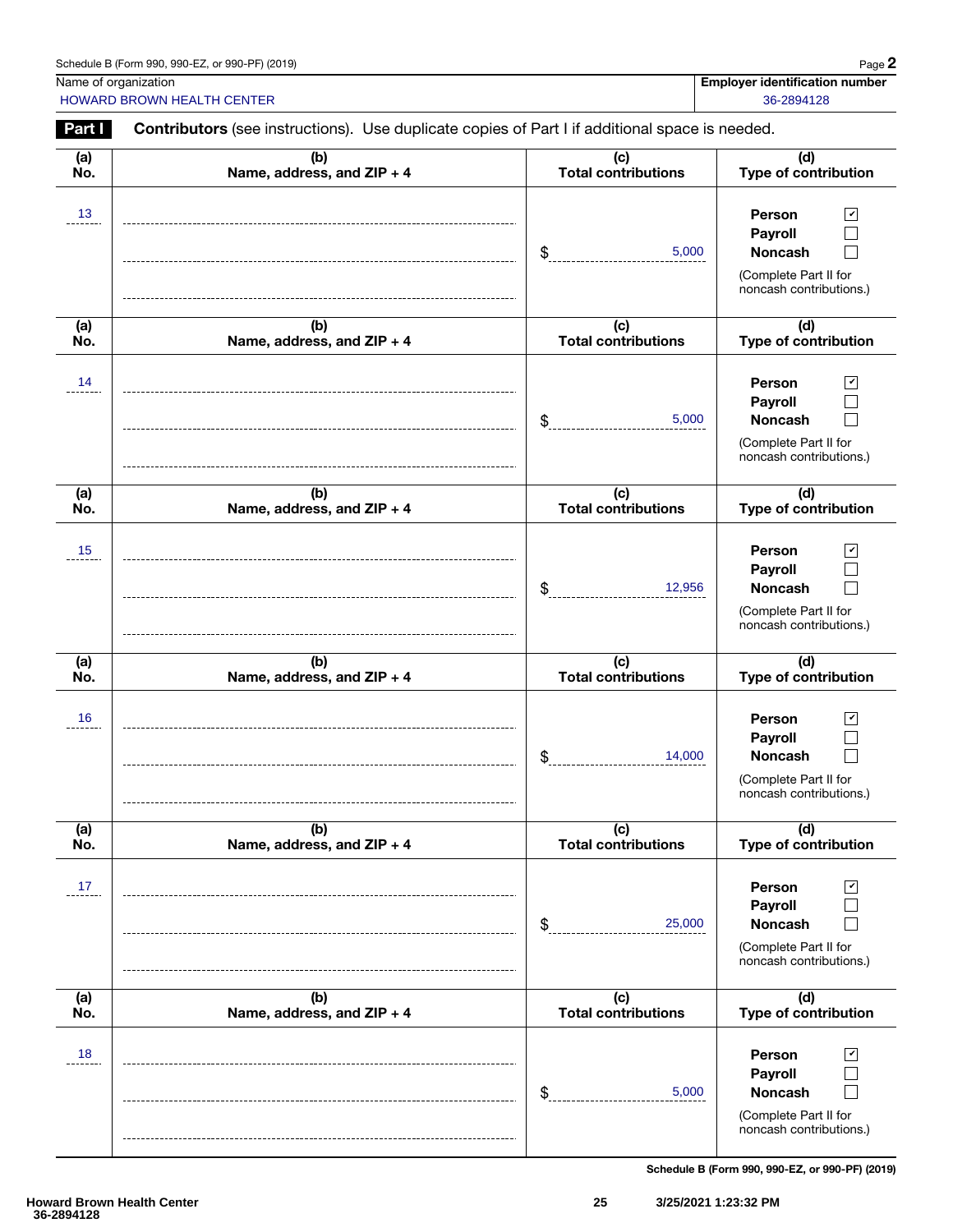Schedule B (Form 990, 990-EZ, or 990-PF) (2019) Page **2**

Name of organization: HOWARD BROWN HEALTH CENTER

**Employer identification number**: 36-2894128

**Part I** **Contributors** (see instructions). Use duplicate copies of Part I if additional space is needed.

| (a) No. | (b) Name, address, and ZIP + 4 | (c) Total contributions | (d) Type of contribution |
|---|---|---|---|
| 13 | | $ 5,000 | Person ☑ Payroll ☐ Noncash ☐ (Complete Part II for noncash contributions.) |
| 14 | | $ 5,000 | Person ☑ Payroll ☐ Noncash ☐ (Complete Part II for noncash contributions.) |
| 15 | | $ 12,956 | Person ☑ Payroll ☐ Noncash ☐ (Complete Part II for noncash contributions.) |
| 16 | | $ 14,000 | Person ☑ Payroll ☐ Noncash ☐ (Complete Part II for noncash contributions.) |
| 17 | | $ 25,000 | Person ☑ Payroll ☐ Noncash ☐ (Complete Part II for noncash contributions.) |
| 18 | | $ 5,000 | Person ☑ Payroll ☐ Noncash ☐ (Complete Part II for noncash contributions.) |

Schedule B (Form 990, 990-EZ, or 990-PF) (2019)

Howard Brown Health Center
36-2894128

3/25/2021 1:23:32 PM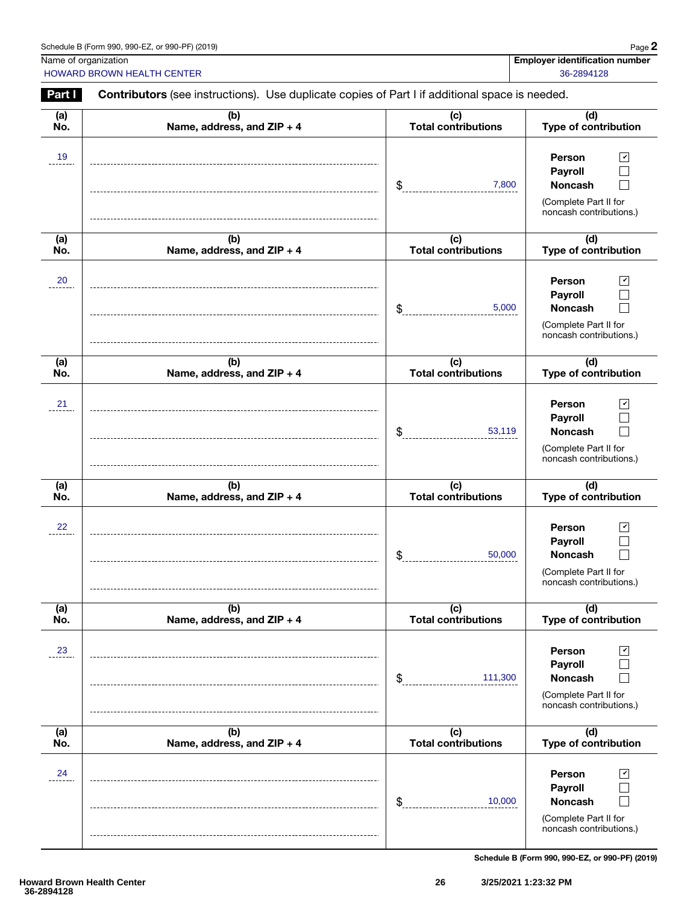Schedule B (Form 990, 990-EZ, or 990-PF) (2019) Page **2**

Name of organization: HOWARD BROWN HEALTH CENTER

**Employer identification number**: 36-2894128

**Part I** **Contributors** (see instructions). Use duplicate copies of Part I if additional space is needed.

| (a) No. | (b) Name, address, and ZIP + 4 | (c) Total contributions | (d) Type of contribution |
|---|---|---|---|
| 19 | | $ 7,800 | Person ☑ Payroll ☐ Noncash ☐ (Complete Part II for noncash contributions.) |
| 20 | | $ 5,000 | Person ☑ Payroll ☐ Noncash ☐ (Complete Part II for noncash contributions.) |
| 21 | | $ 53,119 | Person ☑ Payroll ☐ Noncash ☐ (Complete Part II for noncash contributions.) |
| 22 | | $ 50,000 | Person ☑ Payroll ☐ Noncash ☐ (Complete Part II for noncash contributions.) |
| 23 | | $ 111,300 | Person ☑ Payroll ☐ Noncash ☐ (Complete Part II for noncash contributions.) |
| 24 | | $ 10,000 | Person ☑ Payroll ☐ Noncash ☐ (Complete Part II for noncash contributions.) |

**Schedule B (Form 990, 990-EZ, or 990-PF) (2019)**

**Howard Brown Health Center**
**36-2894128**

3/25/2021 1:23:32 PM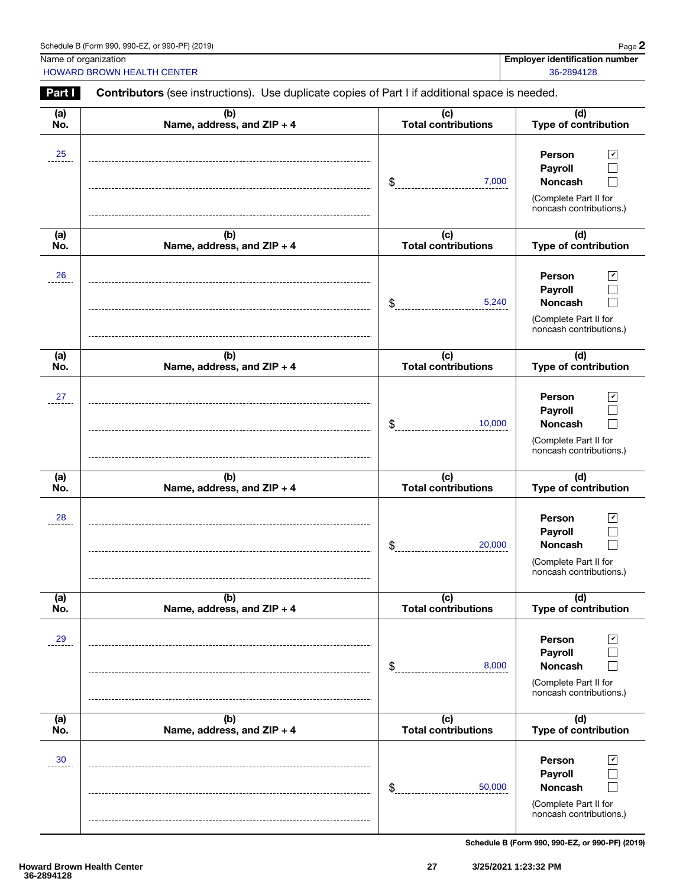Schedule B (Form 990, 990-EZ, or 990-PF) (2019)

| Name of organization | Employer identification number |
|---|---|
| HOWARD BROWN HEALTH CENTER | 36-2894128 |

**Part I** **Contributors** (see instructions). Use duplicate copies of Part I if additional space is needed.

| (a) No. | (b) Name, address, and ZIP + 4 | (c) Total contributions | (d) Type of contribution |
|---|---|---|---|
| 25 | | $ 7,000 | Person ☑ Payroll ☐ Noncash ☐ (Complete Part II for noncash contributions.) |
| 26 | | $ 5,240 | Person ☑ Payroll ☐ Noncash ☐ (Complete Part II for noncash contributions.) |
| 27 | | $ 10,000 | Person ☑ Payroll ☐ Noncash ☐ (Complete Part II for noncash contributions.) |
| 28 | | $ 20,000 | Person ☑ Payroll ☐ Noncash ☐ (Complete Part II for noncash contributions.) |
| 29 | | $ 8,000 | Person ☑ Payroll ☐ Noncash ☐ (Complete Part II for noncash contributions.) |
| 30 | | $ 50,000 | Person ☑ Payroll ☐ Noncash ☐ (Complete Part II for noncash contributions.) |

Schedule B (Form 990, 990-EZ, or 990-PF) (2019)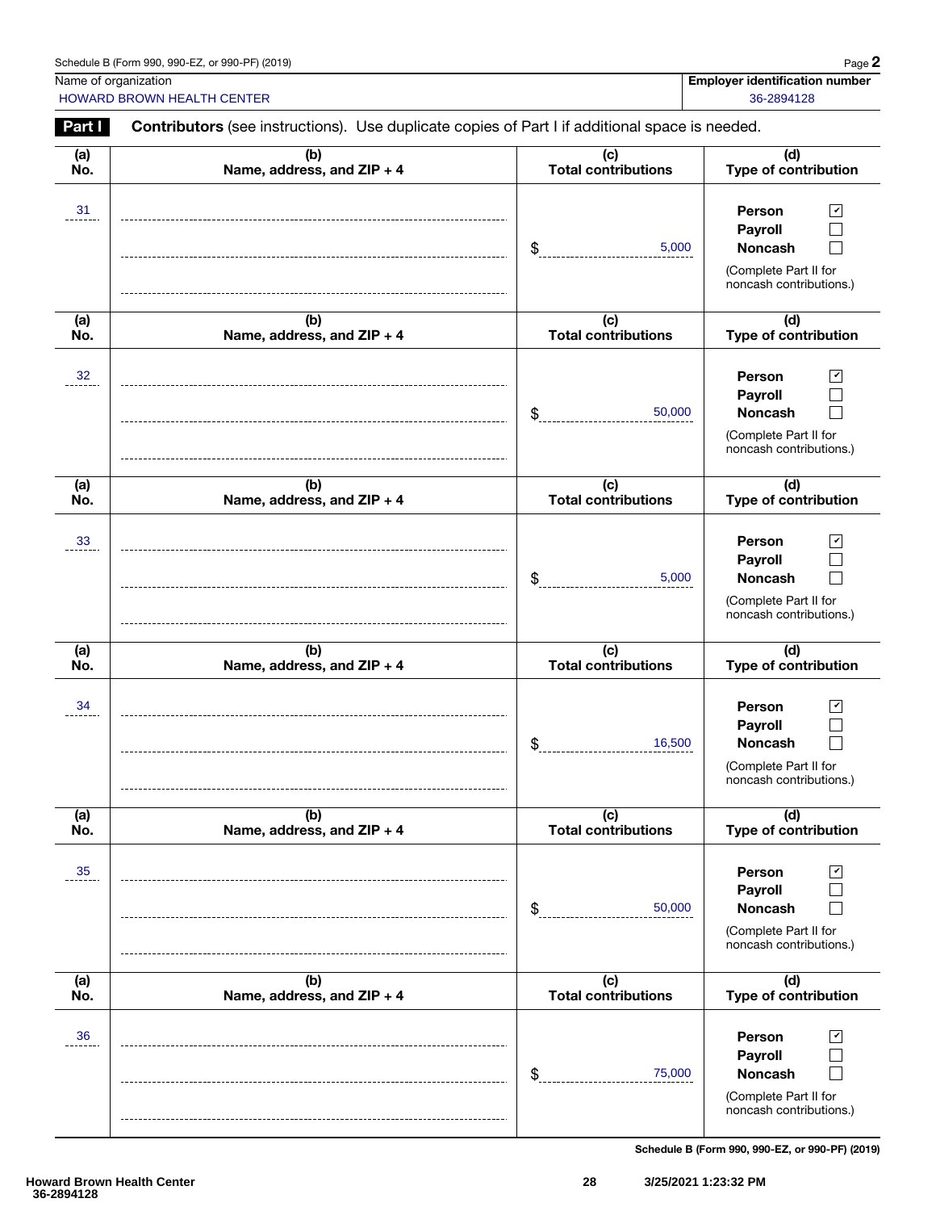Schedule B (Form 990, 990-EZ, or 990-PF) (2019) Page **2**

| Name of organization | Employer identification number |
|---|---|
| HOWARD BROWN HEALTH CENTER | 36-2894128 |

**Part I** **Contributors** (see instructions). Use duplicate copies of Part I if additional space is needed.

| (a) No. | (b) Name, address, and ZIP + 4 | (c) Total contributions | (d) Type of contribution |
|---|---|---|---|
| 31 | | $ 5,000 | Person ☑ Payroll ☐ Noncash ☐ (Complete Part II for noncash contributions.) |
| 32 | | $ 50,000 | Person ☑ Payroll ☐ Noncash ☐ (Complete Part II for noncash contributions.) |
| 33 | | $ 5,000 | Person ☑ Payroll ☐ Noncash ☐ (Complete Part II for noncash contributions.) |
| 34 | | $ 16,500 | Person ☑ Payroll ☐ Noncash ☐ (Complete Part II for noncash contributions.) |
| 35 | | $ 50,000 | Person ☑ Payroll ☐ Noncash ☐ (Complete Part II for noncash contributions.) |
| 36 | | $ 75,000 | Person ☑ Payroll ☐ Noncash ☐ (Complete Part II for noncash contributions.) |

Schedule B (Form 990, 990-EZ, or 990-PF) (2019)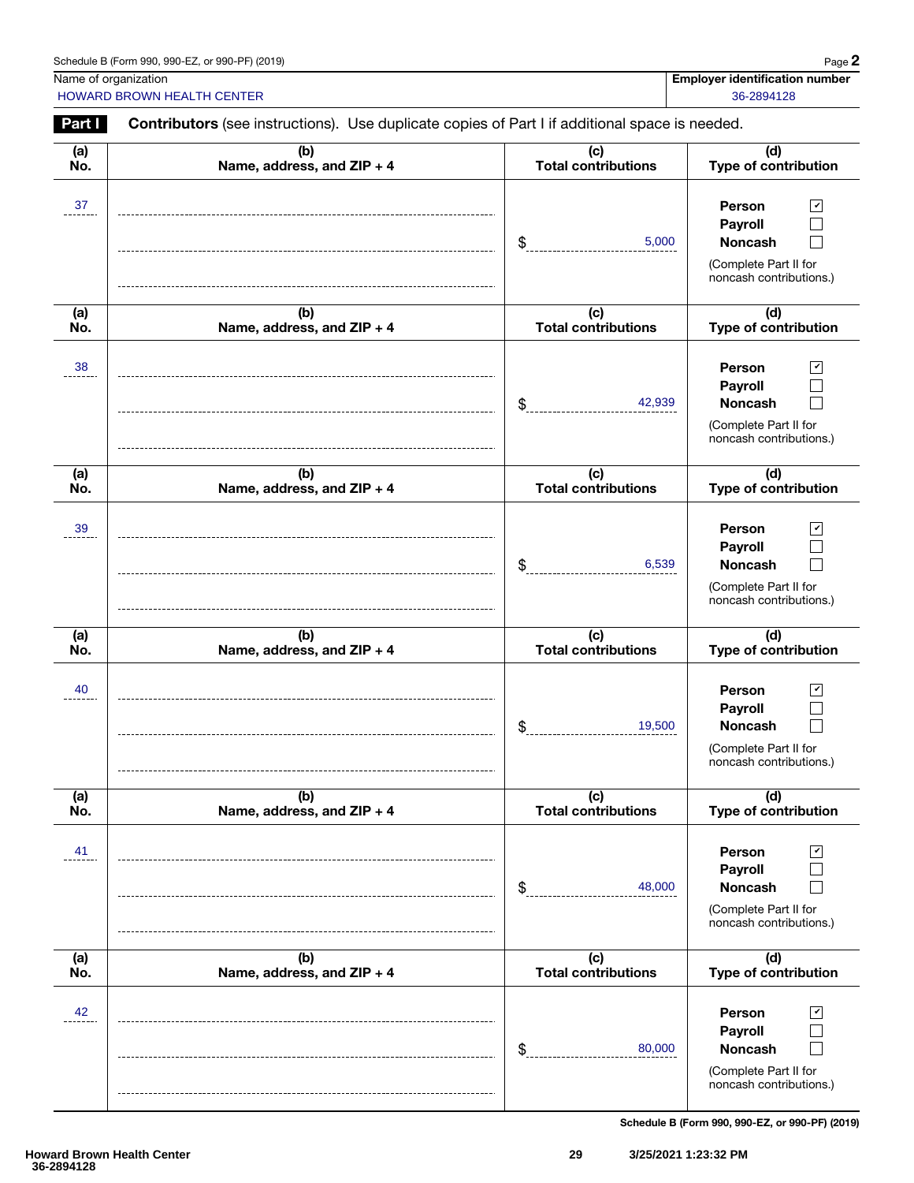Schedule B (Form 990, 990-EZ, or 990-PF) (2019)

Name of organization: HOWARD BROWN HEALTH CENTER

Employer identification number: 36-2894128

**Part I** **Contributors** (see instructions). Use duplicate copies of Part I if additional space is needed.

| (a) No. | (b) Name, address, and ZIP + 4 | (c) Total contributions | (d) Type of contribution |
|---|---|---|---|
| 37 | | $ 5,000 | Person ☑ Payroll ☐ Noncash ☐ (Complete Part II for noncash contributions.) |
| 38 | | $ 42,939 | Person ☑ Payroll ☐ Noncash ☐ (Complete Part II for noncash contributions.) |
| 39 | | $ 6,539 | Person ☑ Payroll ☐ Noncash ☐ (Complete Part II for noncash contributions.) |
| 40 | | $ 19,500 | Person ☑ Payroll ☐ Noncash ☐ (Complete Part II for noncash contributions.) |
| 41 | | $ 48,000 | Person ☑ Payroll ☐ Noncash ☐ (Complete Part II for noncash contributions.) |
| 42 | | $ 80,000 | Person ☑ Payroll ☐ Noncash ☐ (Complete Part II for noncash contributions.) |

Schedule B (Form 990, 990-EZ, or 990-PF) (2019)

Howard Brown Health Center
36-2894128

3/25/2021 1:23:32 PM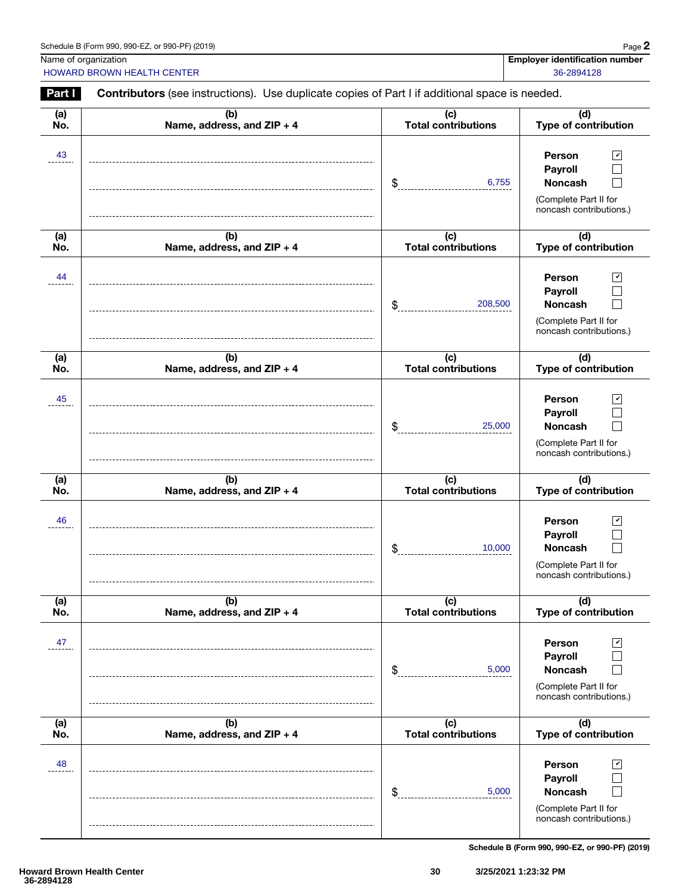Schedule B (Form 990, 990-EZ, or 990-PF) (2019)

Name of organization: HOWARD BROWN HEALTH CENTER

Employer identification number: 36-2894128

**Part I** **Contributors** (see instructions). Use duplicate copies of Part I if additional space is needed.

| (a) No. | (b) Name, address, and ZIP + 4 | (c) Total contributions | (d) Type of contribution |
|---|---|---|---|
| 43 | | $ 6,755 | Person ☑ Payroll ☐ Noncash ☐ (Complete Part II for noncash contributions.) |
| 44 | | $ 208,500 | Person ☑ Payroll ☐ Noncash ☐ (Complete Part II for noncash contributions.) |
| 45 | | $ 25,000 | Person ☑ Payroll ☐ Noncash ☐ (Complete Part II for noncash contributions.) |
| 46 | | $ 10,000 | Person ☑ Payroll ☐ Noncash ☐ (Complete Part II for noncash contributions.) |
| 47 | | $ 5,000 | Person ☑ Payroll ☐ Noncash ☐ (Complete Part II for noncash contributions.) |
| 48 | | $ 5,000 | Person ☑ Payroll ☐ Noncash ☐ (Complete Part II for noncash contributions.) |

Schedule B (Form 990, 990-EZ, or 990-PF) (2019)

Howard Brown Health Center
36-2894128

3/25/2021 1:23:32 PM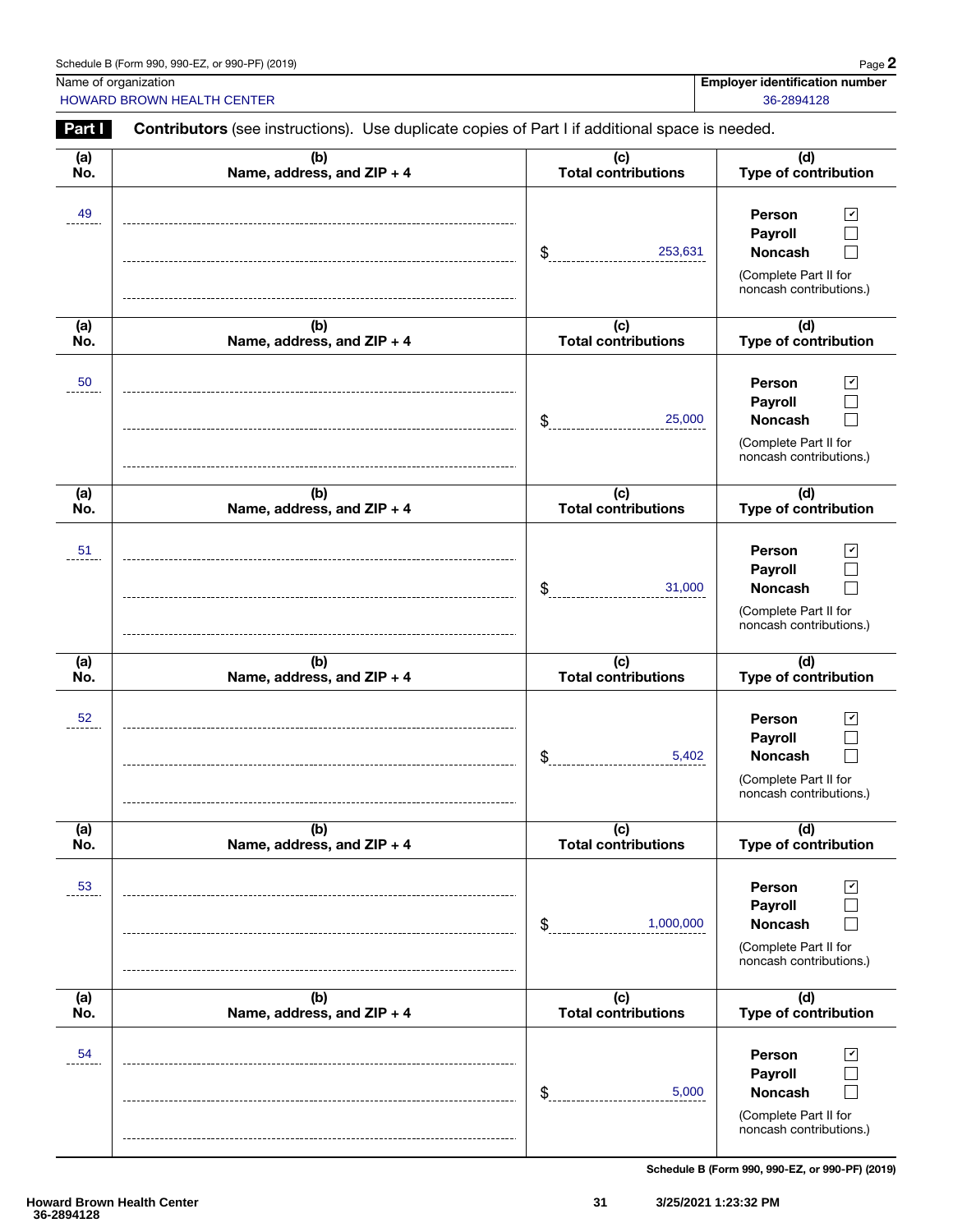Schedule B (Form 990, 990-EZ, or 990-PF) (2019)

Name of organization: HOWARD BROWN HEALTH CENTER

Employer identification number: 36-2894128

**Part I** **Contributors** (see instructions). Use duplicate copies of Part I if additional space is needed.

| (a) No. | (b) Name, address, and ZIP + 4 | (c) Total contributions | (d) Type of contribution |
|---|---|---|---|
| 49 | | $ 253,631 | Person ☑ Payroll ☐ Noncash ☐ (Complete Part II for noncash contributions.) |
| 50 | | $ 25,000 | Person ☑ Payroll ☐ Noncash ☐ (Complete Part II for noncash contributions.) |
| 51 | | $ 31,000 | Person ☑ Payroll ☐ Noncash ☐ (Complete Part II for noncash contributions.) |
| 52 | | $ 5,402 | Person ☑ Payroll ☐ Noncash ☐ (Complete Part II for noncash contributions.) |
| 53 | | $ 1,000,000 | Person ☑ Payroll ☐ Noncash ☐ (Complete Part II for noncash contributions.) |
| 54 | | $ 5,000 | Person ☑ Payroll ☐ Noncash ☐ (Complete Part II for noncash contributions.) |

Schedule B (Form 990, 990-EZ, or 990-PF) (2019)

Howard Brown Health Center
36-2894128

3/25/2021 1:23:32 PM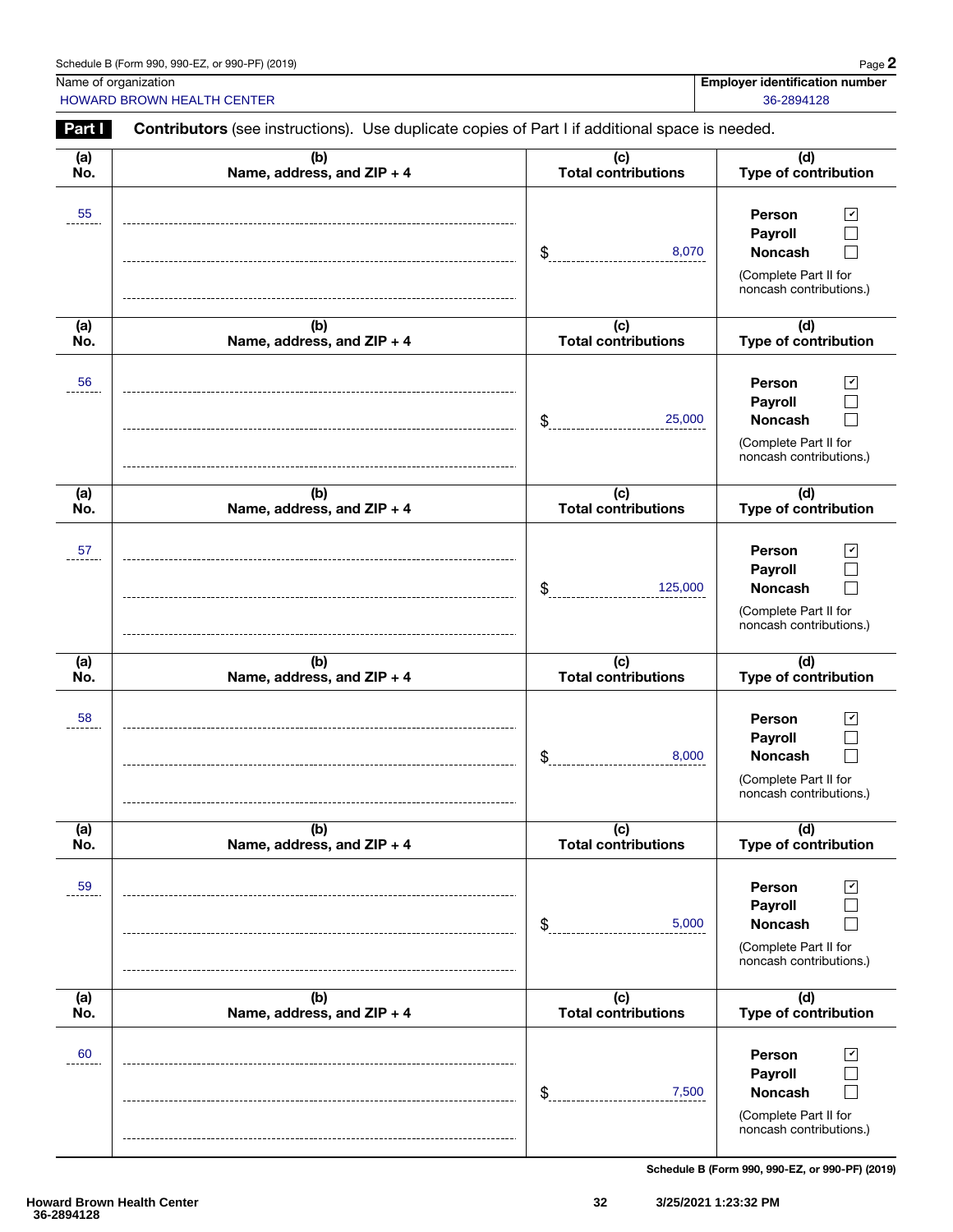Schedule B (Form 990, 990-EZ, or 990-PF) (2019) Page **2**

| Name of organization | Employer identification number |
|---|---|
| HOWARD BROWN HEALTH CENTER | 36-2894128 |

**Part I** **Contributors** (see instructions). Use duplicate copies of Part I if additional space is needed.

| (a) No. | (b) Name, address, and ZIP + 4 | (c) Total contributions | (d) Type of contribution |
|---|---|---|---|
| 55 | | $ 8,070 | Person ☑ Payroll ☐ Noncash ☐ (Complete Part II for noncash contributions.) |
| 56 | | $ 25,000 | Person ☑ Payroll ☐ Noncash ☐ (Complete Part II for noncash contributions.) |
| 57 | | $ 125,000 | Person ☑ Payroll ☐ Noncash ☐ (Complete Part II for noncash contributions.) |
| 58 | | $ 8,000 | Person ☑ Payroll ☐ Noncash ☐ (Complete Part II for noncash contributions.) |
| 59 | | $ 5,000 | Person ☑ Payroll ☐ Noncash ☐ (Complete Part II for noncash contributions.) |
| 60 | | $ 7,500 | Person ☑ Payroll ☐ Noncash ☐ (Complete Part II for noncash contributions.) |

Schedule B (Form 990, 990-EZ, or 990-PF) (2019)

Howard Brown Health Center 36-2894128 3/25/2021 1:23:32 PM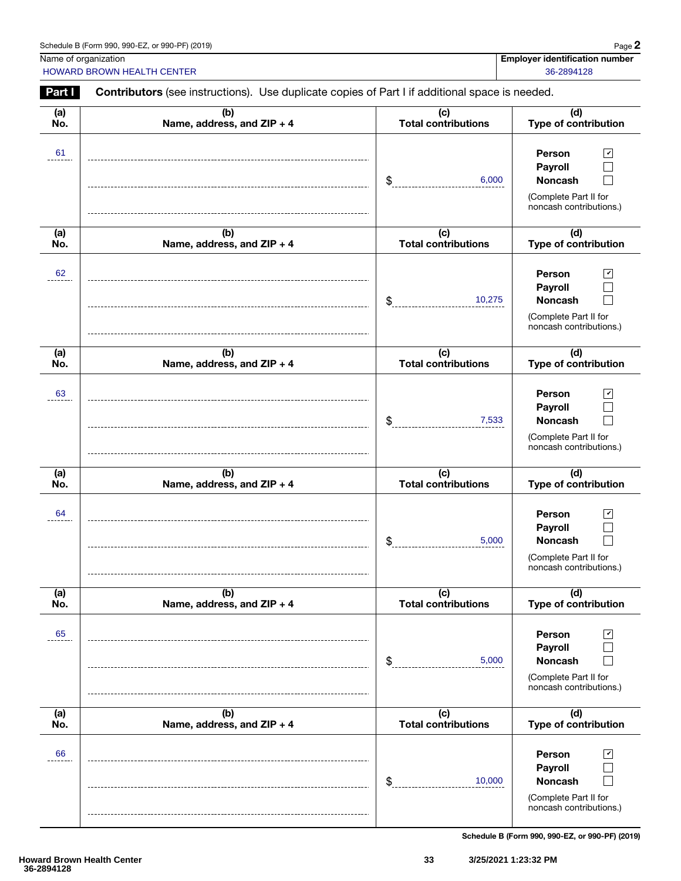Schedule B (Form 990, 990-EZ, or 990-PF) (2019)

Name of organization: HOWARD BROWN HEALTH CENTER

Employer identification number: 36-2894128

**Part I** **Contributors** (see instructions). Use duplicate copies of Part I if additional space is needed.

| (a) No. | (b) Name, address, and ZIP + 4 | (c) Total contributions | (d) Type of contribution |
|---|---|---|---|
| 61 | | $ 6,000 | Person ☑ Payroll ☐ Noncash ☐ (Complete Part II for noncash contributions.) |
| 62 | | $ 10,275 | Person ☑ Payroll ☐ Noncash ☐ (Complete Part II for noncash contributions.) |
| 63 | | $ 7,533 | Person ☑ Payroll ☐ Noncash ☐ (Complete Part II for noncash contributions.) |
| 64 | | $ 5,000 | Person ☑ Payroll ☐ Noncash ☐ (Complete Part II for noncash contributions.) |
| 65 | | $ 5,000 | Person ☑ Payroll ☐ Noncash ☐ (Complete Part II for noncash contributions.) |
| 66 | | $ 10,000 | Person ☑ Payroll ☐ Noncash ☐ (Complete Part II for noncash contributions.) |

Schedule B (Form 990, 990-EZ, or 990-PF) (2019)

Howard Brown Health Center
36-2894128

3/25/2021 1:23:32 PM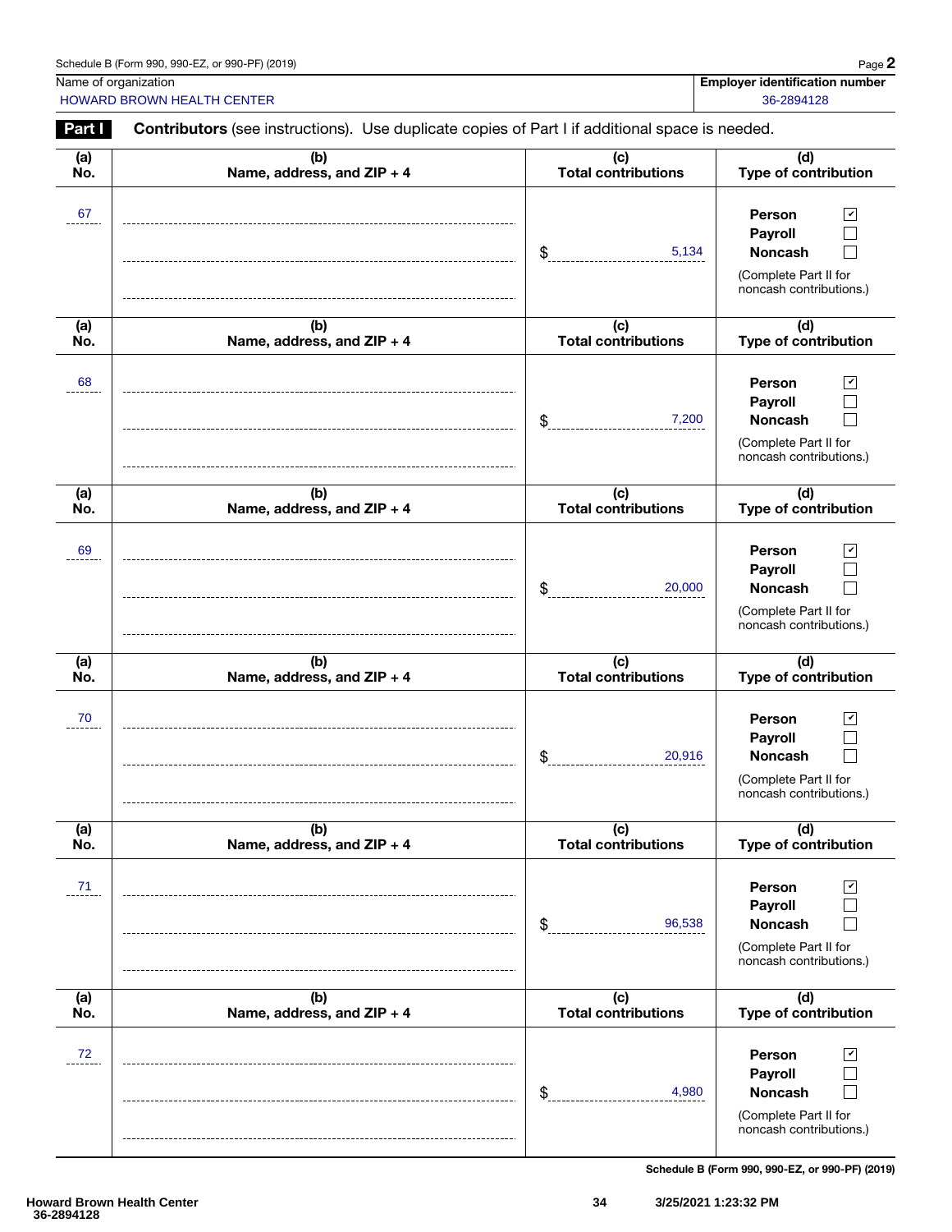Schedule B (Form 990, 990-EZ, or 990-PF) (2019)

| Name of organization | Employer identification number |
|---|---|
| HOWARD BROWN HEALTH CENTER | 36-2894128 |

**Part I** **Contributors** (see instructions). Use duplicate copies of Part I if additional space is needed.

| (a) No. | (b) Name, address, and ZIP + 4 | (c) Total contributions | (d) Type of contribution |
|---|---|---|---|
| 67 | | $ 5,134 | Person ☑ Payroll ☐ Noncash ☐ (Complete Part II for noncash contributions.) |
| 68 | | $ 7,200 | Person ☑ Payroll ☐ Noncash ☐ (Complete Part II for noncash contributions.) |
| 69 | | $ 20,000 | Person ☑ Payroll ☐ Noncash ☐ (Complete Part II for noncash contributions.) |
| 70 | | $ 20,916 | Person ☑ Payroll ☐ Noncash ☐ (Complete Part II for noncash contributions.) |
| 71 | | $ 96,538 | Person ☑ Payroll ☐ Noncash ☐ (Complete Part II for noncash contributions.) |
| 72 | | $ 4,980 | Person ☑ Payroll ☐ Noncash ☐ (Complete Part II for noncash contributions.) |

Schedule B (Form 990, 990-EZ, or 990-PF) (2019)

Howard Brown Health Center
36-2894128

3/25/2021 1:23:32 PM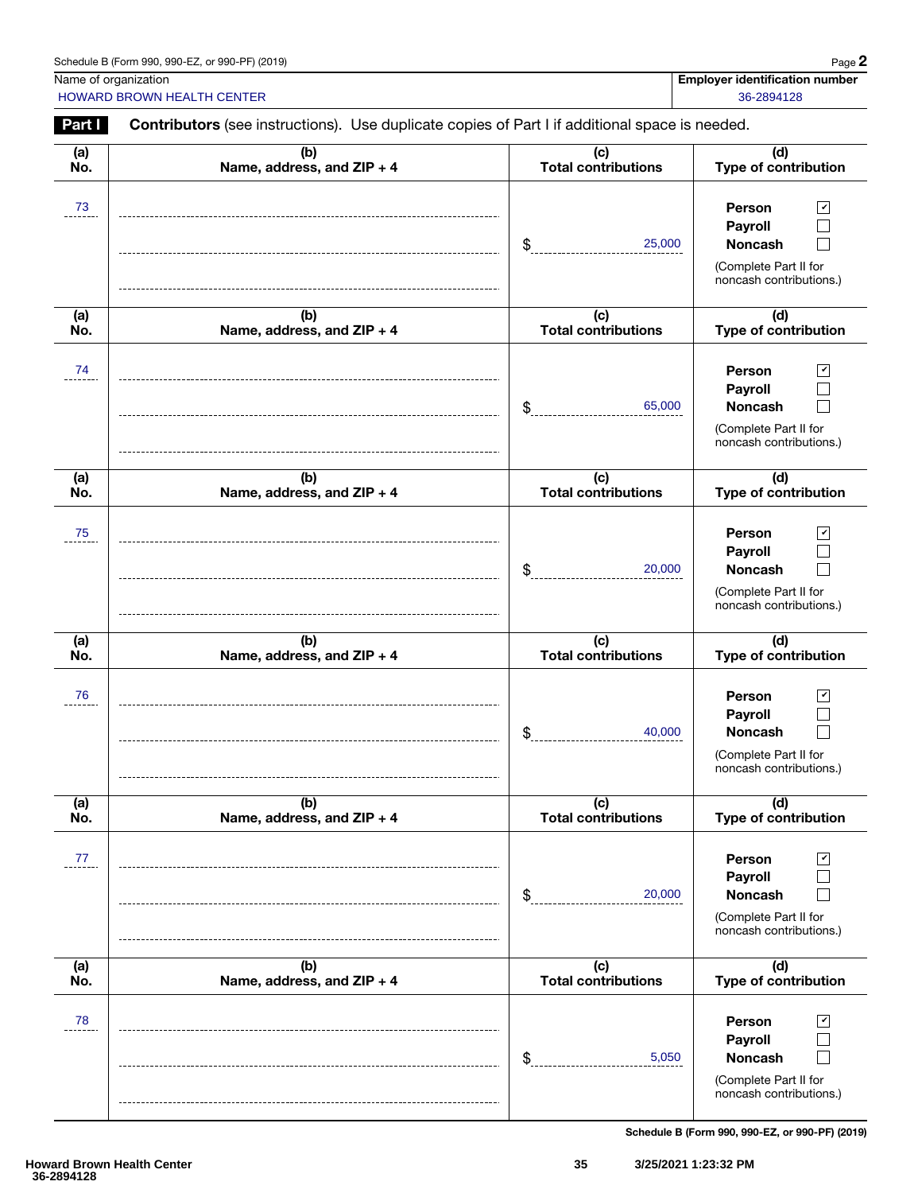Schedule B (Form 990, 990-EZ, or 990-PF) (2019) Page **2**

Name of organization
HOWARD BROWN HEALTH CENTER

**Employer identification number**
36-2894128

**Part I** **Contributors** (see instructions). Use duplicate copies of Part I if additional space is needed.

| (a) No. | (b) Name, address, and ZIP + 4 | (c) Total contributions | (d) Type of contribution |
|---|---|---|---|
| 73 | | $ 25,000 | Person ☑ Payroll ☐ Noncash ☐ (Complete Part II for noncash contributions.) |
| 74 | | $ 65,000 | Person ☑ Payroll ☐ Noncash ☐ (Complete Part II for noncash contributions.) |
| 75 | | $ 20,000 | Person ☑ Payroll ☐ Noncash ☐ (Complete Part II for noncash contributions.) |
| 76 | | $ 40,000 | Person ☑ Payroll ☐ Noncash ☐ (Complete Part II for noncash contributions.) |
| 77 | | $ 20,000 | Person ☑ Payroll ☐ Noncash ☐ (Complete Part II for noncash contributions.) |
| 78 | | $ 5,050 | Person ☑ Payroll ☐ Noncash ☐ (Complete Part II for noncash contributions.) |

Schedule B (Form 990, 990-EZ, or 990-PF) (2019)

Howard Brown Health Center
36-2894128

3/25/2021 1:23:32 PM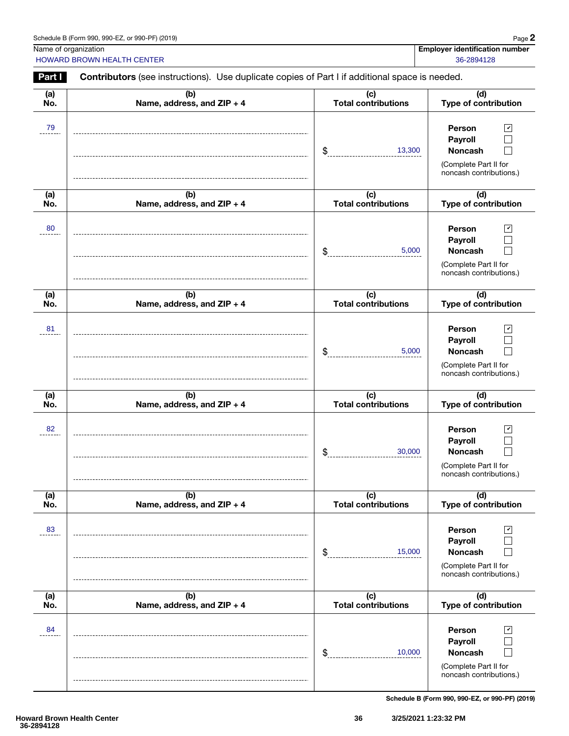Schedule B (Form 990, 990-EZ, or 990-PF) (2019) Page **2**

Name of organization: HOWARD BROWN HEALTH CENTER

**Employer identification number**: 36-2894128

**Part I** **Contributors** (see instructions). Use duplicate copies of Part I if additional space is needed.

| (a) No. | (b) Name, address, and ZIP + 4 | (c) Total contributions | (d) Type of contribution |
|---|---|---|---|
| 79 | | $ 13,300 | Person ☑ Payroll ☐ Noncash ☐ (Complete Part II for noncash contributions.) |
| 80 | | $ 5,000 | Person ☑ Payroll ☐ Noncash ☐ (Complete Part II for noncash contributions.) |
| 81 | | $ 5,000 | Person ☑ Payroll ☐ Noncash ☐ (Complete Part II for noncash contributions.) |
| 82 | | $ 30,000 | Person ☑ Payroll ☐ Noncash ☐ (Complete Part II for noncash contributions.) |
| 83 | | $ 15,000 | Person ☑ Payroll ☐ Noncash ☐ (Complete Part II for noncash contributions.) |
| 84 | | $ 10,000 | Person ☑ Payroll ☐ Noncash ☐ (Complete Part II for noncash contributions.) |

**Schedule B (Form 990, 990-EZ, or 990-PF) (2019)**

Howard Brown Health Center 36-2894128 3/25/2021 1:23:32 PM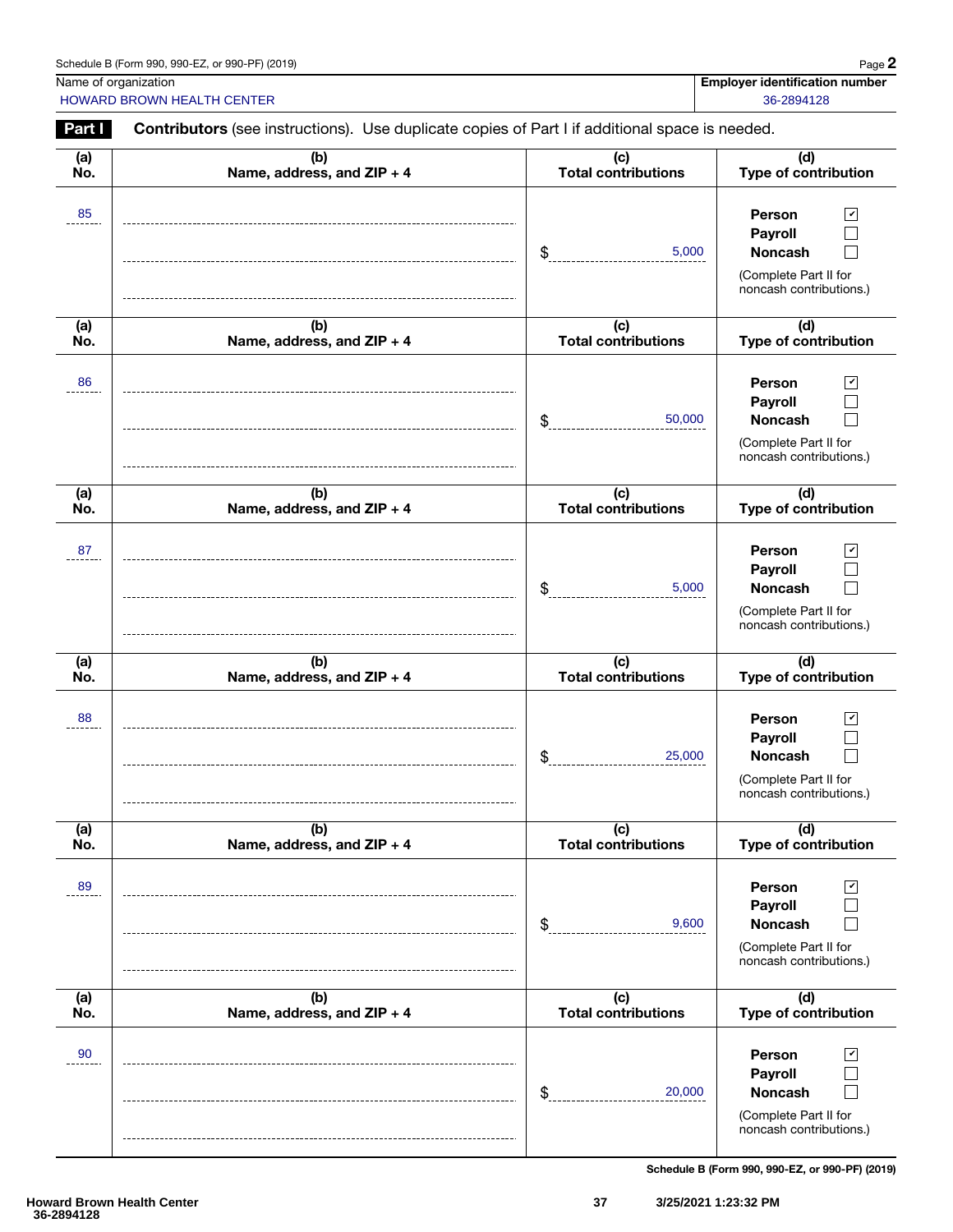Schedule B (Form 990, 990-EZ, or 990-PF) (2019)

Name of organization: HOWARD BROWN HEALTH CENTER

Employer identification number: 36-2894128

**Part I** **Contributors** (see instructions). Use duplicate copies of Part I if additional space is needed.

| (a) No. | (b) Name, address, and ZIP + 4 | (c) Total contributions | (d) Type of contribution |
|---|---|---|---|
| 85 | | $ 5,000 | Person ☑ Payroll ☐ Noncash ☐ (Complete Part II for noncash contributions.) |
| 86 | | $ 50,000 | Person ☑ Payroll ☐ Noncash ☐ (Complete Part II for noncash contributions.) |
| 87 | | $ 5,000 | Person ☑ Payroll ☐ Noncash ☐ (Complete Part II for noncash contributions.) |
| 88 | | $ 25,000 | Person ☑ Payroll ☐ Noncash ☐ (Complete Part II for noncash contributions.) |
| 89 | | $ 9,600 | Person ☑ Payroll ☐ Noncash ☐ (Complete Part II for noncash contributions.) |
| 90 | | $ 20,000 | Person ☑ Payroll ☐ Noncash ☐ (Complete Part II for noncash contributions.) |

Schedule B (Form 990, 990-EZ, or 990-PF) (2019)

Howard Brown Health Center 36-2894128 3/25/2021 1:23:32 PM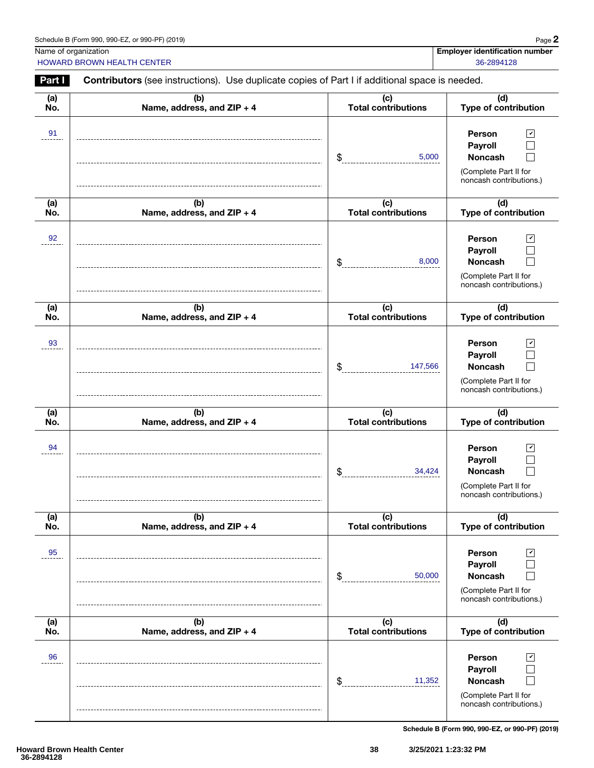Schedule B (Form 990, 990-EZ, or 990-PF) (2019)

| Name of organization | Employer identification number |
|---|---|
| HOWARD BROWN HEALTH CENTER | 36-2894128 |

**Part I** **Contributors** (see instructions). Use duplicate copies of Part I if additional space is needed.

| (a) No. | (b) Name, address, and ZIP + 4 | (c) Total contributions | (d) Type of contribution |
|---|---|---|---|
| 91 | | $ 5,000 | Person ☑ Payroll ☐ Noncash ☐ (Complete Part II for noncash contributions.) |
| 92 | | $ 8,000 | Person ☑ Payroll ☐ Noncash ☐ (Complete Part II for noncash contributions.) |
| 93 | | $ 147,566 | Person ☑ Payroll ☐ Noncash ☐ (Complete Part II for noncash contributions.) |
| 94 | | $ 34,424 | Person ☑ Payroll ☐ Noncash ☐ (Complete Part II for noncash contributions.) |
| 95 | | $ 50,000 | Person ☑ Payroll ☐ Noncash ☐ (Complete Part II for noncash contributions.) |
| 96 | | $ 11,352 | Person ☑ Payroll ☐ Noncash ☐ (Complete Part II for noncash contributions.) |

Schedule B (Form 990, 990-EZ, or 990-PF) (2019)

Howard Brown Health Center 36-2894128 3/25/2021 1:23:32 PM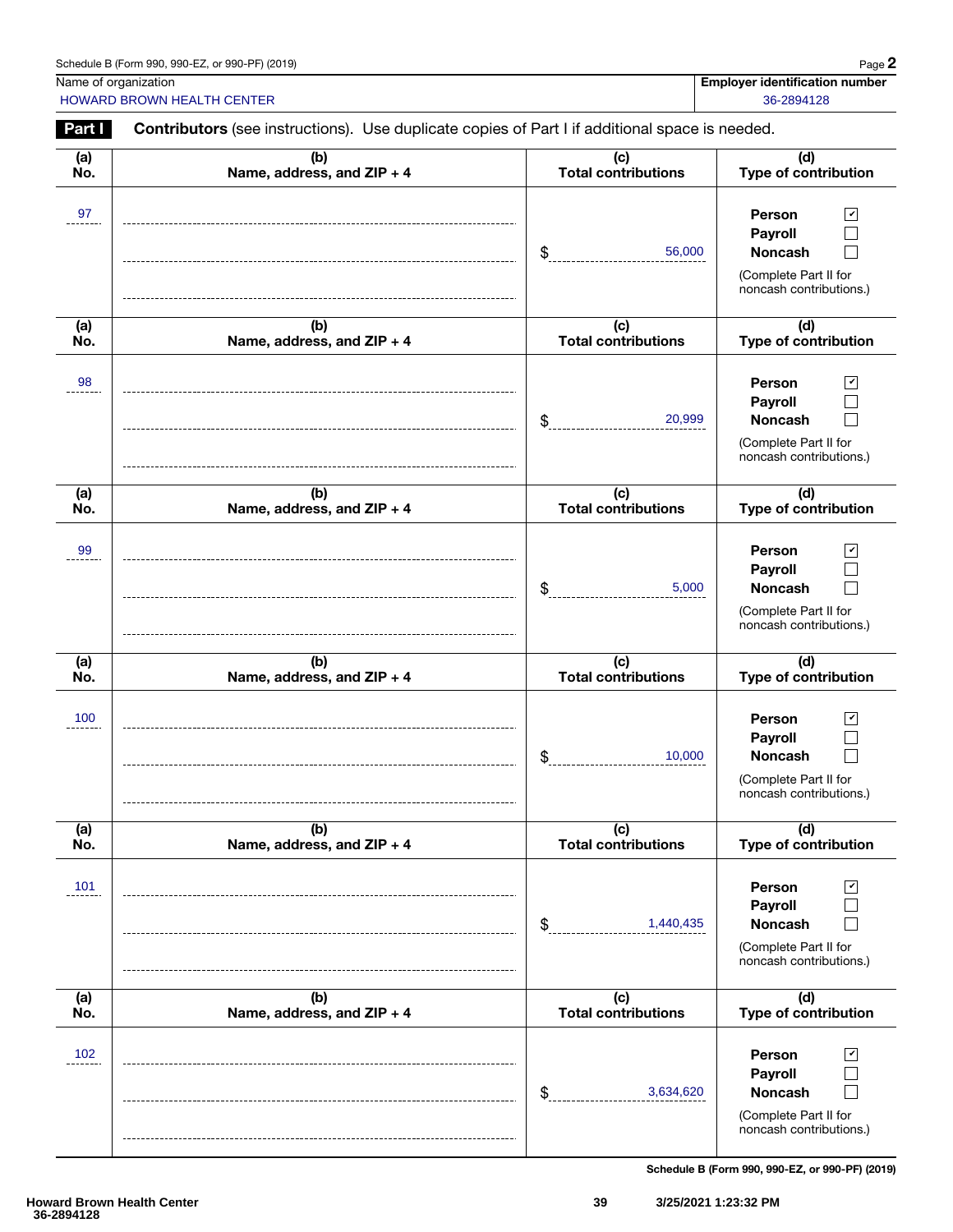Schedule B (Form 990, 990-EZ, or 990-PF) (2019) Page **2**

| Name of organization | Employer identification number |
| --- | --- |
| HOWARD BROWN HEALTH CENTER | 36-2894128 |

**Part I** **Contributors** (see instructions). Use duplicate copies of Part I if additional space is needed.

| (a) No. | (b) Name, address, and ZIP + 4 | (c) Total contributions | (d) Type of contribution |
| --- | --- | --- | --- |
| 97 | | $ 56,000 | Person ☑ Payroll ☐ Noncash ☐ (Complete Part II for noncash contributions.) |
| 98 | | $ 20,999 | Person ☑ Payroll ☐ Noncash ☐ (Complete Part II for noncash contributions.) |
| 99 | | $ 5,000 | Person ☑ Payroll ☐ Noncash ☐ (Complete Part II for noncash contributions.) |
| 100 | | $ 10,000 | Person ☑ Payroll ☐ Noncash ☐ (Complete Part II for noncash contributions.) |
| 101 | | $ 1,440,435 | Person ☑ Payroll ☐ Noncash ☐ (Complete Part II for noncash contributions.) |
| 102 | | $ 3,634,620 | Person ☑ Payroll ☐ Noncash ☐ (Complete Part II for noncash contributions.) |

**Schedule B (Form 990, 990-EZ, or 990-PF) (2019)**

**Howard Brown Health Center**
**36-2894128**

3/25/2021 1:23:32 PM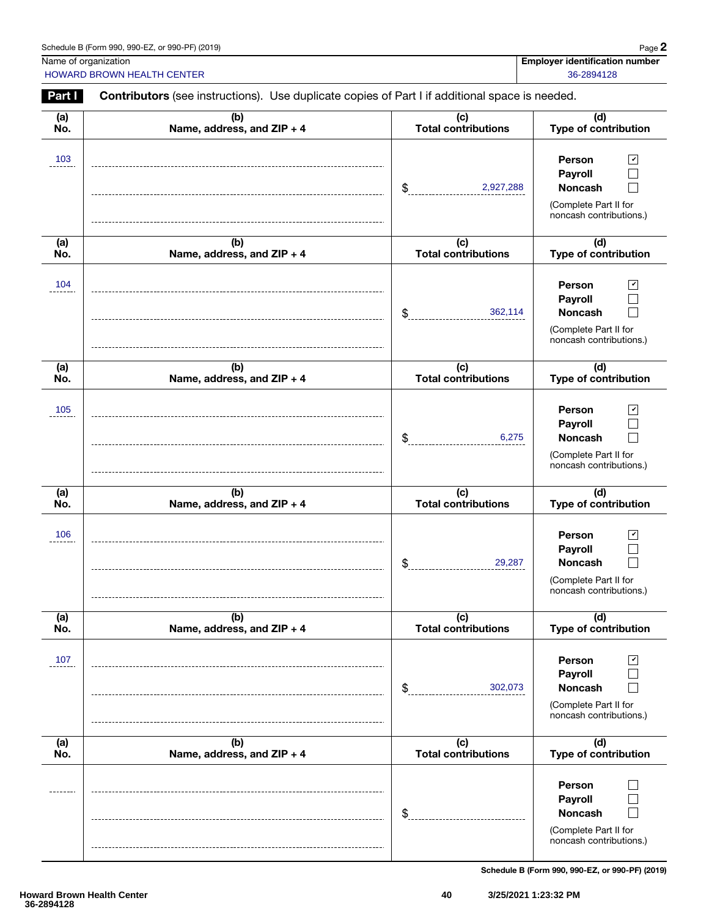Schedule B (Form 990, 990-EZ, or 990-PF) (2019)

Name of organization: HOWARD BROWN HEALTH CENTER

Employer identification number: 36-2894128

**Part I** **Contributors** (see instructions). Use duplicate copies of Part I if additional space is needed.

| (a) No. | (b) Name, address, and ZIP + 4 | (c) Total contributions | (d) Type of contribution |
|---|---|---|---|
| 103 | | $ 2,927,288 | Person ☑ Payroll ☐ Noncash ☐ (Complete Part II for noncash contributions.) |
| 104 | | $ 362,114 | Person ☑ Payroll ☐ Noncash ☐ (Complete Part II for noncash contributions.) |
| 105 | | $ 6,275 | Person ☑ Payroll ☐ Noncash ☐ (Complete Part II for noncash contributions.) |
| 106 | | $ 29,287 | Person ☑ Payroll ☐ Noncash ☐ (Complete Part II for noncash contributions.) |
| 107 | | $ 302,073 | Person ☑ Payroll ☐ Noncash ☐ (Complete Part II for noncash contributions.) |
| | | $ | Person ☐ Payroll ☐ Noncash ☐ (Complete Part II for noncash contributions.) |

Schedule B (Form 990, 990-EZ, or 990-PF) (2019)

Howard Brown Health Center
36-2894128

3/25/2021 1:23:32 PM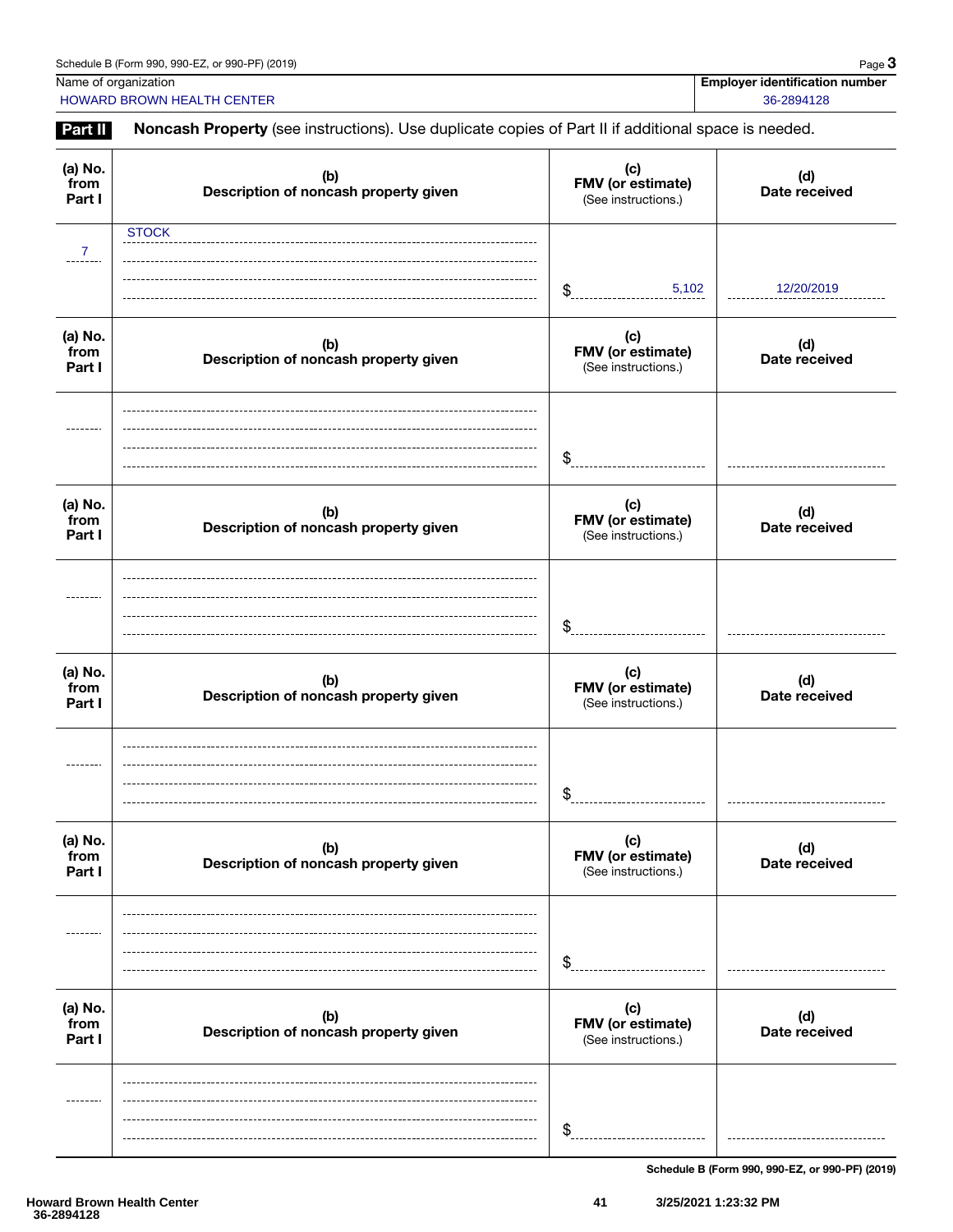Schedule B (Form 990, 990-EZ, or 990-PF) (2019)

| Name of organization | Employer identification number |
|---|---|
| HOWARD BROWN HEALTH CENTER | 36-2894128 |

**Part II** **Noncash Property** (see instructions). Use duplicate copies of Part II if additional space is needed.

| (a) No. from Part I | (b) Description of noncash property given | (c) FMV (or estimate) (See instructions.) | (d) Date received |
|---|---|---|---|
| 7 | STOCK | $ 5,102 | 12/20/2019 |
| | | $ | |
| | | $ | |
| | | $ | |
| | | $ | |
| | | $ | |

Schedule B (Form 990, 990-EZ, or 990-PF) (2019)

Howard Brown Health Center
36-2894128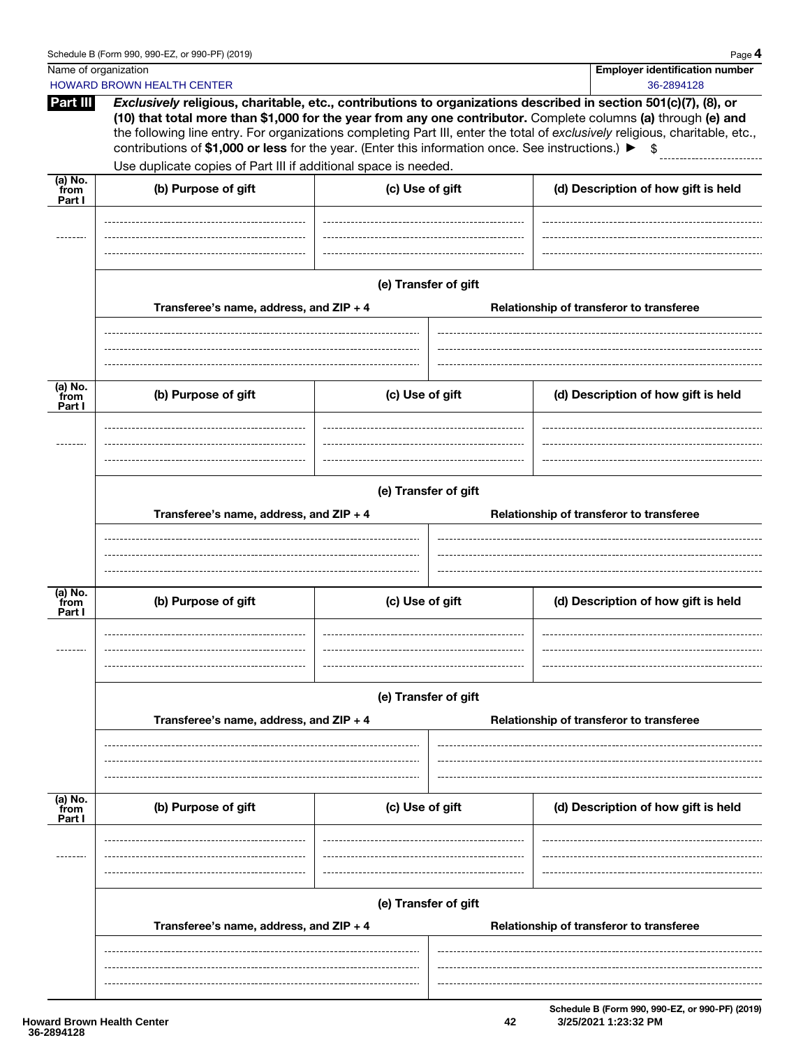Schedule B (Form 990, 990-EZ, or 990-PF) (2019) Page **4**

Name of organization: HOWARD BROWN HEALTH CENTER

**Employer identification number**: 36-2894128

**Part III** *Exclusively* **religious, charitable, etc., contributions to organizations described in section 501(c)(7), (8), or (10) that total more than $1,000 for the year from any one contributor.** Complete columns **(a)** through **(e) and** the following line entry. For organizations completing Part III, enter the total of *exclusively* religious, charitable, etc., contributions of **$1,000 or less** for the year. (Enter this information once. See instructions.) ▶ $

Use duplicate copies of Part III if additional space is needed.

| (a) No. from Part I | (b) Purpose of gift | (c) Use of gift | (d) Description of how gift is held |
|---|---|---|---|
| | | | |

**(e) Transfer of gift**

| Transferee's name, address, and ZIP + 4 | Relationship of transferor to transferee |
|---|---|
| | |

| (a) No. from Part I | (b) Purpose of gift | (c) Use of gift | (d) Description of how gift is held |
|---|---|---|---|
| | | | |

**(e) Transfer of gift**

| Transferee's name, address, and ZIP + 4 | Relationship of transferor to transferee |
|---|---|
| | |

| (a) No. from Part I | (b) Purpose of gift | (c) Use of gift | (d) Description of how gift is held |
|---|---|---|---|
| | | | |

**(e) Transfer of gift**

| Transferee's name, address, and ZIP + 4 | Relationship of transferor to transferee |
|---|---|
| | |

| (a) No. from Part I | (b) Purpose of gift | (c) Use of gift | (d) Description of how gift is held |
|---|---|---|---|
| | | | |

**(e) Transfer of gift**

| Transferee's name, address, and ZIP + 4 | Relationship of transferor to transferee |
|---|---|
| | |

Schedule B (Form 990, 990-EZ, or 990-PF) (2019)

Howard Brown Health Center
36-2894128

3/25/2021 1:23:32 PM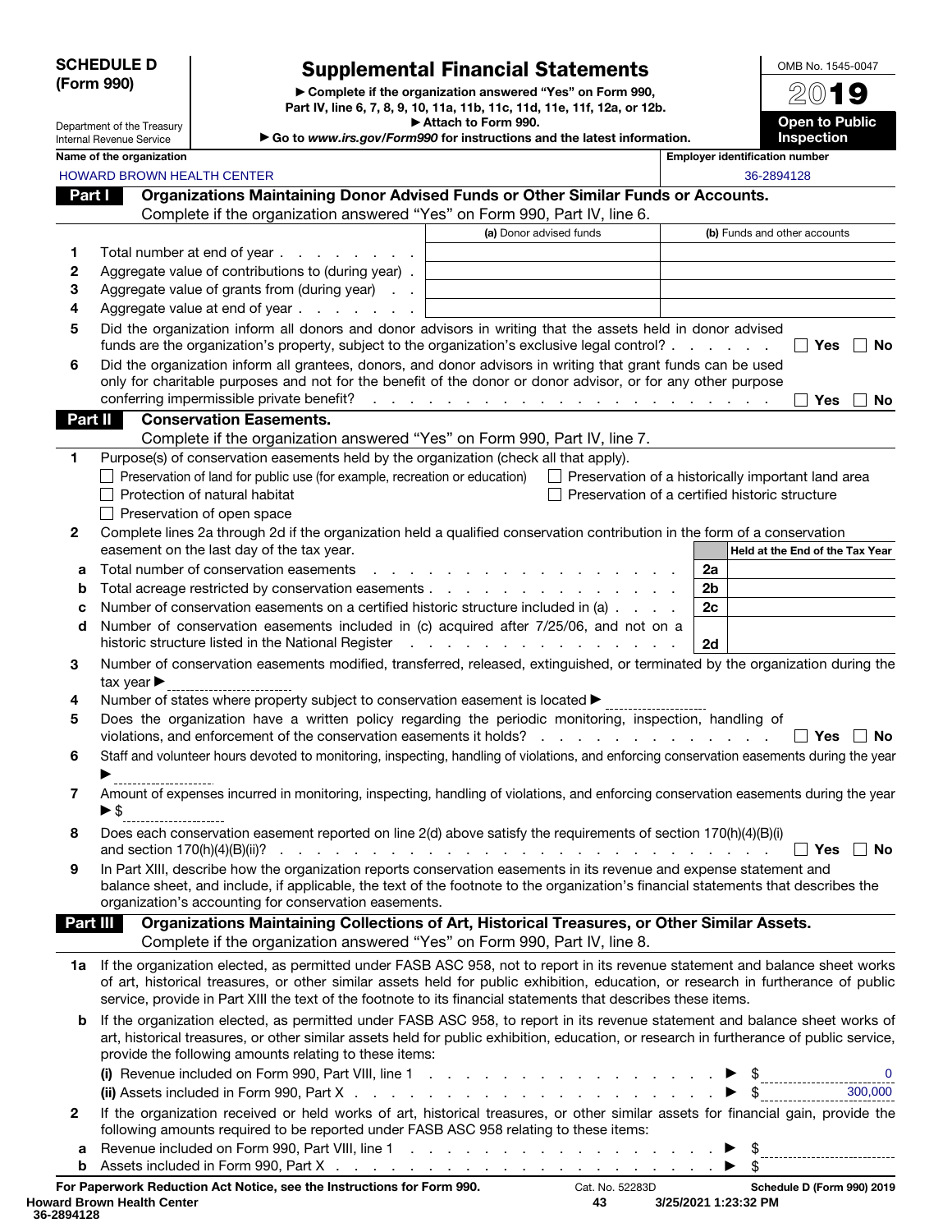# SCHEDULE D (Form 990)

Department of the Treasury
Internal Revenue Service

## Supplemental Financial Statements

▶ Complete if the organization answered "Yes" on Form 990, Part IV, line 6, 7, 8, 9, 10, 11a, 11b, 11c, 11d, 11e, 11f, 12a, or 12b.
▶ Attach to Form 990.
▶ Go to www.irs.gov/Form990 for instructions and the latest information.

OMB No. 1545-0047

2019

**Open to Public Inspection**

Name of the organization: HOWARD BROWN HEALTH CENTER

Employer identification number: 36-2894128

### Part I Organizations Maintaining Donor Advised Funds or Other Similar Funds or Accounts.

Complete if the organization answered "Yes" on Form 990, Part IV, line 6.

| | | (a) Donor advised funds | (b) Funds and other accounts |
|---|---|---|---|
| 1 | Total number at end of year | | |
| 2 | Aggregate value of contributions to (during year) | | |
| 3 | Aggregate value of grants from (during year) | | |
| 4 | Aggregate value at end of year | | |

5 Did the organization inform all donors and donor advisors in writing that the assets held in donor advised funds are the organization's property, subject to the organization's exclusive legal control? ☐ Yes ☐ No

6 Did the organization inform all grantees, donors, and donor advisors in writing that grant funds can be used only for charitable purposes and not for the benefit of the donor or donor advisor, or for any other purpose conferring impermissible private benefit? ☐ Yes ☐ No

### Part II Conservation Easements.

Complete if the organization answered "Yes" on Form 990, Part IV, line 7.

1 Purpose(s) of conservation easements held by the organization (check all that apply).

- ☐ Preservation of land for public use (for example, recreation or education)
- ☐ Preservation of a historically important land area
- ☐ Protection of natural habitat
- ☐ Preservation of a certified historic structure
- ☐ Preservation of open space

2 Complete lines 2a through 2d if the organization held a qualified conservation contribution in the form of a conservation easement on the last day of the tax year.

| | | | Held at the End of the Tax Year |
|---|---|---|---|
| a | Total number of conservation easements | 2a | |
| b | Total acreage restricted by conservation easements | 2b | |
| c | Number of conservation easements on a certified historic structure included in (a) | 2c | |
| d | Number of conservation easements included in (c) acquired after 7/25/06, and not on a historic structure listed in the National Register | 2d | |

3 Number of conservation easements modified, transferred, released, extinguished, or terminated by the organization during the tax year ▶

4 Number of states where property subject to conservation easement is located ▶

5 Does the organization have a written policy regarding the periodic monitoring, inspection, handling of violations, and enforcement of the conservation easements it holds? ☐ Yes ☐ No

6 Staff and volunteer hours devoted to monitoring, inspecting, handling of violations, and enforcing conservation easements during the year ▶

7 Amount of expenses incurred in monitoring, inspecting, handling of violations, and enforcing conservation easements during the year ▶ $

8 Does each conservation easement reported on line 2(d) above satisfy the requirements of section 170(h)(4)(B)(i) and section 170(h)(4)(B)(ii)? ☐ Yes ☐ No

9 In Part XIII, describe how the organization reports conservation easements in its revenue and expense statement and balance sheet, and include, if applicable, the text of the footnote to the organization's financial statements that describes the organization's accounting for conservation easements.

### Part III Organizations Maintaining Collections of Art, Historical Treasures, or Other Similar Assets.

Complete if the organization answered "Yes" on Form 990, Part IV, line 8.

1a If the organization elected, as permitted under FASB ASC 958, not to report in its revenue statement and balance sheet works of art, historical treasures, or other similar assets held for public exhibition, education, or research in furtherance of public service, provide in Part XIII the text of the footnote to its financial statements that describes these items.

b If the organization elected, as permitted under FASB ASC 958, to report in its revenue statement and balance sheet works of art, historical treasures, or other similar assets held for public exhibition, education, or research in furtherance of public service, provide the following amounts relating to these items:

(i) Revenue included on Form 990, Part VIII, line 1 ▶ $ 0

(ii) Assets included in Form 990, Part X ▶ $ 300,000

2 If the organization received or held works of art, historical treasures, or other similar assets for financial gain, provide the following amounts required to be reported under FASB ASC 958 relating to these items:

a Revenue included on Form 990, Part VIII, line 1 ▶ $

b Assets included in Form 990, Part X ▶ $

For Paperwork Reduction Act Notice, see the Instructions for Form 990. Cat. No. 52283D Schedule D (Form 990) 2019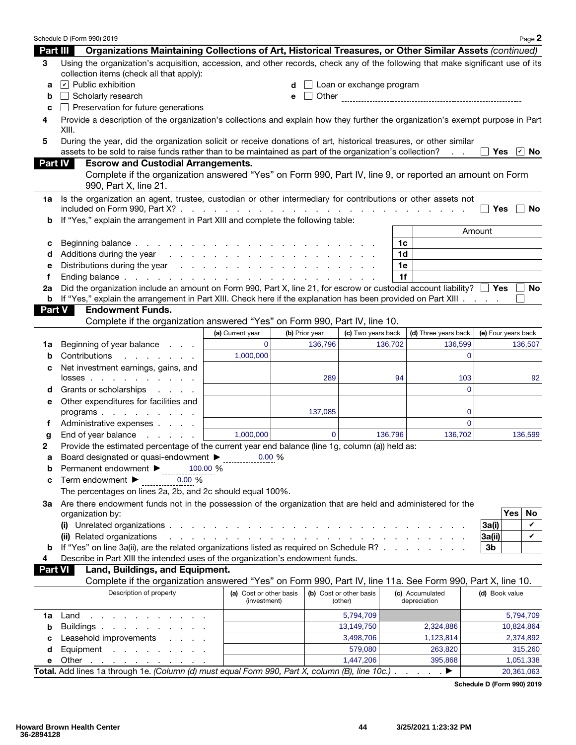Schedule D (Form 990) 2019 Page 2

## Part III Organizations Maintaining Collections of Art, Historical Treasures, or Other Similar Assets *(continued)*

3 Using the organization's acquisition, accession, and other records, check any of the following that make significant use of its collection items (check all that apply):

- a ☑ Public exhibition
- b ☐ Scholarly research
- c ☐ Preservation for future generations
- d ☐ Loan or exchange program
- e ☐ Other

4 Provide a description of the organization's collections and explain how they further the organization's exempt purpose in Part XIII.

5 During the year, did the organization solicit or receive donations of art, historical treasures, or other similar assets to be sold to raise funds rather than to be maintained as part of the organization's collection? ☐ Yes ☑ No

## Part IV Escrow and Custodial Arrangements.

Complete if the organization answered "Yes" on Form 990, Part IV, line 9, or reported an amount on Form 990, Part X, line 21.

1a Is the organization an agent, trustee, custodian or other intermediary for contributions or other assets not included on Form 990, Part X? ☐ Yes ☐ No

b If "Yes," explain the arrangement in Part XIII and complete the following table:

| | | | Amount |
|---|---|---|---|
| c | Beginning balance | 1c | |
| d | Additions during the year | 1d | |
| e | Distributions during the year | 1e | |
| f | Ending balance | 1f | |

2a Did the organization include an amount on Form 990, Part X, line 21, for escrow or custodial account liability? ☐ Yes ☐ No

b If "Yes," explain the arrangement in Part XIII. Check here if the explanation has been provided on Part XIII ☐

## Part V Endowment Funds.

Complete if the organization answered "Yes" on Form 990, Part IV, line 10.

| | | (a) Current year | (b) Prior year | (c) Two years back | (d) Three years back | (e) Four years back |
|---|---|---|---|---|---|---|
| 1a | Beginning of year balance | 0 | 136,796 | 136,702 | 136,599 | 136,507 |
| b | Contributions | 1,000,000 | | | 0 | |
| c | Net investment earnings, gains, and losses | | 289 | 94 | 103 | 92 |
| d | Grants or scholarships | | | | 0 | |
| e | Other expenditures for facilities and programs | | 137,085 | | 0 | |
| f | Administrative expenses | | | | 0 | |
| g | End of year balance | 1,000,000 | 0 | 136,796 | 136,702 | 136,599 |

2 Provide the estimated percentage of the current year end balance (line 1g, column (a)) held as:

- a Board designated or quasi-endowment ▶ 0.00 %
- b Permanent endowment ▶ 100.00 %
- c Term endowment ▶ 0.00 %

The percentages on lines 2a, 2b, and 2c should equal 100%.

3a Are there endowment funds not in the possession of the organization that are held and administered for the organization by:

| | | | Yes | No |
|---|---|---|---|---|
| (i) | Unrelated organizations | 3a(i) | | ✔ |
| (ii) | Related organizations | 3a(ii) | | ✔ |
| b | If "Yes" on line 3a(ii), are the related organizations listed as required on Schedule R? | 3b | | |

4 Describe in Part XIII the intended uses of the organization's endowment funds.

## Part VI Land, Buildings, and Equipment.

Complete if the organization answered "Yes" on Form 990, Part IV, line 11a. See Form 990, Part X, line 10.

| | Description of property | (a) Cost or other basis (investment) | (b) Cost or other basis (other) | (c) Accumulated depreciation | (d) Book value |
|---|---|---|---|---|---|
| 1a | Land | | 5,794,709 | | 5,794,709 |
| b | Buildings | | 13,149,750 | 2,324,886 | 10,824,864 |
| c | Leasehold improvements | | 3,498,706 | 1,123,814 | 2,374,892 |
| d | Equipment | | 579,080 | 263,820 | 315,260 |
| e | Other | | 1,447,206 | 395,868 | 1,051,338 |

**Total.** Add lines 1a through 1e. *(Column (d) must equal Form 990, Part X, column (B), line 10c.)* ▶ 20,361,063

Schedule D (Form 990) 2019

Howard Brown Health Center
36-2894128

3/25/2021 1:23:32 PM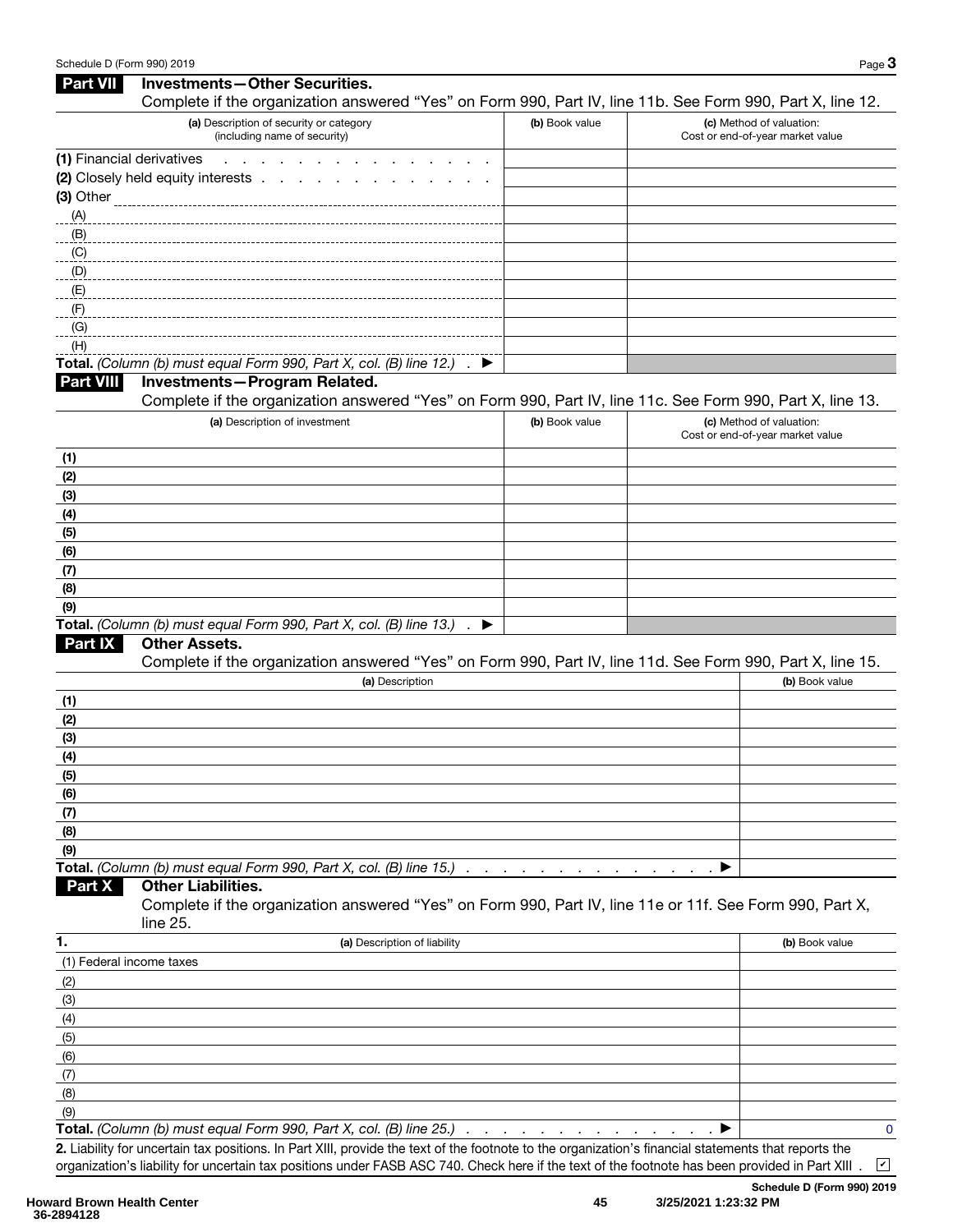Schedule D (Form 990) 2019 Page 3

## Part VII Investments—Other Securities.

Complete if the organization answered "Yes" on Form 990, Part IV, line 11b. See Form 990, Part X, line 12.

| (a) Description of security or category (including name of security) | (b) Book value | (c) Method of valuation: Cost or end-of-year market value |
|---|---|---|
| (1) Financial derivatives | | |
| (2) Closely held equity interests | | |
| (3) Other | | |
| (A) | | |
| (B) | | |
| (C) | | |
| (D) | | |
| (E) | | |
| (F) | | |
| (G) | | |
| (H) | | |
| **Total.** *(Column (b) must equal Form 990, Part X, col. (B) line 12.)* ▶ | | |

## Part VIII Investments—Program Related.

Complete if the organization answered "Yes" on Form 990, Part IV, line 11c. See Form 990, Part X, line 13.

| (a) Description of investment | (b) Book value | (c) Method of valuation: Cost or end-of-year market value |
|---|---|---|
| (1) | | |
| (2) | | |
| (3) | | |
| (4) | | |
| (5) | | |
| (6) | | |
| (7) | | |
| (8) | | |
| (9) | | |
| **Total.** *(Column (b) must equal Form 990, Part X, col. (B) line 13.)* ▶ | | |

## Part IX Other Assets.

Complete if the organization answered "Yes" on Form 990, Part IV, line 11d. See Form 990, Part X, line 15.

| (a) Description | (b) Book value |
|---|---|
| (1) | |
| (2) | |
| (3) | |
| (4) | |
| (5) | |
| (6) | |
| (7) | |
| (8) | |
| (9) | |
| **Total.** *(Column (b) must equal Form 990, Part X, col. (B) line 15.)* ▶ | |

## Part X Other Liabilities.

Complete if the organization answered "Yes" on Form 990, Part IV, line 11e or 11f. See Form 990, Part X, line 25.

| 1. (a) Description of liability | (b) Book value |
|---|---|
| (1) Federal income taxes | |
| (2) | |
| (3) | |
| (4) | |
| (5) | |
| (6) | |
| (7) | |
| (8) | |
| (9) | |
| **Total.** *(Column (b) must equal Form 990, Part X, col. (B) line 25.)* ▶ | 0 |

**2.** Liability for uncertain tax positions. In Part XIII, provide the text of the footnote to the organization's financial statements that reports the organization's liability for uncertain tax positions under FASB ASC 740. Check here if the text of the footnote has been provided in Part XIII . ☑

Schedule D (Form 990) 2019

Howard Brown Health Center
36-2894128

3/25/2021 1:23:32 PM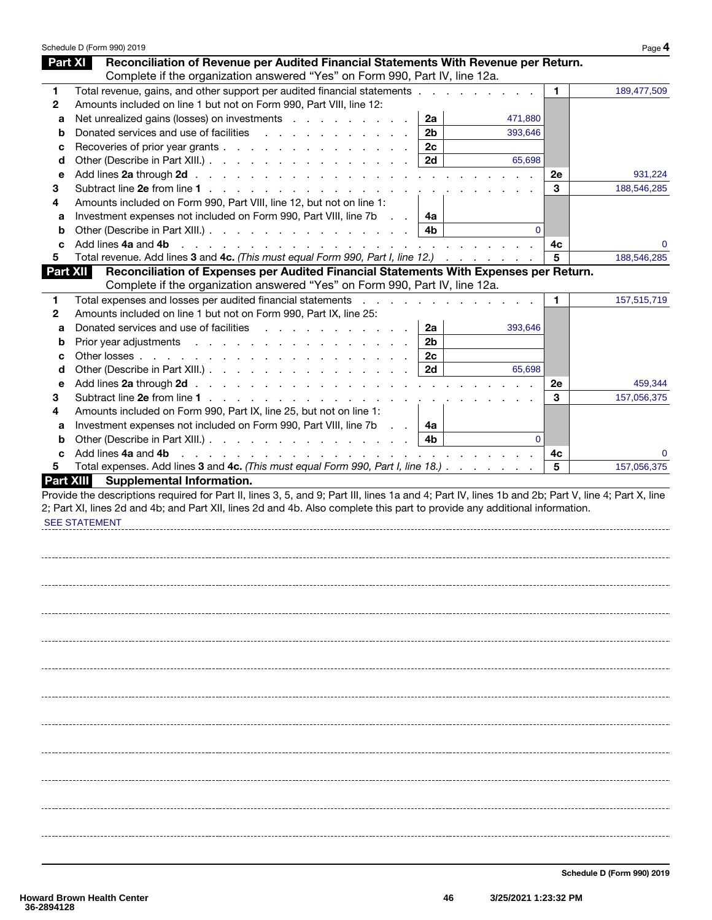Schedule D (Form 990) 2019 Page **4**

## Part XI Reconciliation of Revenue per Audited Financial Statements With Revenue per Return.

Complete if the organization answered "Yes" on Form 990, Part IV, line 12a.

| | | | | | |
|---|---|---|---|---|---|
| **1** | Total revenue, gains, and other support per audited financial statements | | | **1** | 189,477,509 |
| **2** | Amounts included on line 1 but not on Form 990, Part VIII, line 12: | | | | |
| **a** | Net unrealized gains (losses) on investments | **2a** | 471,880 | | |
| **b** | Donated services and use of facilities | **2b** | 393,646 | | |
| **c** | Recoveries of prior year grants | **2c** | | | |
| **d** | Other (Describe in Part XIII.) | **2d** | 65,698 | | |
| **e** | Add lines **2a** through **2d** | | | **2e** | 931,224 |
| **3** | Subtract line **2e** from line **1** | | | **3** | 188,546,285 |
| **4** | Amounts included on Form 990, Part VIII, line 12, but not on line 1: | | | | |
| **a** | Investment expenses not included on Form 990, Part VIII, line 7b | **4a** | | | |
| **b** | Other (Describe in Part XIII.) | **4b** | 0 | | |
| **c** | Add lines **4a** and **4b** | | | **4c** | 0 |
| **5** | Total revenue. Add lines **3** and **4c.** *(This must equal Form 990, Part I, line 12.)* | | | **5** | 188,546,285 |

## Part XII Reconciliation of Expenses per Audited Financial Statements With Expenses per Return.

Complete if the organization answered "Yes" on Form 990, Part IV, line 12a.

| | | | | | |
|---|---|---|---|---|---|
| **1** | Total expenses and losses per audited financial statements | | | **1** | 157,515,719 |
| **2** | Amounts included on line 1 but not on Form 990, Part IX, line 25: | | | | |
| **a** | Donated services and use of facilities | **2a** | 393,646 | | |
| **b** | Prior year adjustments | **2b** | | | |
| **c** | Other losses | **2c** | | | |
| **d** | Other (Describe in Part XIII.) | **2d** | 65,698 | | |
| **e** | Add lines **2a** through **2d** | | | **2e** | 459,344 |
| **3** | Subtract line **2e** from line **1** | | | **3** | 157,056,375 |
| **4** | Amounts included on Form 990, Part IX, line 25, but not on line 1: | | | | |
| **a** | Investment expenses not included on Form 990, Part VIII, line 7b | **4a** | | | |
| **b** | Other (Describe in Part XIII.) | **4b** | 0 | | |
| **c** | Add lines **4a** and **4b** | | | **4c** | 0 |
| **5** | Total expenses. Add lines **3** and **4c.** *(This must equal Form 990, Part I, line 18.)* | | | **5** | 157,056,375 |

## Part XIII Supplemental Information.

Provide the descriptions required for Part II, lines 3, 5, and 9; Part III, lines 1a and 4; Part IV, lines 1b and 2b; Part V, line 4; Part X, line 2; Part XI, lines 2d and 4b; and Part XII, lines 2d and 4b. Also complete this part to provide any additional information.

SEE STATEMENT

Schedule D (Form 990) 2019

Howard Brown Health Center
36-2894128

3/25/2021 1:23:32 PM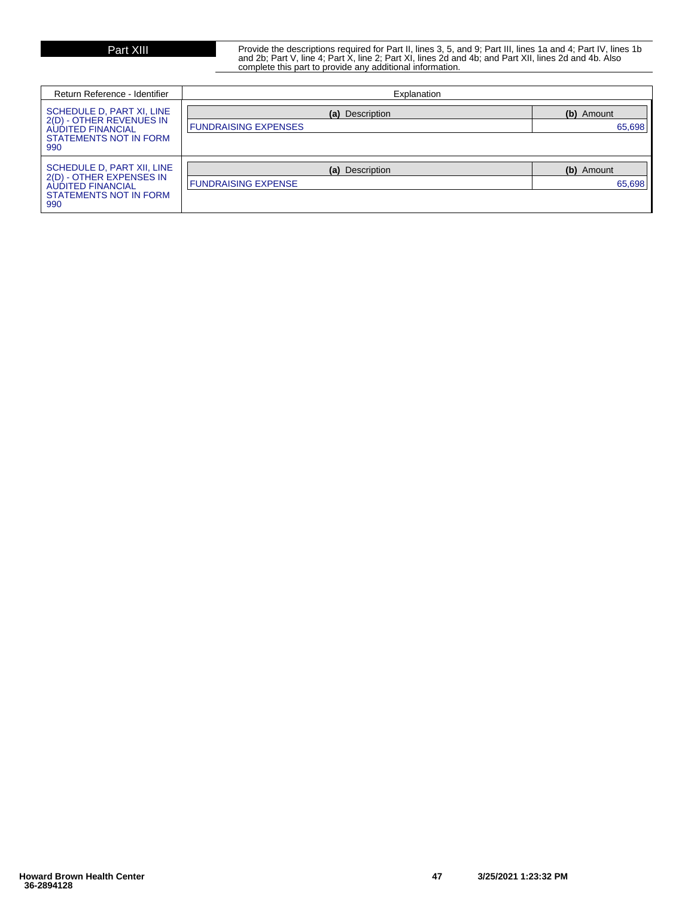## Part XIII

Provide the descriptions required for Part II, lines 3, 5, and 9; Part III, lines 1a and 4; Part IV, lines 1b and 2b; Part V, line 4; Part X, line 2; Part XI, lines 2d and 4b; and Part XII, lines 2d and 4b. Also complete this part to provide any additional information.

| Return Reference - Identifier | Explanation | |
|---|---|---|
| SCHEDULE D, PART XI, LINE 2(D) - OTHER REVENUES IN AUDITED FINANCIAL STATEMENTS NOT IN FORM 990 | **(a)** Description | **(b)** Amount |
| | FUNDRAISING EXPENSES | 65,698 |
| SCHEDULE D, PART XII, LINE 2(D) - OTHER EXPENSES IN AUDITED FINANCIAL STATEMENTS NOT IN FORM 990 | **(a)** Description | **(b)** Amount |
| | FUNDRAISING EXPENSE | 65,698 |

**Howard Brown Health Center**
**36-2894128**

**3/25/2021 1:23:32 PM**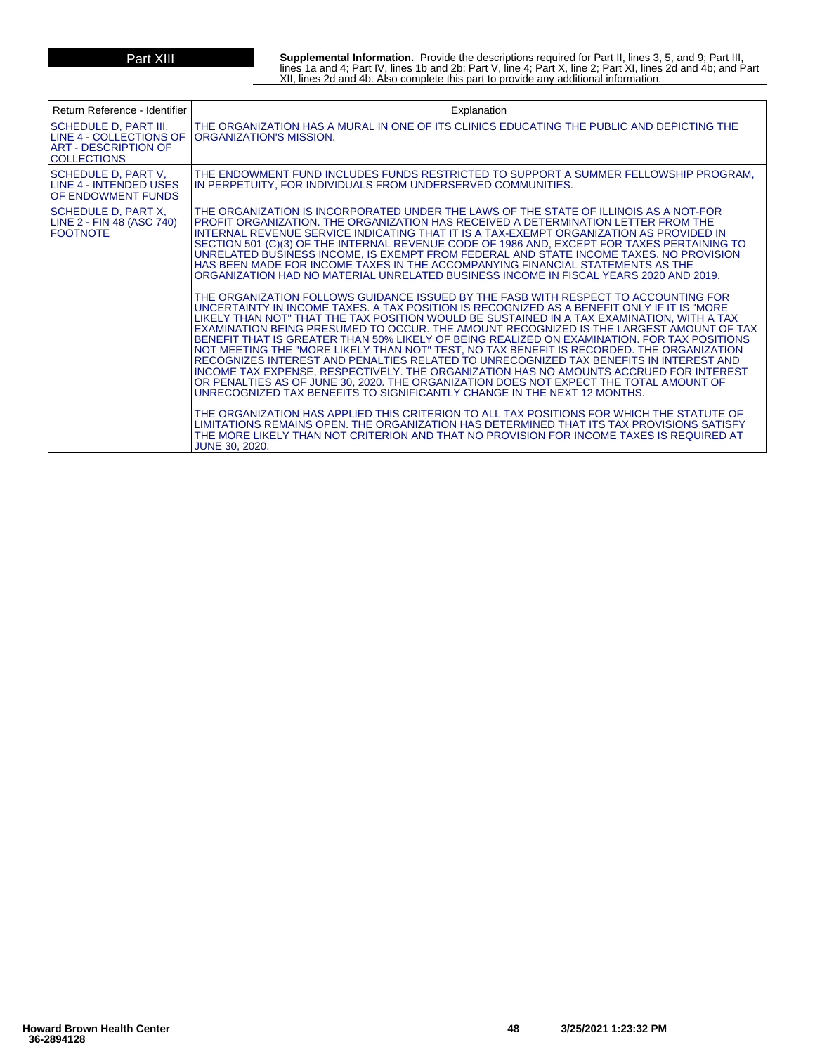**Part XIII** **Supplemental Information.** Provide the descriptions required for Part II, lines 3, 5, and 9; Part III, lines 1a and 4; Part IV, lines 1b and 2b; Part V, line 4; Part X, line 2; Part XI, lines 2d and 4b; and Part XII, lines 2d and 4b. Also complete this part to provide any additional information.

| Return Reference - Identifier | Explanation |
|---|---|
| SCHEDULE D, PART III, LINE 4 - COLLECTIONS OF ART - DESCRIPTION OF COLLECTIONS | THE ORGANIZATION HAS A MURAL IN ONE OF ITS CLINICS EDUCATING THE PUBLIC AND DEPICTING THE ORGANIZATION'S MISSION. |
| SCHEDULE D, PART V, LINE 4 - INTENDED USES OF ENDOWMENT FUNDS | THE ENDOWMENT FUND INCLUDES FUNDS RESTRICTED TO SUPPORT A SUMMER FELLOWSHIP PROGRAM, IN PERPETUITY, FOR INDIVIDUALS FROM UNDERSERVED COMMUNITIES. |
| SCHEDULE D, PART X, LINE 2 - FIN 48 (ASC 740) FOOTNOTE | THE ORGANIZATION IS INCORPORATED UNDER THE LAWS OF THE STATE OF ILLINOIS AS A NOT-FOR PROFIT ORGANIZATION. THE ORGANIZATION HAS RECEIVED A DETERMINATION LETTER FROM THE INTERNAL REVENUE SERVICE INDICATING THAT IT IS A TAX-EXEMPT ORGANIZATION AS PROVIDED IN SECTION 501 (C)(3) OF THE INTERNAL REVENUE CODE OF 1986 AND, EXCEPT FOR TAXES PERTAINING TO UNRELATED BUSINESS INCOME, IS EXEMPT FROM FEDERAL AND STATE INCOME TAXES. NO PROVISION HAS BEEN MADE FOR INCOME TAXES IN THE ACCOMPANYING FINANCIAL STATEMENTS AS THE ORGANIZATION HAD NO MATERIAL UNRELATED BUSINESS INCOME IN FISCAL YEARS 2020 AND 2019.<br><br>THE ORGANIZATION FOLLOWS GUIDANCE ISSUED BY THE FASB WITH RESPECT TO ACCOUNTING FOR UNCERTAINTY IN INCOME TAXES. A TAX POSITION IS RECOGNIZED AS A BENEFIT ONLY IF IT IS "MORE LIKELY THAN NOT" THAT THE TAX POSITION WOULD BE SUSTAINED IN A TAX EXAMINATION, WITH A TAX EXAMINATION BEING PRESUMED TO OCCUR. THE AMOUNT RECOGNIZED IS THE LARGEST AMOUNT OF TAX BENEFIT THAT IS GREATER THAN 50% LIKELY OF BEING REALIZED ON EXAMINATION. FOR TAX POSITIONS NOT MEETING THE "MORE LIKELY THAN NOT" TEST, NO TAX BENEFIT IS RECORDED. THE ORGANIZATION RECOGNIZES INTEREST AND PENALTIES RELATED TO UNRECOGNIZED TAX BENEFITS IN INTEREST AND INCOME TAX EXPENSE, RESPECTIVELY. THE ORGANIZATION HAS NO AMOUNTS ACCRUED FOR INTEREST OR PENALTIES AS OF JUNE 30, 2020. THE ORGANIZATION DOES NOT EXPECT THE TOTAL AMOUNT OF UNRECOGNIZED TAX BENEFITS TO SIGNIFICANTLY CHANGE IN THE NEXT 12 MONTHS.<br><br>THE ORGANIZATION HAS APPLIED THIS CRITERION TO ALL TAX POSITIONS FOR WHICH THE STATUTE OF LIMITATIONS REMAINS OPEN. THE ORGANIZATION HAS DETERMINED THAT ITS TAX PROVISIONS SATISFY THE MORE LIKELY THAN NOT CRITERION AND THAT NO PROVISION FOR INCOME TAXES IS REQUIRED AT JUNE 30, 2020. |

**Howard Brown Health Center**
**36-2894128**

3/25/2021 1:23:32 PM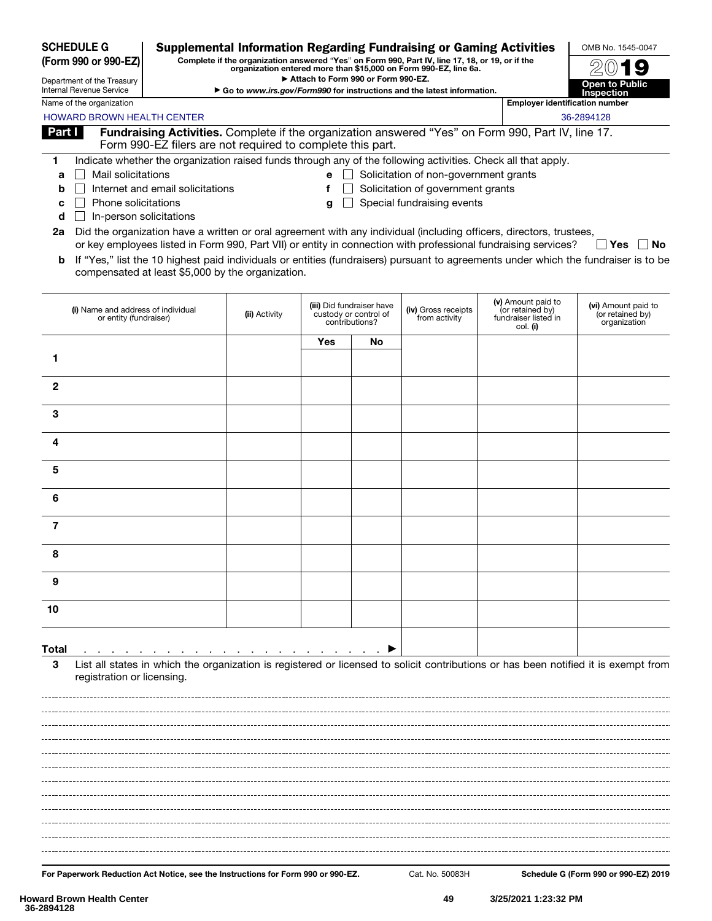**SCHEDULE G (Form 990 or 990-EZ)**

Department of the Treasury
Internal Revenue Service

# Supplemental Information Regarding Fundraising or Gaming Activities

**Complete if the organization answered "Yes" on Form 990, Part IV, line 17, 18, or 19, or if the organization entered more than $15,000 on Form 990-EZ, line 6a.**

**▶ Attach to Form 990 or Form 990-EZ.**

**▶ Go to www.irs.gov/Form990 for instructions and the latest information.**

OMB No. 1545-0047

2019

**Open to Public Inspection**

Name of the organization: HOWARD BROWN HEALTH CENTER

Employer identification number: 36-2894128

**Part I** **Fundraising Activities.** Complete if the organization answered "Yes" on Form 990, Part IV, line 17. Form 990-EZ filers are not required to complete this part.

1 Indicate whether the organization raised funds through any of the following activities. Check all that apply.

- a ☐ Mail solicitations
- b ☐ Internet and email solicitations
- c ☐ Phone solicitations
- d ☐ In-person solicitations
- e ☐ Solicitation of non-government grants
- f ☐ Solicitation of government grants
- g ☐ Special fundraising events

2a Did the organization have a written or oral agreement with any individual (including officers, directors, trustees, or key employees listed in Form 990, Part VII) or entity in connection with professional fundraising services? ☐ Yes ☐ No

b If "Yes," list the 10 highest paid individuals or entities (fundraisers) pursuant to agreements under which the fundraiser is to be compensated at least $5,000 by the organization.

| (i) Name and address of individual or entity (fundraiser) | (ii) Activity | (iii) Did fundraiser have custody or control of contributions? | | (iv) Gross receipts from activity | (v) Amount paid to (or retained by) fundraiser listed in col. (i) | (vi) Amount paid to (or retained by) organization |
|---|---|---|---|---|---|---|
| | | Yes | No | | | |
| 1 | | | | | | |
| 2 | | | | | | |
| 3 | | | | | | |
| 4 | | | | | | |
| 5 | | | | | | |
| 6 | | | | | | |
| 7 | | | | | | |
| 8 | | | | | | |
| 9 | | | | | | |
| 10 | | | | | | |
| Total . . . . . . . . . . . . . . . . . . . . . . . . ▶ | | | | | | |

3 List all states in which the organization is registered or licensed to solicit contributions or has been notified it is exempt from registration or licensing.

For Paperwork Reduction Act Notice, see the Instructions for Form 990 or 990-EZ. Cat. No. 50083H **Schedule G (Form 990 or 990-EZ) 2019**

Howard Brown Health Center
36-2894128

3/25/2021 1:23:32 PM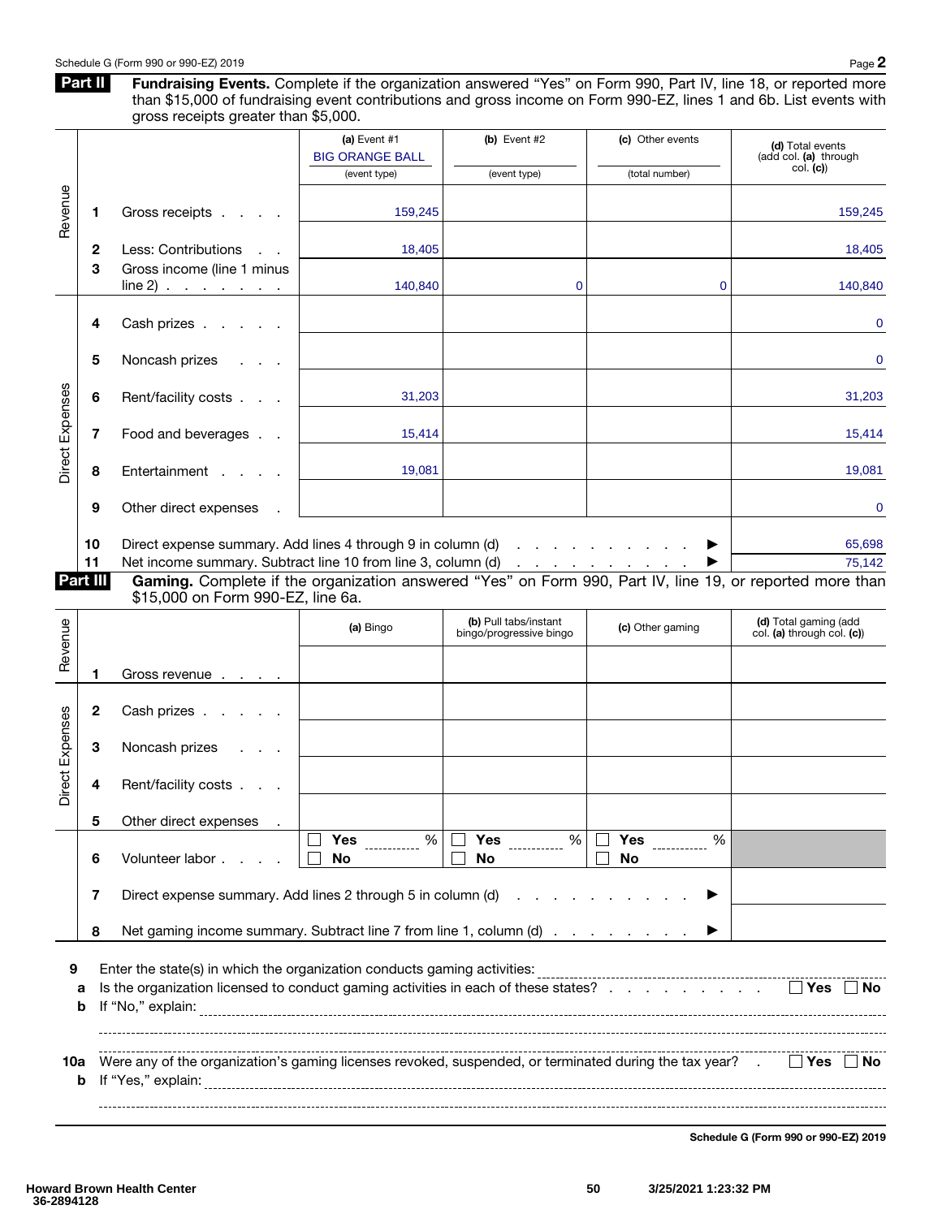Schedule G (Form 990 or 990-EZ) 2019 Page **2**

**Part II** **Fundraising Events.** Complete if the organization answered "Yes" on Form 990, Part IV, line 18, or reported more than $15,000 of fundraising event contributions and gross income on Form 990-EZ, lines 1 and 6b. List events with gross receipts greater than $5,000.

| | | | (a) Event #1 BIG ORANGE BALL (event type) | (b) Event #2 (event type) | (c) Other events (total number) | (d) Total events (add col. (a) through col. (c)) |
|---|---|---|---|---|---|---|
| Revenue | 1 | Gross receipts | 159,245 | | | 159,245 |
| | 2 | Less: Contributions | 18,405 | | | 18,405 |
| | 3 | Gross income (line 1 minus line 2) | 140,840 | 0 | 0 | 140,840 |
| Direct Expenses | 4 | Cash prizes | | | | 0 |
| | 5 | Noncash prizes | | | | 0 |
| | 6 | Rent/facility costs | 31,203 | | | 31,203 |
| | 7 | Food and beverages | 15,414 | | | 15,414 |
| | 8 | Entertainment | 19,081 | | | 19,081 |
| | 9 | Other direct expenses | | | | 0 |
| | 10 | Direct expense summary. Add lines 4 through 9 in column (d) | | | ▶ | 65,698 |
| | 11 | Net income summary. Subtract line 10 from line 3, column (d) | | | ▶ | 75,142 |

**Part III** **Gaming.** Complete if the organization answered "Yes" on Form 990, Part IV, line 19, or reported more than $15,000 on Form 990-EZ, line 6a.

| | | | (a) Bingo | (b) Pull tabs/instant bingo/progressive bingo | (c) Other gaming | (d) Total gaming (add col. (a) through col. (c)) |
|---|---|---|---|---|---|---|
| Revenue | 1 | Gross revenue | | | | |
| Direct Expenses | 2 | Cash prizes | | | | |
| | 3 | Noncash prizes | | | | |
| | 4 | Rent/facility costs | | | | |
| | 5 | Other direct expenses | | | | |
| | 6 | Volunteer labor | ☐ Yes ______ % ☐ No | ☐ Yes ______ % ☐ No | ☐ Yes ______ % ☐ No | |
| | 7 | Direct expense summary. Add lines 2 through 5 in column (d) | | | ▶ | |
| | 8 | Net gaming income summary. Subtract line 7 from line 1, column (d) | | | ▶ | |

**9** Enter the state(s) in which the organization conducts gaming activities: ______________________

**a** Is the organization licensed to conduct gaming activities in each of these states? ☐ Yes ☐ No

**b** If "No," explain: ______________________

**10a** Were any of the organization's gaming licenses revoked, suspended, or terminated during the tax year? ☐ Yes ☐ No

**b** If "Yes," explain: ______________________

**Schedule G (Form 990 or 990-EZ) 2019**

Howard Brown Health Center
36-2894128
3/25/2021 1:23:32 PM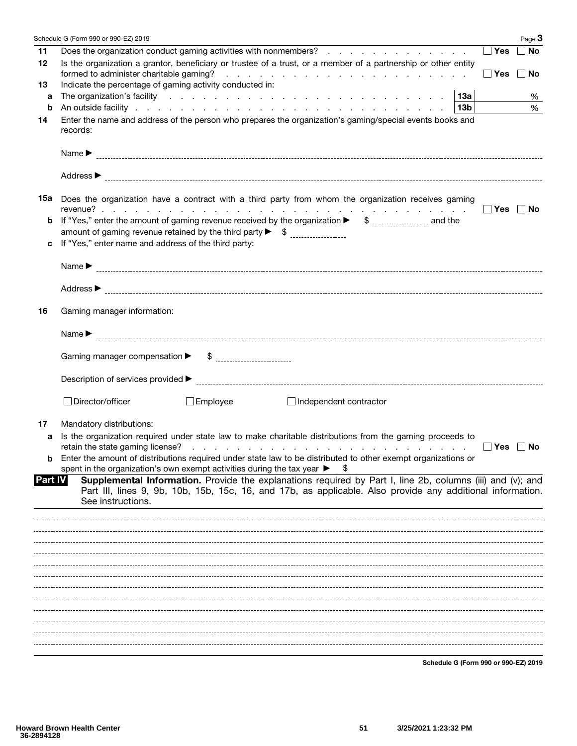Schedule G (Form 990 or 990-EZ) 2019 Page **3**

**11** Does the organization conduct gaming activities with nonmembers? . . . . . . . . . . . . . . ☐ **Yes** ☐ **No**

**12** Is the organization a grantor, beneficiary or trustee of a trust, or a member of a partnership or other entity formed to administer charitable gaming? . . . . . . . . . . . . . . . . . . . . . . ☐ **Yes** ☐ **No**

**13** Indicate the percentage of gaming activity conducted in:

**a** The organization's facility . . . . . . . . . . . . . . . . . . . . . . . . . **13a** %

**b** An outside facility . . . . . . . . . . . . . . . . . . . . . . . . . . . . . **13b** %

**14** Enter the name and address of the person who prepares the organization's gaming/special events books and records:

Name ▶

Address ▶

**15a** Does the organization have a contract with a third party from whom the organization receives gaming revenue? . . . . . . . . . . . . . . . . . . . . . . . . . . . . . . . . . . ☐ **Yes** ☐ **No**

**b** If "Yes," enter the amount of gaming revenue received by the organization ▶ $ ________ and the amount of gaming revenue retained by the third party ▶ $ ________

**c** If "Yes," enter name and address of the third party:

Name ▶

Address ▶

**16** Gaming manager information:

Name ▶

Gaming manager compensation ▶ $

Description of services provided ▶

☐ Director/officer ☐ Employee ☐ Independent contractor

**17** Mandatory distributions:

**a** Is the organization required under state law to make charitable distributions from the gaming proceeds to retain the state gaming license? . . . . . . . . . . . . . . . . . . . . . . . . ☐ **Yes** ☐ **No**

**b** Enter the amount of distributions required under state law to be distributed to other exempt organizations or spent in the organization's own exempt activities during the tax year ▶ $

**Part IV** **Supplemental Information.** Provide the explanations required by Part I, line 2b, columns (iii) and (v); and Part III, lines 9, 9b, 10b, 15b, 15c, 16, and 17b, as applicable. Also provide any additional information. See instructions.

**Schedule G (Form 990 or 990-EZ) 2019**

**Howard Brown Health Center**
**36-2894128**

3/25/2021 1:23:32 PM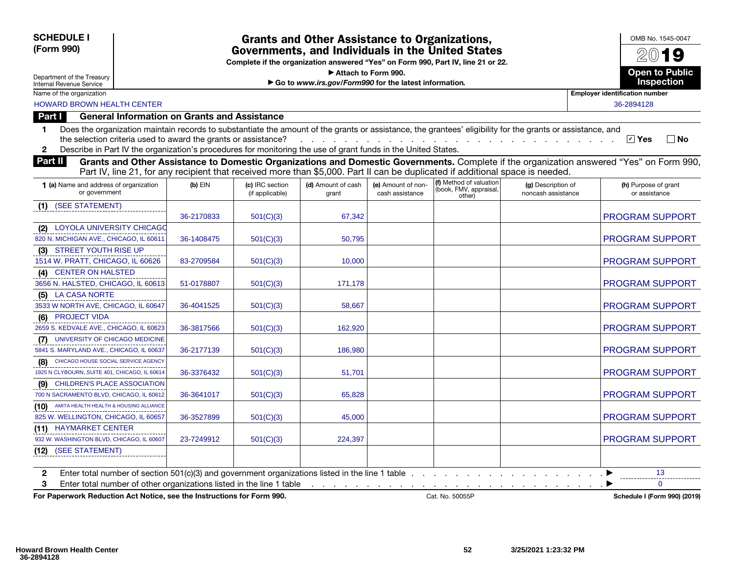**SCHEDULE I (Form 990)**

Department of the Treasury
Internal Revenue Service

# Grants and Other Assistance to Organizations, Governments, and Individuals in the United States

**Complete if the organization answered "Yes" on Form 990, Part IV, line 21 or 22.**
**▶ Attach to Form 990.**
**▶ Go to *www.irs.gov/Form990* for the latest information.**

OMB No. 1545-0047
2019
**Open to Public Inspection**

Name of the organization: HOWARD BROWN HEALTH CENTER
Employer identification number: 36-2894128

## Part I General Information on Grants and Assistance

1 Does the organization maintain records to substantiate the amount of the grants or assistance, the grantees' eligibility for the grants or assistance, and the selection criteria used to award the grants or assistance? ☑ Yes ☐ No

2 Describe in Part IV the organization's procedures for monitoring the use of grant funds in the United States.

## Part II Grants and Other Assistance to Domestic Organizations and Domestic Governments.

Complete if the organization answered "Yes" on Form 990, Part IV, line 21, for any recipient that received more than $5,000. Part II can be duplicated if additional space is needed.

| 1 (a) Name and address of organization or government | (b) EIN | (c) IRC section (if applicable) | (d) Amount of cash grant | (e) Amount of non-cash assistance | (f) Method of valuation (book, FMV, appraisal, other) | (g) Description of noncash assistance | (h) Purpose of grant or assistance |
|---|---|---|---|---|---|---|---|
| (1) (SEE STATEMENT) | 36-2170833 | 501(C)(3) | 67,342 | | | | PROGRAM SUPPORT |
| (2) LOYOLA UNIVERSITY CHICAGO 820 N. MICHIGAN AVE., CHICAGO, IL 60611 | 36-1408475 | 501(C)(3) | 50,795 | | | | PROGRAM SUPPORT |
| (3) STREET YOUTH RISE UP 1514 W. PRATT, CHICAGO, IL 60626 | 83-2709584 | 501(C)(3) | 10,000 | | | | PROGRAM SUPPORT |
| (4) CENTER ON HALSTED 3656 N. HALSTED, CHICAGO, IL 60613 | 51-0178807 | 501(C)(3) | 171,178 | | | | PROGRAM SUPPORT |
| (5) LA CASA NORTE 3533 W NORTH AVE, CHICAGO, IL 60647 | 36-4041525 | 501(C)(3) | 58,667 | | | | PROGRAM SUPPORT |
| (6) PROJECT VIDA 2659 S. KEDVALE AVE., CHICAGO, IL 60623 | 36-3817566 | 501(C)(3) | 162,920 | | | | PROGRAM SUPPORT |
| (7) UNIVERSITY OF CHICAGO MEDICINE 5841 S. MARYLAND AVE., CHICAGO, IL 60637 | 36-2177139 | 501(C)(3) | 186,980 | | | | PROGRAM SUPPORT |
| (8) CHICAGO HOUSE SOCIAL SERVICE AGENCY 1925 N CLYBOURN, SUITE 401, CHICAGO, IL 60614 | 36-3376432 | 501(C)(3) | 51,701 | | | | PROGRAM SUPPORT |
| (9) CHILDREN'S PLACE ASSOCIATION 700 N SACRAMENTO BLVD, CHICAGO, IL 60612 | 36-3641017 | 501(C)(3) | 65,828 | | | | PROGRAM SUPPORT |
| (10) AMITA HEALTH HEALTH & HOUSING ALLIANCE 825 W. WELLINGTON, CHICAGO, IL 60657 | 36-3527899 | 501(C)(3) | 45,000 | | | | PROGRAM SUPPORT |
| (11) HAYMARKET CENTER 932 W. WASHINGTON BLVD, CHICAGO, IL 60607 | 23-7249912 | 501(C)(3) | 224,397 | | | | PROGRAM SUPPORT |
| (12) (SEE STATEMENT) | | | | | | | |

2 Enter total number of section 501(c)(3) and government organizations listed in the line 1 table ▶ 13

3 Enter total number of other organizations listed in the line 1 table ▶ 0

**For Paperwork Reduction Act Notice, see the Instructions for Form 990.** Cat. No. 50055P **Schedule I (Form 990) (2019)**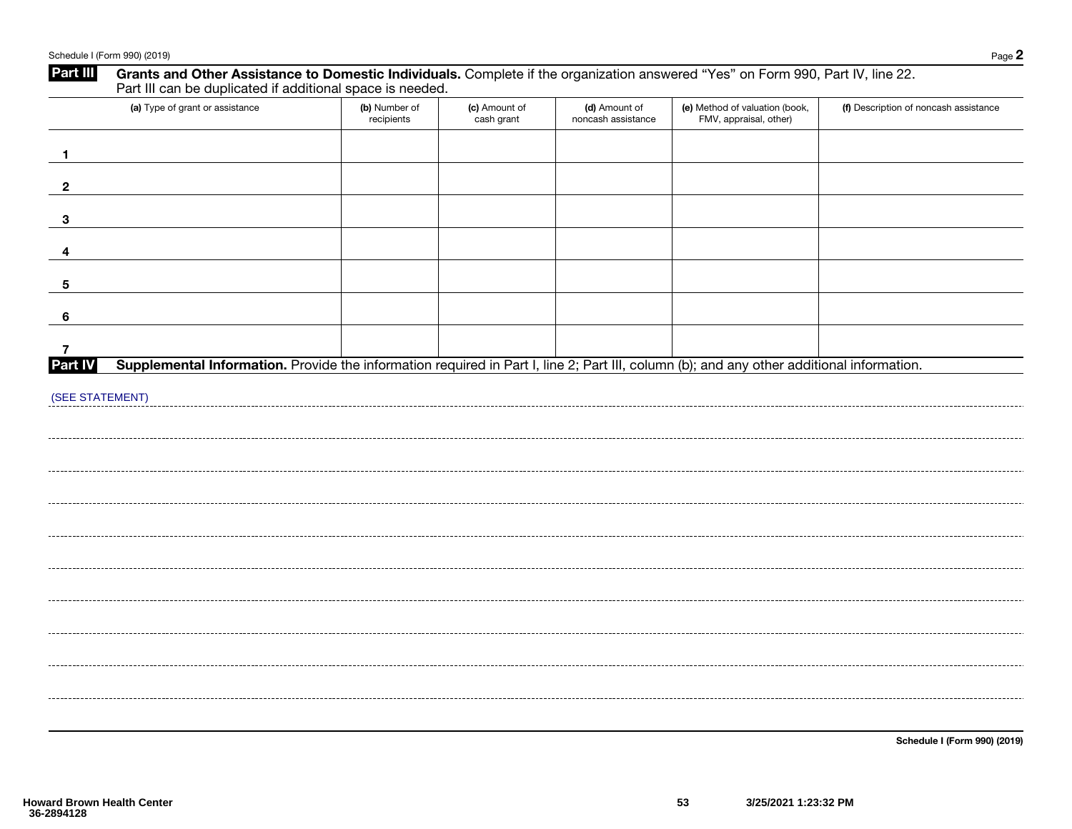Schedule I (Form 990) (2019) Page **2**

**Part III** **Grants and Other Assistance to Domestic Individuals.** Complete if the organization answered "Yes" on Form 990, Part IV, line 22. Part III can be duplicated if additional space is needed.

| | (a) Type of grant or assistance | (b) Number of recipients | (c) Amount of cash grant | (d) Amount of noncash assistance | (e) Method of valuation (book, FMV, appraisal, other) | (f) Description of noncash assistance |
|---|---|---|---|---|---|---|
| 1 | | | | | | |
| 2 | | | | | | |
| 3 | | | | | | |
| 4 | | | | | | |
| 5 | | | | | | |
| 6 | | | | | | |
| 7 | | | | | | |

**Part IV** **Supplemental Information.** Provide the information required in Part I, line 2; Part III, column (b); and any other additional information.

(SEE STATEMENT)

**Schedule I (Form 990) (2019)**

**Howard Brown Health Center**
**36-2894128**

**3/25/2021 1:23:32 PM**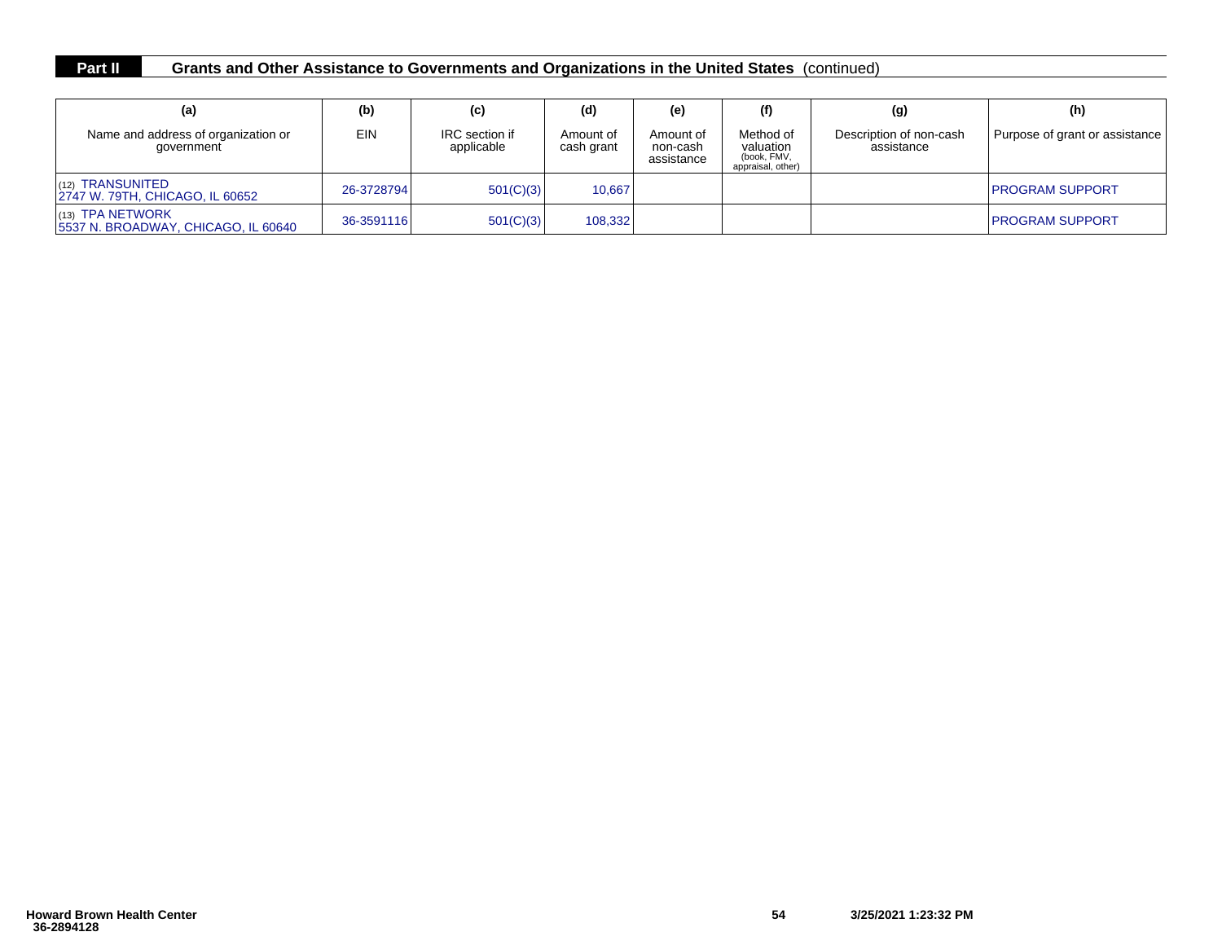## Part II Grants and Other Assistance to Governments and Organizations in the United States (continued)

| (a) Name and address of organization or government | (b) EIN | (c) IRC section if applicable | (d) Amount of cash grant | (e) Amount of non-cash assistance | (f) Method of valuation (book, FMV, appraisal, other) | (g) Description of non-cash assistance | (h) Purpose of grant or assistance |
|---|---|---|---|---|---|---|---|
| (12) TRANSUNITED 2747 W. 79TH, CHICAGO, IL 60652 | 26-3728794 | 501(C)(3) | 10,667 | | | | PROGRAM SUPPORT |
| (13) TPA NETWORK 5537 N. BROADWAY, CHICAGO, IL 60640 | 36-3591116 | 501(C)(3) | 108,332 | | | | PROGRAM SUPPORT |

Howard Brown Health Center
36-2894128

3/25/2021 1:23:32 PM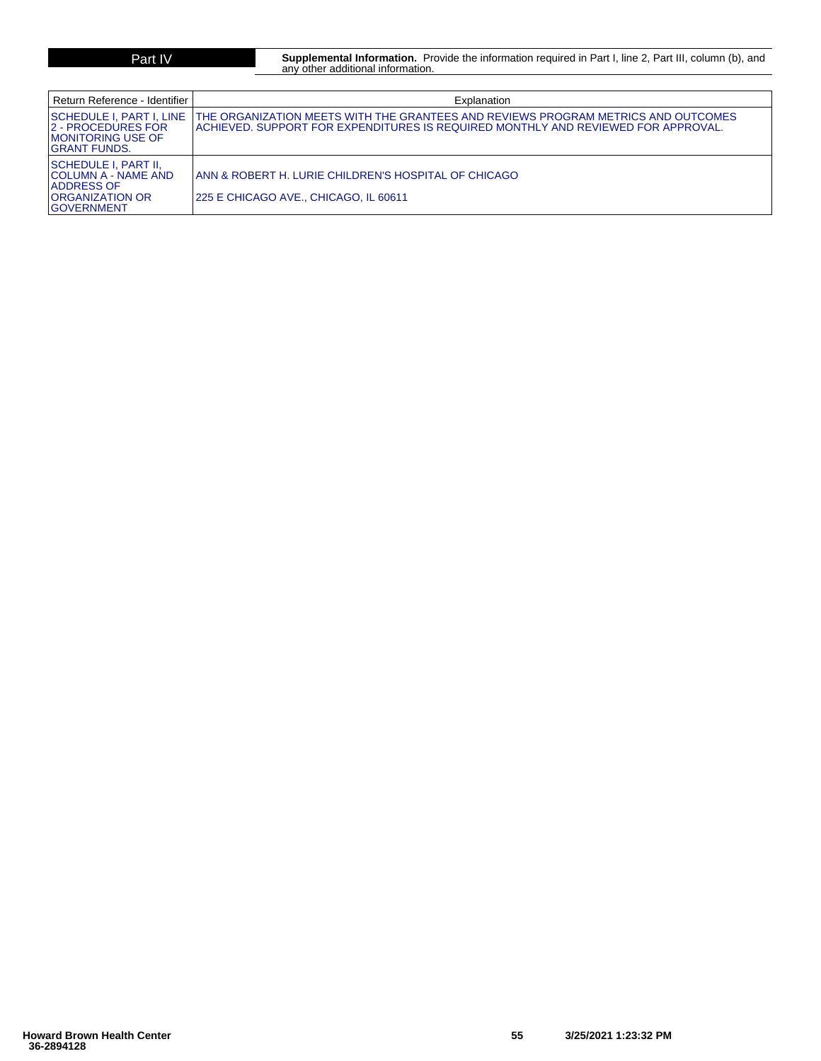**Part IV** **Supplemental Information.** Provide the information required in Part I, line 2, Part III, column (b), and any other additional information.

| Return Reference - Identifier | Explanation |
|---|---|
| SCHEDULE I, PART I, LINE 2 - PROCEDURES FOR MONITORING USE OF GRANT FUNDS. | THE ORGANIZATION MEETS WITH THE GRANTEES AND REVIEWS PROGRAM METRICS AND OUTCOMES ACHIEVED. SUPPORT FOR EXPENDITURES IS REQUIRED MONTHLY AND REVIEWED FOR APPROVAL. |
| SCHEDULE I, PART II, COLUMN A - NAME AND ADDRESS OF ORGANIZATION OR GOVERNMENT | ANN & ROBERT H. LURIE CHILDREN'S HOSPITAL OF CHICAGO<br><br>225 E CHICAGO AVE., CHICAGO, IL 60611 |

**Howard Brown Health Center**
**36-2894128**

**3/25/2021 1:23:32 PM**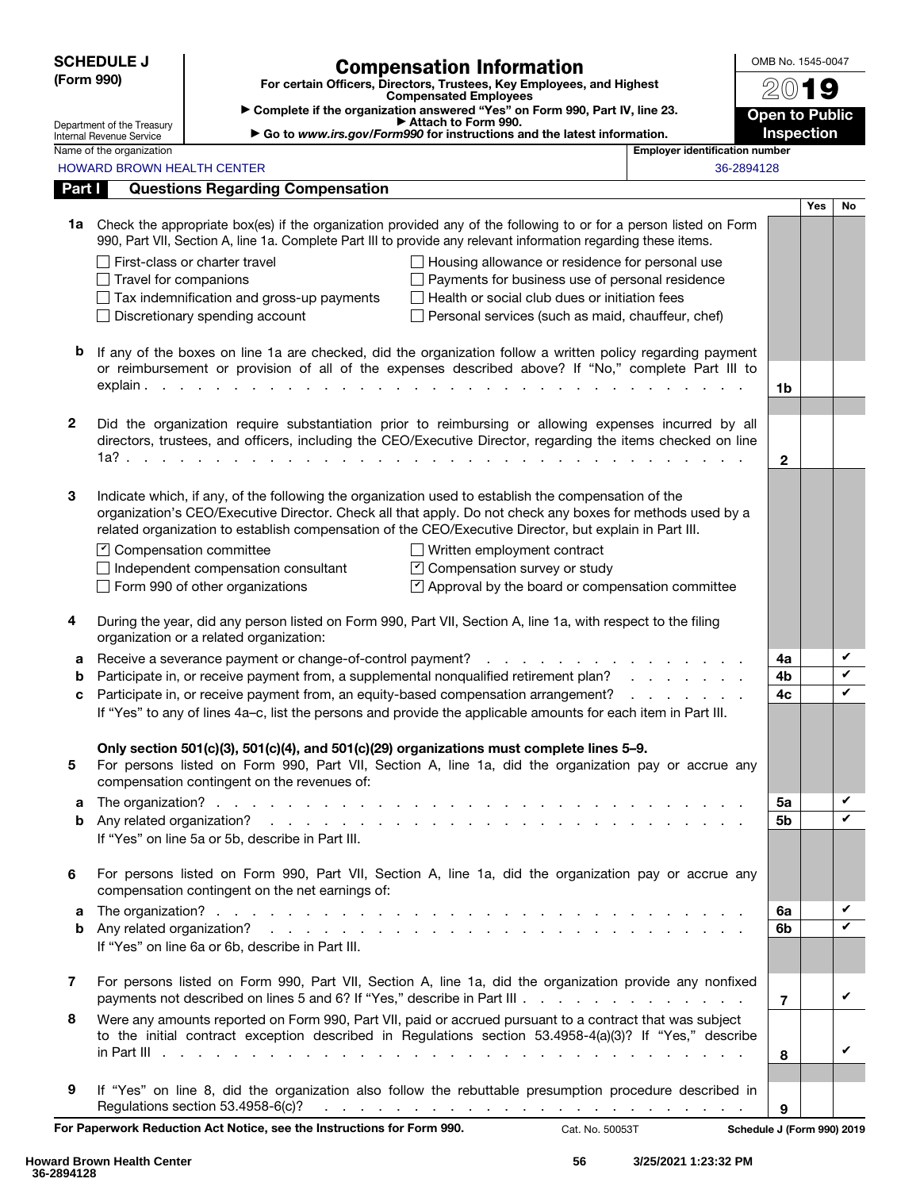**SCHEDULE J (Form 990)**

# Compensation Information

**For certain Officers, Directors, Trustees, Key Employees, and Highest Compensated Employees**

▶ Complete if the organization answered "Yes" on Form 990, Part IV, line 23.
▶ Attach to Form 990.
▶ Go to *www.irs.gov/Form990* for instructions and the latest information.

OMB No. 1545-0047

2019

**Open to Public Inspection**

Department of the Treasury
Internal Revenue Service

Name of the organization: HOWARD BROWN HEALTH CENTER

Employer identification number: 36-2894128

## Part I Questions Regarding Compensation

| | | | Yes | No |
|---|---|---|---|---|
| **1a** | Check the appropriate box(es) if the organization provided any of the following to or for a person listed on Form 990, Part VII, Section A, line 1a. Complete Part III to provide any relevant information regarding these items.<br>☐ First-class or charter travel ☐ Housing allowance or residence for personal use<br>☐ Travel for companions ☐ Payments for business use of personal residence<br>☐ Tax indemnification and gross-up payments ☐ Health or social club dues or initiation fees<br>☐ Discretionary spending account ☐ Personal services (such as maid, chauffeur, chef) | | | |
| **b** | If any of the boxes on line 1a are checked, did the organization follow a written policy regarding payment or reimbursement or provision of all of the expenses described above? If "No," complete Part III to explain | **1b** | | |
| **2** | Did the organization require substantiation prior to reimbursing or allowing expenses incurred by all directors, trustees, and officers, including the CEO/Executive Director, regarding the items checked on line 1a? | **2** | | |
| **3** | Indicate which, if any, of the following the organization used to establish the compensation of the organization's CEO/Executive Director. Check all that apply. Do not check any boxes for methods used by a related organization to establish compensation of the CEO/Executive Director, but explain in Part III.<br>☑ Compensation committee ☐ Written employment contract<br>☐ Independent compensation consultant ☑ Compensation survey or study<br>☐ Form 990 of other organizations ☑ Approval by the board or compensation committee | | | |
| **4** | During the year, did any person listed on Form 990, Part VII, Section A, line 1a, with respect to the filing organization or a related organization: | | | |
| **a** | Receive a severance payment or change-of-control payment? | **4a** | | ✔ |
| **b** | Participate in, or receive payment from, a supplemental nonqualified retirement plan? | **4b** | | ✔ |
| **c** | Participate in, or receive payment from, an equity-based compensation arrangement?<br>If "Yes" to any of lines 4a–c, list the persons and provide the applicable amounts for each item in Part III. | **4c** | | ✔ |
| | **Only section 501(c)(3), 501(c)(4), and 501(c)(29) organizations must complete lines 5–9.** | | | |
| **5** | For persons listed on Form 990, Part VII, Section A, line 1a, did the organization pay or accrue any compensation contingent on the revenues of: | | | |
| **a** | The organization? | **5a** | | ✔ |
| **b** | Any related organization?<br>If "Yes" on line 5a or 5b, describe in Part III. | **5b** | | ✔ |
| **6** | For persons listed on Form 990, Part VII, Section A, line 1a, did the organization pay or accrue any compensation contingent on the net earnings of: | | | |
| **a** | The organization? | **6a** | | ✔ |
| **b** | Any related organization?<br>If "Yes" on line 6a or 6b, describe in Part III. | **6b** | | ✔ |
| **7** | For persons listed on Form 990, Part VII, Section A, line 1a, did the organization provide any nonfixed payments not described on lines 5 and 6? If "Yes," describe in Part III | **7** | | ✔ |
| **8** | Were any amounts reported on Form 990, Part VII, paid or accrued pursuant to a contract that was subject to the initial contract exception described in Regulations section 53.4958-4(a)(3)? If "Yes," describe in Part III | **8** | | ✔ |
| **9** | If "Yes" on line 8, did the organization also follow the rebuttable presumption procedure described in Regulations section 53.4958-6(c)? | **9** | | |

**For Paperwork Reduction Act Notice, see the Instructions for Form 990.** Cat. No. 50053T **Schedule J (Form 990) 2019**

Howard Brown Health Center
36-2894128

3/25/2021 1:23:32 PM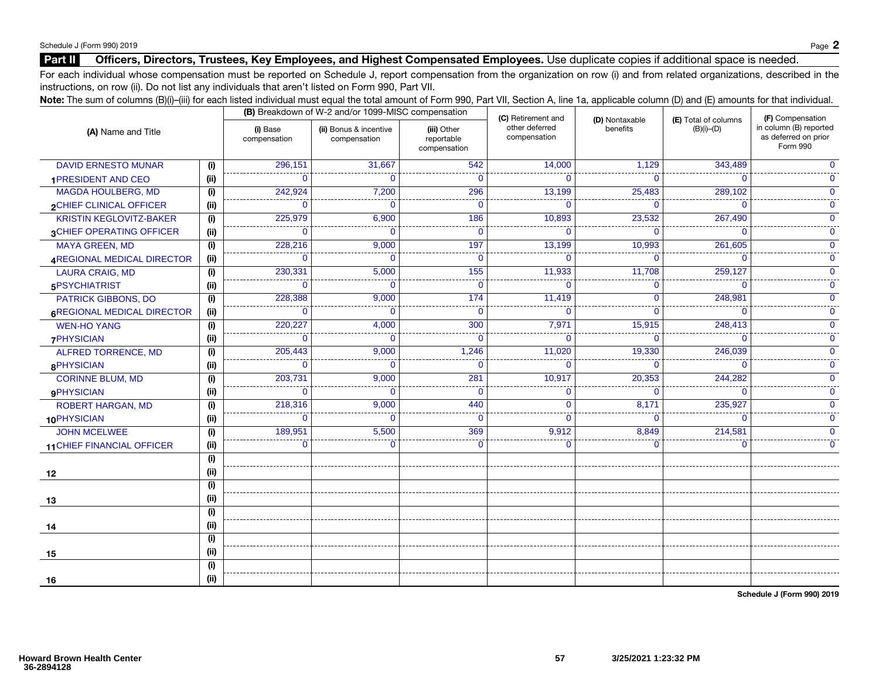Schedule J (Form 990) 2019

## Part II Officers, Directors, Trustees, Key Employees, and Highest Compensated Employees. Use duplicate copies if additional space is needed.

For each individual whose compensation must be reported on Schedule J, report compensation from the organization on row (i) and from related organizations, described in the instructions, on row (ii). Do not list any individuals that aren't listed on Form 990, Part VII.

**Note:** The sum of columns (B)(i)–(iii) for each listed individual must equal the total amount of Form 990, Part VII, Section A, line 1a, applicable column (D) and (E) amounts for that individual.

| (A) Name and Title | | (B) Breakdown of W-2 and/or 1099-MISC compensation | | | (C) Retirement and other deferred compensation | (D) Nontaxable benefits | (E) Total of columns (B)(i)–(D) | (F) Compensation in column (B) reported as deferred on prior Form 990 |
|---|---|---|---|---|---|---|---|---|
| | | (i) Base compensation | (ii) Bonus & incentive compensation | (iii) Other reportable compensation | | | | |
| DAVID ERNESTO MUNAR | (i) | 296,151 | 31,667 | 542 | 14,000 | 1,129 | 343,489 | 0 |
| 1 PRESIDENT AND CEO | (ii) | 0 | 0 | 0 | 0 | 0 | 0 | 0 |
| MAGDA HOULBERG, MD | (i) | 242,924 | 7,200 | 296 | 13,199 | 25,483 | 289,102 | 0 |
| 2 CHIEF CLINICAL OFFICER | (ii) | 0 | 0 | 0 | 0 | 0 | 0 | 0 |
| KRISTIN KEGLOVITZ-BAKER | (i) | 225,979 | 6,900 | 186 | 10,893 | 23,532 | 267,490 | 0 |
| 3 CHIEF OPERATING OFFICER | (ii) | 0 | 0 | 0 | 0 | 0 | 0 | 0 |
| MAYA GREEN, MD | (i) | 228,216 | 9,000 | 197 | 13,199 | 10,993 | 261,605 | 0 |
| 4 REGIONAL MEDICAL DIRECTOR | (ii) | 0 | 0 | 0 | 0 | 0 | 0 | 0 |
| LAURA CRAIG, MD | (i) | 230,331 | 5,000 | 155 | 11,933 | 11,708 | 259,127 | 0 |
| 5 PSYCHIATRIST | (ii) | 0 | 0 | 0 | 0 | 0 | 0 | 0 |
| PATRICK GIBBONS, DO | (i) | 228,388 | 9,000 | 174 | 11,419 | 0 | 248,981 | 0 |
| 6 REGIONAL MEDICAL DIRECTOR | (ii) | 0 | 0 | 0 | 0 | 0 | 0 | 0 |
| WEN-HO YANG | (i) | 220,227 | 4,000 | 300 | 7,971 | 15,915 | 248,413 | 0 |
| 7 PHYSICIAN | (ii) | 0 | 0 | 0 | 0 | 0 | 0 | 0 |
| ALFRED TORRENCE, MD | (i) | 205,443 | 9,000 | 1,246 | 11,020 | 19,330 | 246,039 | 0 |
| 8 PHYSICIAN | (ii) | 0 | 0 | 0 | 0 | 0 | 0 | 0 |
| CORINNE BLUM, MD | (i) | 203,731 | 9,000 | 281 | 10,917 | 20,353 | 244,282 | 0 |
| 9 PHYSICIAN | (ii) | 0 | 0 | 0 | 0 | 0 | 0 | 0 |
| ROBERT HARGAN, MD | (i) | 218,316 | 9,000 | 440 | 0 | 8,171 | 235,927 | 0 |
| 10 PHYSICIAN | (ii) | 0 | 0 | 0 | 0 | 0 | 0 | 0 |
| JOHN MCELWEE | (i) | 189,951 | 5,500 | 369 | 9,912 | 8,849 | 214,581 | 0 |
| 11 CHIEF FINANCIAL OFFICER | (ii) | 0 | 0 | 0 | 0 | 0 | 0 | 0 |
| | (i) | | | | | | | |
| 12 | (ii) | | | | | | | |
| | (i) | | | | | | | |
| 13 | (ii) | | | | | | | |
| | (i) | | | | | | | |
| 14 | (ii) | | | | | | | |
| | (i) | | | | | | | |
| 15 | (ii) | | | | | | | |
| | (i) | | | | | | | |
| 16 | (ii) | | | | | | | |

**Schedule J (Form 990) 2019**

Howard Brown Health Center
36-2894128

3/25/2021 1:23:32 PM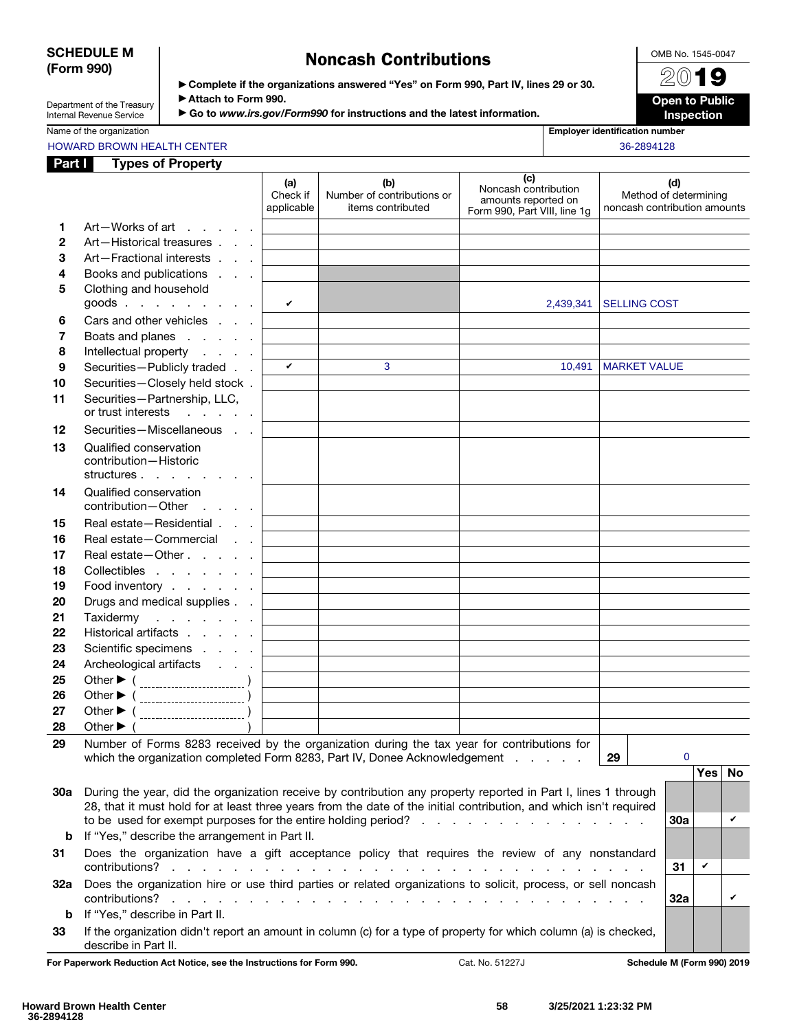**SCHEDULE M (Form 990)**

Department of the Treasury
Internal Revenue Service

# Noncash Contributions

▶ Complete if the organizations answered "Yes" on Form 990, Part IV, lines 29 or 30.
▶ Attach to Form 990.
▶ Go to *www.irs.gov/Form990* for instructions and the latest information.

OMB No. 1545-0047

2019

**Open to Public Inspection**

Name of the organization: HOWARD BROWN HEALTH CENTER

Employer identification number: 36-2894128

## Part I Types of Property

| | | (a) Check if applicable | (b) Number of contributions or items contributed | (c) Noncash contribution amounts reported on Form 990, Part VIII, line 1g | (d) Method of determining noncash contribution amounts |
|---|---|---|---|---|---|
| 1 | Art—Works of art | | | | |
| 2 | Art—Historical treasures | | | | |
| 3 | Art—Fractional interests | | | | |
| 4 | Books and publications | | | | |
| 5 | Clothing and household goods | ✔ | | 2,439,341 | SELLING COST |
| 6 | Cars and other vehicles | | | | |
| 7 | Boats and planes | | | | |
| 8 | Intellectual property | | | | |
| 9 | Securities—Publicly traded | ✔ | 3 | 10,491 | MARKET VALUE |
| 10 | Securities—Closely held stock | | | | |
| 11 | Securities—Partnership, LLC, or trust interests | | | | |
| 12 | Securities—Miscellaneous | | | | |
| 13 | Qualified conservation contribution—Historic structures | | | | |
| 14 | Qualified conservation contribution—Other | | | | |
| 15 | Real estate—Residential | | | | |
| 16 | Real estate—Commercial | | | | |
| 17 | Real estate—Other | | | | |
| 18 | Collectibles | | | | |
| 19 | Food inventory | | | | |
| 20 | Drugs and medical supplies | | | | |
| 21 | Taxidermy | | | | |
| 22 | Historical artifacts | | | | |
| 23 | Scientific specimens | | | | |
| 24 | Archeological artifacts | | | | |
| 25 | Other ▶ ( ) | | | | |
| 26 | Other ▶ ( ) | | | | |
| 27 | Other ▶ ( ) | | | | |
| 28 | Other ▶ ( ) | | | | |

**29** Number of Forms 8283 received by the organization during the tax year for contributions for which the organization completed Form 8283, Part IV, Donee Acknowledgement . . . . . . **29** 0

| | | | Yes | No |
|---|---|---|---|---|
| 30a | During the year, did the organization receive by contribution any property reported in Part I, lines 1 through 28, that it must hold for at least three years from the date of the initial contribution, and which isn't required to be used for exempt purposes for the entire holding period? | 30a | | ✔ |
| b | If "Yes," describe the arrangement in Part II. | | | |
| 31 | Does the organization have a gift acceptance policy that requires the review of any nonstandard contributions? | 31 | ✔ | |
| 32a | Does the organization hire or use third parties or related organizations to solicit, process, or sell noncash contributions? | 32a | | ✔ |
| b | If "Yes," describe in Part II. | | | |
| 33 | If the organization didn't report an amount in column (c) for a type of property for which column (a) is checked, describe in Part II. | | | |

**For Paperwork Reduction Act Notice, see the Instructions for Form 990.** Cat. No. 51227J **Schedule M (Form 990) 2019**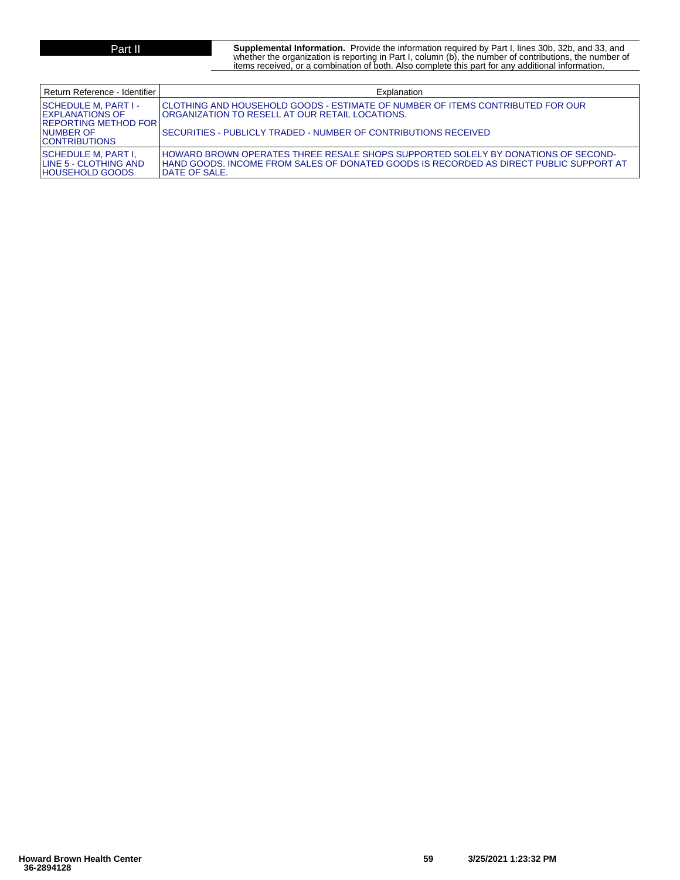**Part II** **Supplemental Information.** Provide the information required by Part I, lines 30b, 32b, and 33, and whether the organization is reporting in Part I, column (b), the number of contributions, the number of items received, or a combination of both. Also complete this part for any additional information.

| Return Reference - Identifier | Explanation |
|---|---|
| SCHEDULE M, PART I - EXPLANATIONS OF REPORTING METHOD FOR NUMBER OF CONTRIBUTIONS | CLOTHING AND HOUSEHOLD GOODS - ESTIMATE OF NUMBER OF ITEMS CONTRIBUTED FOR OUR ORGANIZATION TO RESELL AT OUR RETAIL LOCATIONS.<br><br>SECURITIES - PUBLICLY TRADED - NUMBER OF CONTRIBUTIONS RECEIVED |
| SCHEDULE M, PART I, LINE 5 - CLOTHING AND HOUSEHOLD GOODS | HOWARD BROWN OPERATES THREE RESALE SHOPS SUPPORTED SOLELY BY DONATIONS OF SECOND-HAND GOODS. INCOME FROM SALES OF DONATED GOODS IS RECORDED AS DIRECT PUBLIC SUPPORT AT DATE OF SALE. |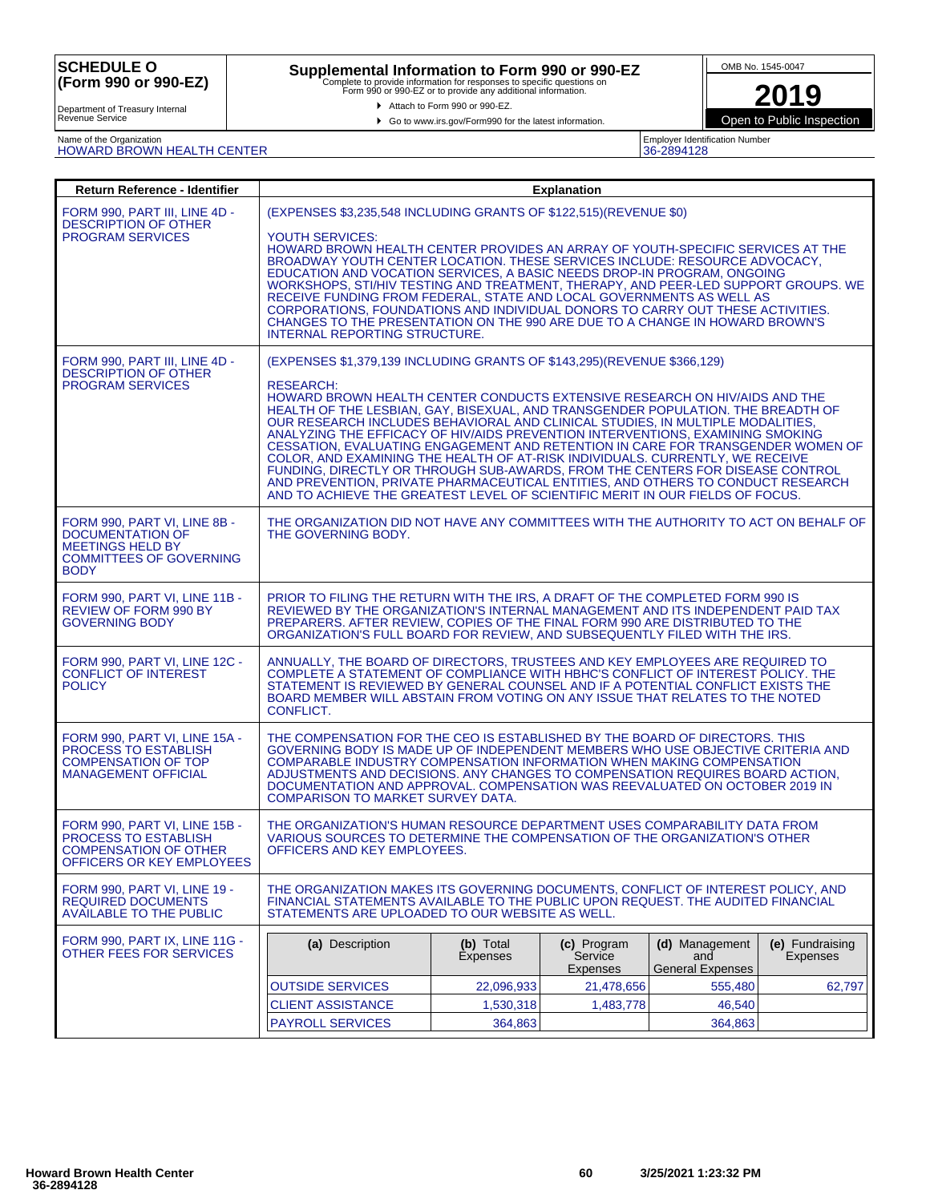**SCHEDULE O (Form 990 or 990-EZ)**

Department of Treasury Internal Revenue Service

# Supplemental Information to Form 990 or 990-EZ

Complete to provide information for responses to specific questions on Form 990 or 990-EZ or to provide any additional information.

▶ Attach to Form 990 or 990-EZ.

▶ Go to www.irs.gov/Form990 for the latest information.

OMB No. 1545-0047

**2019**

Open to Public Inspection

Name of the Organization
HOWARD BROWN HEALTH CENTER

Employer Identification Number
36-2894128

| Return Reference - Identifier | Explanation |
|---|---|
| FORM 990, PART III, LINE 4D - DESCRIPTION OF OTHER PROGRAM SERVICES | (EXPENSES $3,235,548 INCLUDING GRANTS OF $122,515)(REVENUE $0)<br><br>YOUTH SERVICES:<br>HOWARD BROWN HEALTH CENTER PROVIDES AN ARRAY OF YOUTH-SPECIFIC SERVICES AT THE BROADWAY YOUTH CENTER LOCATION. THESE SERVICES INCLUDE: RESOURCE ADVOCACY, EDUCATION AND VOCATION SERVICES, A BASIC NEEDS DROP-IN PROGRAM, ONGOING WORKSHOPS, STI/HIV TESTING AND TREATMENT, THERAPY, AND PEER-LED SUPPORT GROUPS. WE RECEIVE FUNDING FROM FEDERAL, STATE AND LOCAL GOVERNMENTS AS WELL AS CORPORATIONS, FOUNDATIONS AND INDIVIDUAL DONORS TO CARRY OUT THESE ACTIVITIES. CHANGES TO THE PRESENTATION ON THE 990 ARE DUE TO A CHANGE IN HOWARD BROWN'S INTERNAL REPORTING STRUCTURE. |
| FORM 990, PART III, LINE 4D - DESCRIPTION OF OTHER PROGRAM SERVICES | (EXPENSES $1,379,139 INCLUDING GRANTS OF $143,295)(REVENUE $366,129)<br><br>RESEARCH:<br>HOWARD BROWN HEALTH CENTER CONDUCTS EXTENSIVE RESEARCH ON HIV/AIDS AND THE HEALTH OF THE LESBIAN, GAY, BISEXUAL, AND TRANSGENDER POPULATION. THE BREADTH OF OUR RESEARCH INCLUDES BEHAVIORAL AND CLINICAL STUDIES, IN MULTIPLE MODALITIES, ANALYZING THE EFFICACY OF HIV/AIDS PREVENTION INTERVENTIONS, EXAMINING SMOKING CESSATION, EVALUATING ENGAGEMENT AND RETENTION IN CARE FOR TRANSGENDER WOMEN OF COLOR, AND EXAMINING THE HEALTH OF AT-RISK INDIVIDUALS. CURRENTLY, WE RECEIVE FUNDING, DIRECTLY OR THROUGH SUB-AWARDS, FROM THE CENTERS FOR DISEASE CONTROL AND PREVENTION, PRIVATE PHARMACEUTICAL ENTITIES, AND OTHERS TO CONDUCT RESEARCH AND TO ACHIEVE THE GREATEST LEVEL OF SCIENTIFIC MERIT IN OUR FIELDS OF FOCUS. |
| FORM 990, PART VI, LINE 8B - DOCUMENTATION OF MEETINGS HELD BY COMMITTEES OF GOVERNING BODY | THE ORGANIZATION DID NOT HAVE ANY COMMITTEES WITH THE AUTHORITY TO ACT ON BEHALF OF THE GOVERNING BODY. |
| FORM 990, PART VI, LINE 11B - REVIEW OF FORM 990 BY GOVERNING BODY | PRIOR TO FILING THE RETURN WITH THE IRS, A DRAFT OF THE COMPLETED FORM 990 IS REVIEWED BY THE ORGANIZATION'S INTERNAL MANAGEMENT AND ITS INDEPENDENT PAID TAX PREPARERS. AFTER REVIEW, COPIES OF THE FINAL FORM 990 ARE DISTRIBUTED TO THE ORGANIZATION'S FULL BOARD FOR REVIEW, AND SUBSEQUENTLY FILED WITH THE IRS. |
| FORM 990, PART VI, LINE 12C - CONFLICT OF INTEREST POLICY | ANNUALLY, THE BOARD OF DIRECTORS, TRUSTEES AND KEY EMPLOYEES ARE REQUIRED TO COMPLETE A STATEMENT OF COMPLIANCE WITH HBHC'S CONFLICT OF INTEREST POLICY. THE STATEMENT IS REVIEWED BY GENERAL COUNSEL AND IF A POTENTIAL CONFLICT EXISTS THE BOARD MEMBER WILL ABSTAIN FROM VOTING ON ANY ISSUE THAT RELATES TO THE NOTED CONFLICT. |
| FORM 990, PART VI, LINE 15A - PROCESS TO ESTABLISH COMPENSATION OF TOP MANAGEMENT OFFICIAL | THE COMPENSATION FOR THE CEO IS ESTABLISHED BY THE BOARD OF DIRECTORS. THIS GOVERNING BODY IS MADE UP OF INDEPENDENT MEMBERS WHO USE OBJECTIVE CRITERIA AND COMPARABLE INDUSTRY COMPENSATION INFORMATION WHEN MAKING COMPENSATION ADJUSTMENTS AND DECISIONS. ANY CHANGES TO COMPENSATION REQUIRES BOARD ACTION, DOCUMENTATION AND APPROVAL. COMPENSATION WAS REEVALUATED ON OCTOBER 2019 IN COMPARISON TO MARKET SURVEY DATA. |
| FORM 990, PART VI, LINE 15B - PROCESS TO ESTABLISH COMPENSATION OF OTHER OFFICERS OR KEY EMPLOYEES | THE ORGANIZATION'S HUMAN RESOURCE DEPARTMENT USES COMPARABILITY DATA FROM VARIOUS SOURCES TO DETERMINE THE COMPENSATION OF THE ORGANIZATION'S OTHER OFFICERS AND KEY EMPLOYEES. |
| FORM 990, PART VI, LINE 19 - REQUIRED DOCUMENTS AVAILABLE TO THE PUBLIC | THE ORGANIZATION MAKES ITS GOVERNING DOCUMENTS, CONFLICT OF INTEREST POLICY, AND FINANCIAL STATEMENTS AVAILABLE TO THE PUBLIC UPON REQUEST. THE AUDITED FINANCIAL STATEMENTS ARE UPLOADED TO OUR WEBSITE AS WELL. |
| FORM 990, PART IX, LINE 11G - OTHER FEES FOR SERVICES | (see table below) |

| (a) Description | (b) Total Expenses | (c) Program Service Expenses | (d) Management and General Expenses | (e) Fundraising Expenses |
|---|---|---|---|---|
| OUTSIDE SERVICES | 22,096,933 | 21,478,656 | 555,480 | 62,797 |
| CLIENT ASSISTANCE | 1,530,318 | 1,483,778 | 46,540 | |
| PAYROLL SERVICES | 364,863 | | 364,863 | |